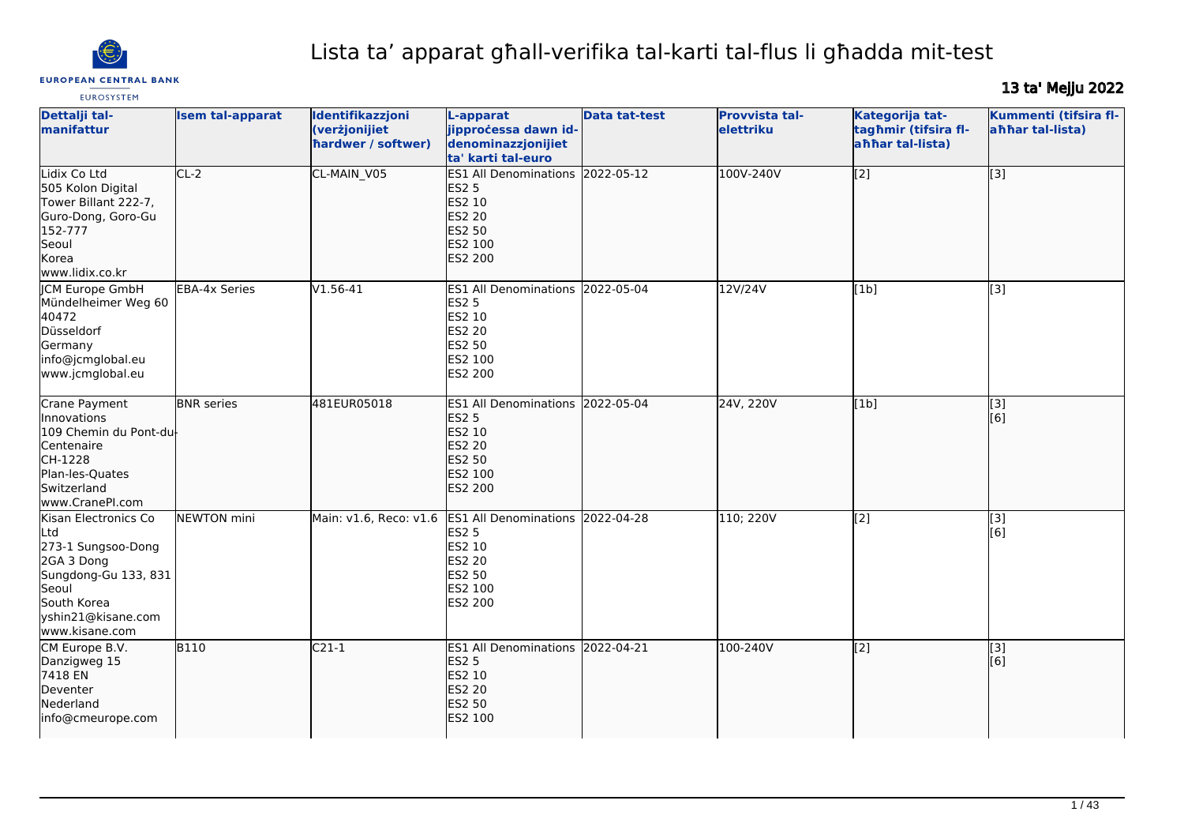# Lista ta' apparat għall-verifika tal-karti tal-flus li għadda mit-test

13 ta' Mejju 2022

| Dettalji tal-manifattur | Isem tal-apparat | Identifikazzjoni (verżjonijiet ħardwer / softwer) | L-apparat jipproċessa dawn id-denominazzjonijiet ta' karti tal-euro | Data tat-test | Provvista tal-elettriku | Kategorija tat-tagħmir (tifsira fl-aħħar tal-lista) | Kummenti (tifsira fl-aħħar tal-lista) |
| --- | --- | --- | --- | --- | --- | --- | --- |
| Lidix Co Ltd<br>505 Kolon Digital Tower Billant 222-7, Guro-Dong, Goro-Gu<br>152-777<br>Seoul<br>Korea<br>www.lidix.co.kr | CL-2 | CL-MAIN_V05 | ES1 All Denominations<br>ES2 5<br>ES2 10<br>ES2 20<br>ES2 50<br>ES2 100<br>ES2 200 | 2022-05-12 | 100V-240V | [2] | [3] |
| JCM Europe GmbH<br>Mündelheimer Weg 60<br>40472<br>Düsseldorf<br>Germany<br>info@jcmglobal.eu<br>www.jcmglobal.eu | EBA-4x Series | V1.56-41 | ES1 All Denominations<br>ES2 5<br>ES2 10<br>ES2 20<br>ES2 50<br>ES2 100<br>ES2 200 | 2022-05-04 | 12V/24V | [1b] | [3] |
| Crane Payment Innovations<br>109 Chemin du Pont-du-Centenaire<br>CH-1228<br>Plan-les-Quates<br>Switzerland<br>www.CranePI.com | BNR series | 481EUR05018 | ES1 All Denominations<br>ES2 5<br>ES2 10<br>ES2 20<br>ES2 50<br>ES2 100<br>ES2 200 | 2022-05-04 | 24V, 220V | [1b] | [3]<br>[6] |
| Kisan Electronics Co Ltd<br>273-1 Sungsoo-Dong 2GA 3 Dong<br>Sungdong-Gu 133, 831<br>Seoul<br>South Korea<br>yshin21@kisane.com<br>www.kisane.com | NEWTON mini | Main: v1.6, Reco: v1.6 | ES1 All Denominations<br>ES2 5<br>ES2 10<br>ES2 20<br>ES2 50<br>ES2 100<br>ES2 200 | 2022-04-28 | 110; 220V | [2] | [3]<br>[6] |
| CM Europe B.V.<br>Danzigweg 15<br>7418 EN<br>Deventer<br>Nederland<br>info@cmeurope.com | B110 | C21-1 | ES1 All Denominations<br>ES2 5<br>ES2 10<br>ES2 20<br>ES2 50<br>ES2 100 | 2022-04-21 | 100-240V | [2] | [3]<br>[6] |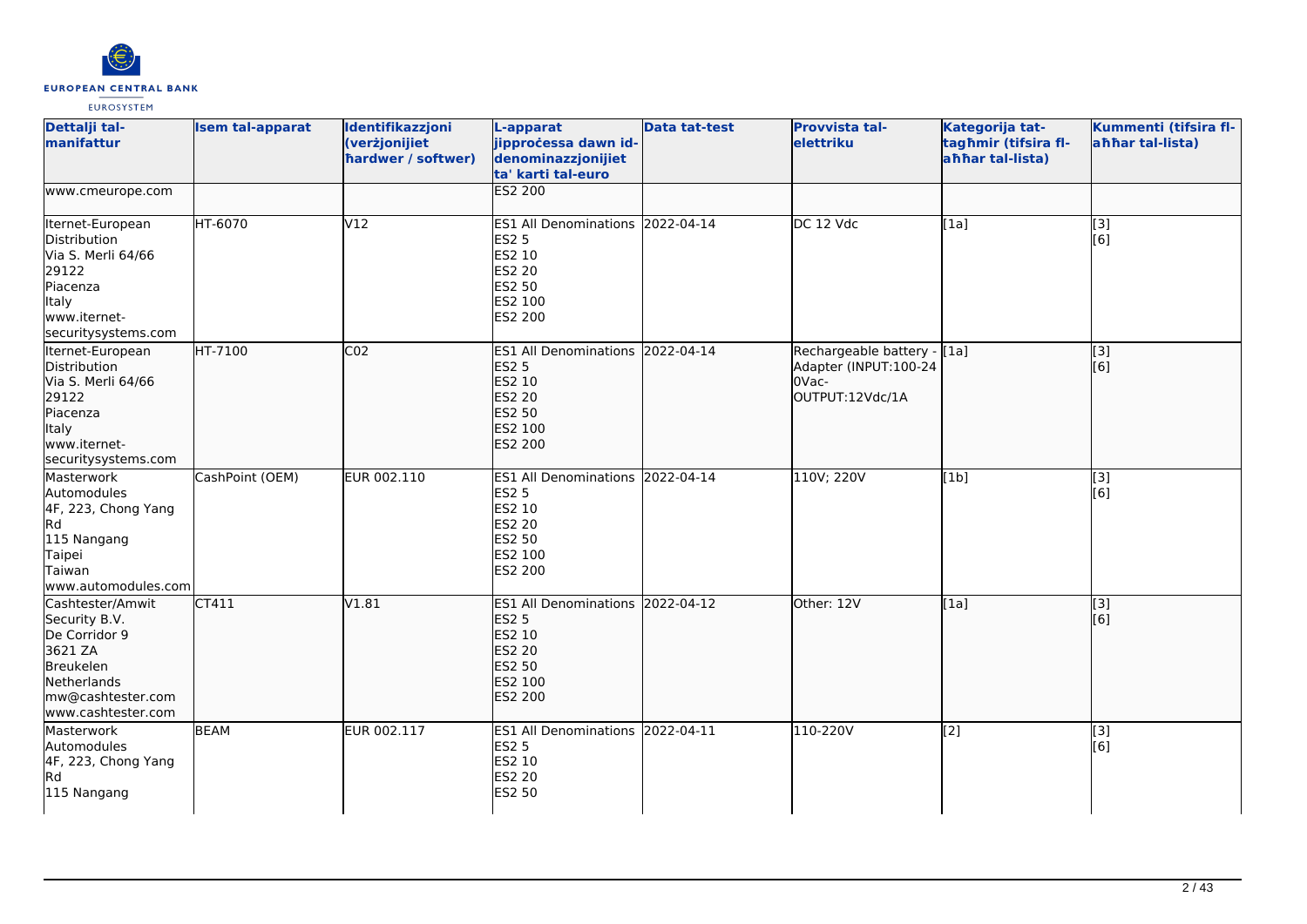| Dettalji tal-manifattur | Isem tal-apparat | Identifikazzjoni (verżjonijiet ħardwer / softwer) | L-apparat jipproċessa dawn id-denominazzjonijiet ta' karti tal-euro | Data tat-test | Provvista tal-elettriku | Kategorija tat-tagħmir (tifsira fl-aħħar tal-lista) | Kummenti (tifsira fl-aħħar tal-lista) |
|---|---|---|---|---|---|---|---|
| www.cmeurope.com | | | ES2 200 | | | | |
| Iternet-European Distribution<br>Via S. Merli 64/66<br>29122<br>Piacenza<br>Italy<br>www.iternet-securitysystems.com | HT-6070 | V12 | ES1 All Denominations<br>ES2 5<br>ES2 10<br>ES2 20<br>ES2 50<br>ES2 100<br>ES2 200 | 2022-04-14 | DC 12 Vdc | [1a] | [3]<br>[6] |
| Iternet-European Distribution<br>Via S. Merli 64/66<br>29122<br>Piacenza<br>Italy<br>www.iternet-securitysystems.com | HT-7100 | C02 | ES1 All Denominations<br>ES2 5<br>ES2 10<br>ES2 20<br>ES2 50<br>ES2 100<br>ES2 200 | 2022-04-14 | Rechargeable battery - Adapter (INPUT:100-240Vac-OUTPUT:12Vdc/1A | [1a] | [3]<br>[6] |
| Masterwork Automodules<br>4F, 223, Chong Yang Rd<br>115 Nangang<br>Taipei<br>Taiwan<br>www.automodules.com | CashPoint (OEM) | EUR 002.110 | ES1 All Denominations<br>ES2 5<br>ES2 10<br>ES2 20<br>ES2 50<br>ES2 100<br>ES2 200 | 2022-04-14 | 110V; 220V | [1b] | [3]<br>[6] |
| Cashtester/Amwit Security B.V.<br>De Corridor 9<br>3621 ZA<br>Breukelen<br>Netherlands<br>mw@cashtester.com<br>www.cashtester.com | CT411 | V1.81 | ES1 All Denominations<br>ES2 5<br>ES2 10<br>ES2 20<br>ES2 50<br>ES2 100<br>ES2 200 | 2022-04-12 | Other: 12V | [1a] | [3]<br>[6] |
| Masterwork Automodules<br>4F, 223, Chong Yang Rd<br>115 Nangang | BEAM | EUR 002.117 | ES1 All Denominations<br>ES2 5<br>ES2 10<br>ES2 20<br>ES2 50 | 2022-04-11 | 110-220V | [2] | [3]<br>[6] |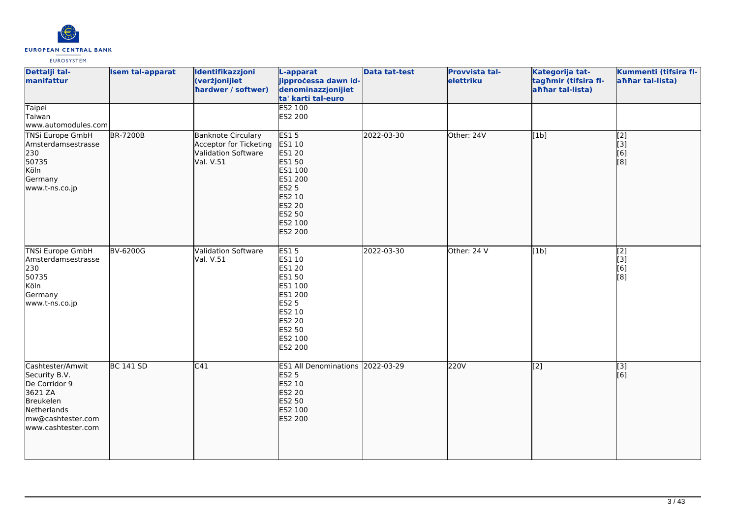| Dettalji tal-manifattur | Isem tal-apparat | Identifikazzjoni (verżjonijiet ħardwer / softwer) | L-apparat jipproċessa dawn id-denominazzjonijiet ta' karti tal-euro | Data tat-test | Provvista tal-elettriku | Kategorija tat-tagħmir (tifsira fl-aħħar tal-lista) | Kummenti (tifsira fl-aħħar tal-lista) |
|---|---|---|---|---|---|---|---|
| Taipei<br>Taiwan<br>www.automodules.com | | | ES2 100<br>ES2 200 | | | | |
| TNSi Europe GmbH<br>Amsterdamsestrasse 230<br>50735<br>Köln<br>Germany<br>www.t-ns.co.jp | BR-7200B | Banknote Circulary Acceptor for Ticketing Validation Software Val. V.51 | ES1 5<br>ES1 10<br>ES1 20<br>ES1 50<br>ES1 100<br>ES1 200<br>ES2 5<br>ES2 10<br>ES2 20<br>ES2 50<br>ES2 100<br>ES2 200 | 2022-03-30 | Other: 24V | [1b] | [2]<br>[3]<br>[6]<br>[8] |
| TNSi Europe GmbH<br>Amsterdamsestrasse 230<br>50735<br>Köln<br>Germany<br>www.t-ns.co.jp | BV-6200G | Validation Software Val. V.51 | ES1 5<br>ES1 10<br>ES1 20<br>ES1 50<br>ES1 100<br>ES1 200<br>ES2 5<br>ES2 10<br>ES2 20<br>ES2 50<br>ES2 100<br>ES2 200 | 2022-03-30 | Other: 24 V | [1b] | [2]<br>[3]<br>[6]<br>[8] |
| Cashtester/Amwit Security B.V.<br>De Corridor 9<br>3621 ZA<br>Breukelen<br>Netherlands<br>mw@cashtester.com<br>www.cashtester.com | BC 141 SD | C41 | ES1 All Denominations<br>ES2 5<br>ES2 10<br>ES2 20<br>ES2 50<br>ES2 100<br>ES2 200 | 2022-03-29 | 220V | [2] | [3]<br>[6] |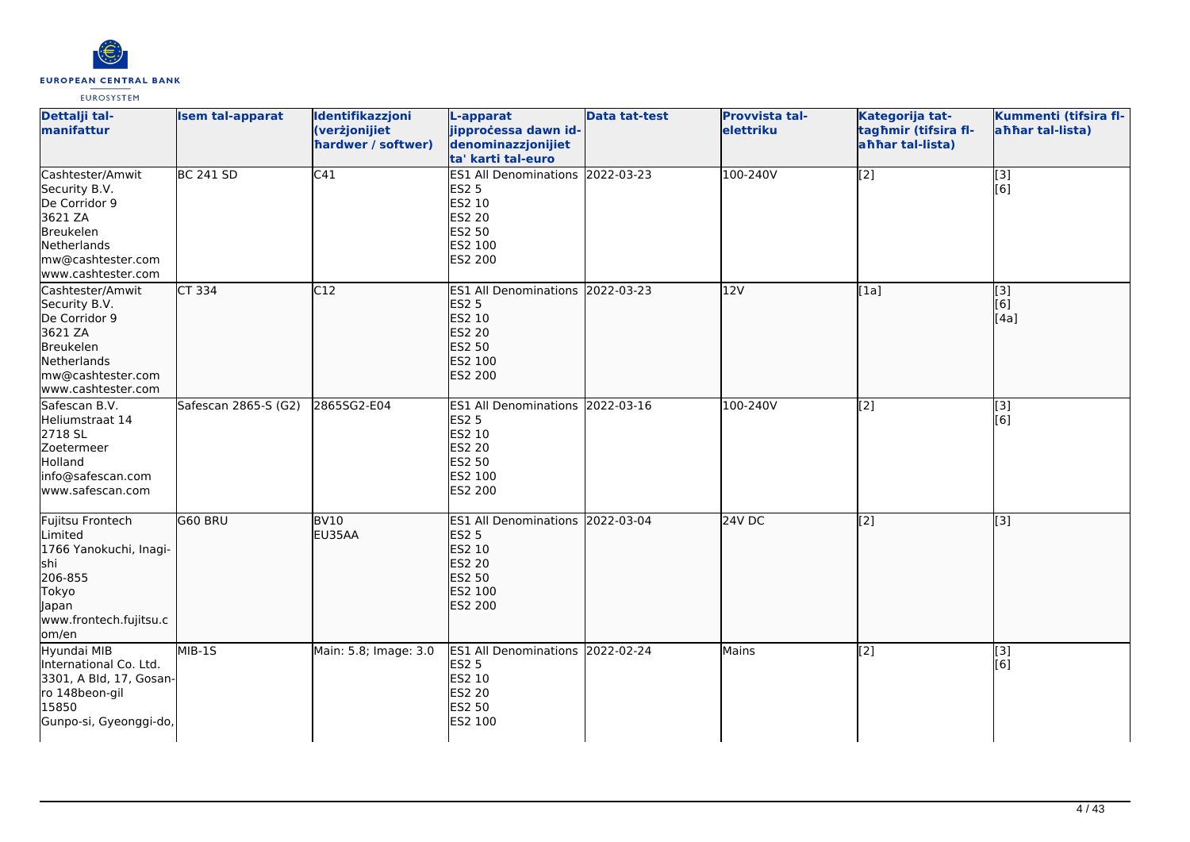| Dettalji tal-manifattur | Isem tal-apparat | Identifikazzjoni (verżjonijiet ħardwer / softwer) | L-apparat jipproċessa dawn id-denominazzjonijiet ta' karti tal-euro | Data tat-test | Provvista tal-elettriku | Kategorija tat-tagħmir (tifsira fl-aħħar tal-lista) | Kummenti (tifsira fl-aħħar tal-lista) |
| --- | --- | --- | --- | --- | --- | --- | --- |
| Cashtester/Amwit Security B.V.<br>De Corridor 9<br>3621 ZA<br>Breukelen<br>Netherlands<br>mw@cashtester.com<br>www.cashtester.com | BC 241 SD | C41 | ES1 All Denominations<br>ES2 5<br>ES2 10<br>ES2 20<br>ES2 50<br>ES2 100<br>ES2 200 | 2022-03-23 | 100-240V | [2] | [3]<br>[6] |
| Cashtester/Amwit Security B.V.<br>De Corridor 9<br>3621 ZA<br>Breukelen<br>Netherlands<br>mw@cashtester.com<br>www.cashtester.com | CT 334 | C12 | ES1 All Denominations<br>ES2 5<br>ES2 10<br>ES2 20<br>ES2 50<br>ES2 100<br>ES2 200 | 2022-03-23 | 12V | [1a] | [3]<br>[6]<br>[4a] |
| Safescan B.V.<br>Heliumstraat 14<br>2718 SL<br>Zoetermeer<br>Holland<br>info@safescan.com<br>www.safescan.com | Safescan 2865-S (G2) | 2865SG2-E04 | ES1 All Denominations<br>ES2 5<br>ES2 10<br>ES2 20<br>ES2 50<br>ES2 100<br>ES2 200 | 2022-03-16 | 100-240V | [2] | [3]<br>[6] |
| Fujitsu Frontech Limited<br>1766 Yanokuchi, Inagi-shi<br>206-855<br>Tokyo<br>Japan<br>www.frontech.fujitsu.com/en | G60 BRU | BV10<br>EU35AA | ES1 All Denominations<br>ES2 5<br>ES2 10<br>ES2 20<br>ES2 50<br>ES2 100<br>ES2 200 | 2022-03-04 | 24V DC | [2] | [3] |
| Hyundai MIB International Co. Ltd.<br>3301, A Bld, 17, Gosan-ro 148beon-gil<br>15850<br>Gunpo-si, Gyeonggi-do, | MIB-1S | Main: 5.8; Image: 3.0 | ES1 All Denominations<br>ES2 5<br>ES2 10<br>ES2 20<br>ES2 50<br>ES2 100 | 2022-02-24 | Mains | [2] | [3]<br>[6] |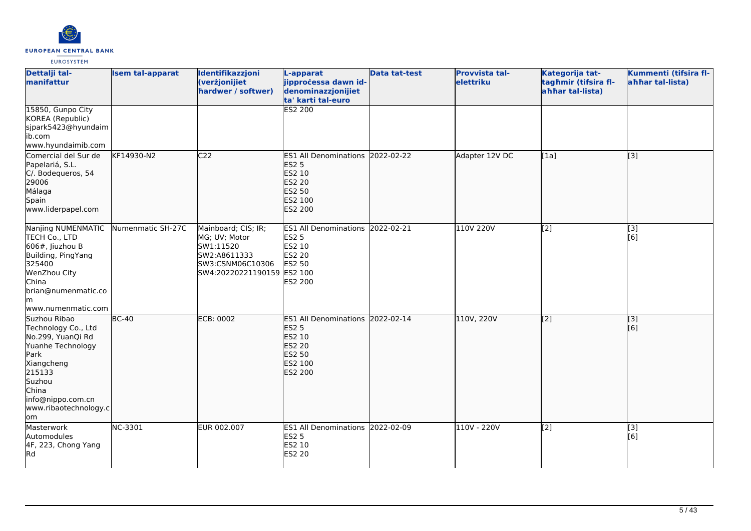| Dettalji tal-manifattur | Isem tal-apparat | Identifikazzjoni (verżjonijiet ħardwer / softwer) | L-apparat jipproċessa dawn id-denominazzjonijiet ta' karti tal-euro | Data tat-test | Provvista tal-elettriku | Kategorija tat-tagħmir (tifsira fl-aħħar tal-lista) | Kummenti (tifsira fl-aħħar tal-lista) |
| --- | --- | --- | --- | --- | --- | --- | --- |
| 15850, Gunpo City<br>KOREA (Republic)<br>sjpark5423@hyundaimib.com<br>www.hyundaimib.com | | | ES2 200 | | | | |
| Comercial del Sur de Papelariá, S.L.<br>C/. Bodequeros, 54<br>29006<br>Málaga<br>Spain<br>www.liderpapel.com | KF14930-N2 | C22 | ES1 All Denominations<br>ES2 5<br>ES2 10<br>ES2 20<br>ES2 50<br>ES2 100<br>ES2 200 | 2022-02-22 | Adapter 12V DC | [1a] | [3] |
| Nanjing NUMENMATIC TECH Co., LTD<br>606#, Jiuzhou B Building, PingYang<br>325400<br>WenZhou City<br>China<br>brian@numenmatic.com<br>www.numenmatic.com | Numenmatic SH-27C | Mainboard; CIS; IR; MG; UV; Motor<br>SW1:11520<br>SW2:A8611333<br>SW3:CSNM06C10306<br>SW4:20220221190159 | ES1 All Denominations<br>ES2 5<br>ES2 10<br>ES2 20<br>ES2 50<br>ES2 100<br>ES2 200 | 2022-02-21 | 110V 220V | [2] | [3]<br>[6] |
| Suzhou Ribao Technology Co., Ltd<br>No.299, YuanQi Rd<br>Yuanhe Technology Park<br>Xiangcheng<br>215133<br>Suzhou<br>China<br>info@nippo.com.cn<br>www.ribaotechnology.com | BC-40 | ECB: 0002 | ES1 All Denominations<br>ES2 5<br>ES2 10<br>ES2 20<br>ES2 50<br>ES2 100<br>ES2 200 | 2022-02-14 | 110V, 220V | [2] | [3]<br>[6] |
| Masterwork Automodules<br>4F, 223, Chong Yang Rd | NC-3301 | EUR 002.007 | ES1 All Denominations<br>ES2 5<br>ES2 10<br>ES2 20 | 2022-02-09 | 110V - 220V | [2] | [3]<br>[6] |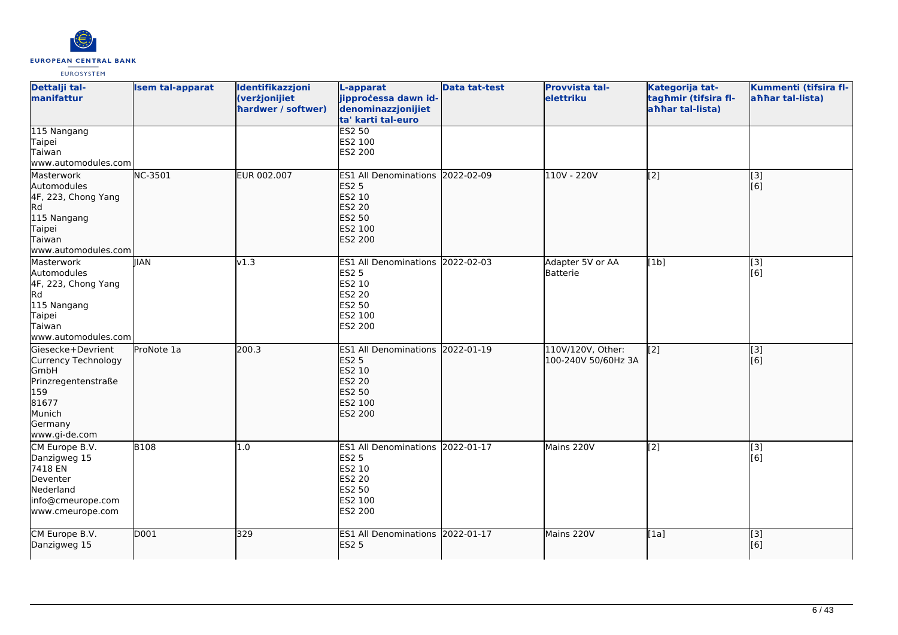| Dettalji tal-manifattur | Isem tal-apparat | Identifikazzjoni (verżjonijiet ħardwer / softwer) | L-apparat jipproċessa dawn id-denominazzjonijiet ta' karti tal-euro | Data tat-test | Provvista tal-elettriku | Kategorija tat-tagħmir (tifsira fl-aħħar tal-lista) | Kummenti (tifsira fl-aħħar tal-lista) |
|---|---|---|---|---|---|---|---|
| 115 Nangang<br>Taipei<br>Taiwan<br>www.automodules.com | | | ES2 50<br>ES2 100<br>ES2 200 | | | | |
| Masterwork Automodules<br>4F, 223, Chong Yang Rd<br>115 Nangang<br>Taipei<br>Taiwan<br>www.automodules.com | NC-3501 | EUR 002.007 | ES1 All Denominations<br>ES2 5<br>ES2 10<br>ES2 20<br>ES2 50<br>ES2 100<br>ES2 200 | 2022-02-09 | 110V - 220V | [2] | [3]<br>[6] |
| Masterwork Automodules<br>4F, 223, Chong Yang Rd<br>115 Nangang<br>Taipei<br>Taiwan<br>www.automodules.com | JIAN | v1.3 | ES1 All Denominations<br>ES2 5<br>ES2 10<br>ES2 20<br>ES2 50<br>ES2 100<br>ES2 200 | 2022-02-03 | Adapter 5V or AA Batterie | [1b] | [3]<br>[6] |
| Giesecke+Devrient Currency Technology GmbH<br>Prinzregentenstraße 159<br>81677<br>Munich<br>Germany<br>www.gi-de.com | ProNote 1a | 200.3 | ES1 All Denominations<br>ES2 5<br>ES2 10<br>ES2 20<br>ES2 50<br>ES2 100<br>ES2 200 | 2022-01-19 | 110V/120V, Other: 100-240V 50/60Hz 3A | [2] | [3]<br>[6] |
| CM Europe B.V.<br>Danzigweg 15<br>7418 EN<br>Deventer<br>Nederland<br>info@cmeurope.com<br>www.cmeurope.com | B108 | 1.0 | ES1 All Denominations<br>ES2 5<br>ES2 10<br>ES2 20<br>ES2 50<br>ES2 100<br>ES2 200 | 2022-01-17 | Mains 220V | [2] | [3]<br>[6] |
| CM Europe B.V.<br>Danzigweg 15 | D001 | 329 | ES1 All Denominations<br>ES2 5 | 2022-01-17 | Mains 220V | [1a] | [3]<br>[6] |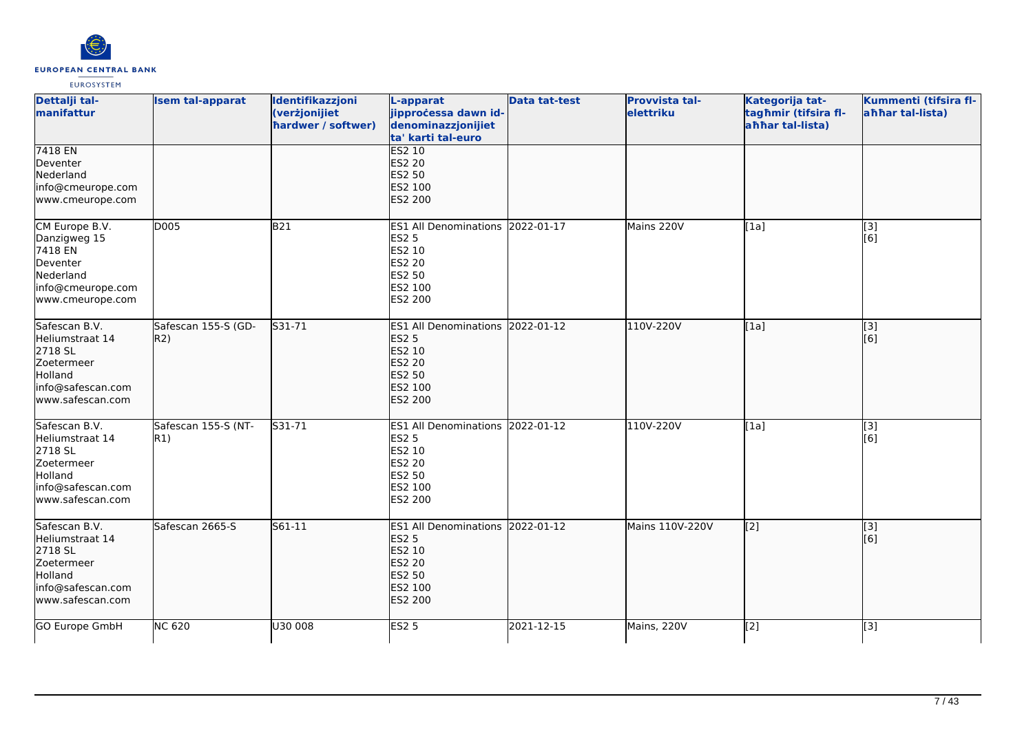| Dettalji tal-manifattur | Isem tal-apparat | Identifikazzjoni (verżjonijiet ħardwer / softwer) | L-apparat jipproċessa dawn id-denominazzjonijiet ta' karti tal-euro | Data tat-test | Provvista tal-elettriku | Kategorija tat-tagħmir (tifsira fl-aħħar tal-lista) | Kummenti (tifsira fl-aħħar tal-lista) |
|---|---|---|---|---|---|---|---|
| 7418 EN<br>Deventer<br>Nederland<br>info@cmeurope.com<br>www.cmeurope.com | | | ES2 10<br>ES2 20<br>ES2 50<br>ES2 100<br>ES2 200 | | | | |
| CM Europe B.V.<br>Danzigweg 15<br>7418 EN<br>Deventer<br>Nederland<br>info@cmeurope.com<br>www.cmeurope.com | D005 | B21 | ES1 All Denominations<br>ES2 5<br>ES2 10<br>ES2 20<br>ES2 50<br>ES2 100<br>ES2 200 | 2022-01-17 | Mains 220V | [1a] | [3]<br>[6] |
| Safescan B.V.<br>Heliumstraat 14<br>2718 SL<br>Zoetermeer<br>Holland<br>info@safescan.com<br>www.safescan.com | Safescan 155-S (GD-R2) | S31-71 | ES1 All Denominations<br>ES2 5<br>ES2 10<br>ES2 20<br>ES2 50<br>ES2 100<br>ES2 200 | 2022-01-12 | 110V-220V | [1a] | [3]<br>[6] |
| Safescan B.V.<br>Heliumstraat 14<br>2718 SL<br>Zoetermeer<br>Holland<br>info@safescan.com<br>www.safescan.com | Safescan 155-S (NT-R1) | S31-71 | ES1 All Denominations<br>ES2 5<br>ES2 10<br>ES2 20<br>ES2 50<br>ES2 100<br>ES2 200 | 2022-01-12 | 110V-220V | [1a] | [3]<br>[6] |
| Safescan B.V.<br>Heliumstraat 14<br>2718 SL<br>Zoetermeer<br>Holland<br>info@safescan.com<br>www.safescan.com | Safescan 2665-S | S61-11 | ES1 All Denominations<br>ES2 5<br>ES2 10<br>ES2 20<br>ES2 50<br>ES2 100<br>ES2 200 | 2022-01-12 | Mains 110V-220V | [2] | [3]<br>[6] |
| GO Europe GmbH | NC 620 | U30 008 | ES2 5 | 2021-12-15 | Mains, 220V | [2] | [3] |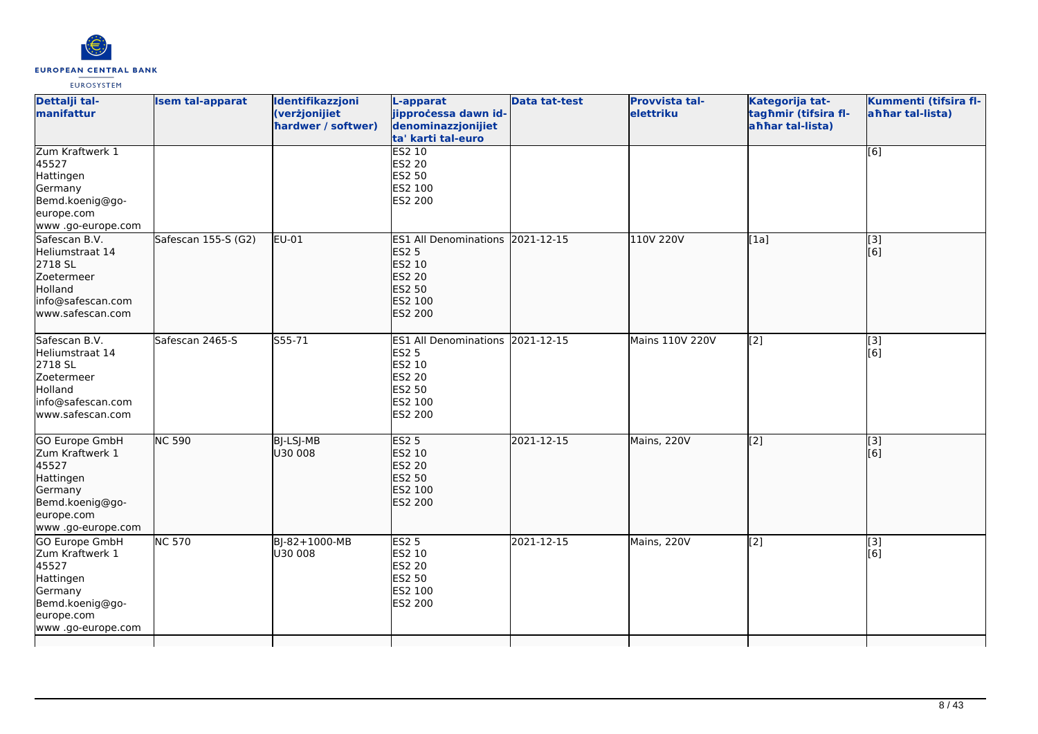| Dettalji tal-manifattur | Isem tal-apparat | Identifikazzjoni (verżjonijiet ħardwer / softwer) | L-apparat jipproċessa dawn id-denominazzjonijiet ta' karti tal-euro | Data tat-test | Provvista tal-elettriku | Kategorija tat-tagħmir (tifsira fl-aħħar tal-lista) | Kummenti (tifsira fl-aħħar tal-lista) |
|---|---|---|---|---|---|---|---|
| Zum Kraftwerk 1<br>45527<br>Hattingen<br>Germany<br>Bemd.koenig@go-europe.com<br>www .go-europe.com | | | ES2 10<br>ES2 20<br>ES2 50<br>ES2 100<br>ES2 200 | | | | [6] |
| Safescan B.V.<br>Heliumstraat 14<br>2718 SL<br>Zoetermeer<br>Holland<br>info@safescan.com<br>www.safescan.com | Safescan 155-S (G2) | EU-01 | ES1 All Denominations<br>ES2 5<br>ES2 10<br>ES2 20<br>ES2 50<br>ES2 100<br>ES2 200 | 2021-12-15 | 110V 220V | [1a] | [3]<br>[6] |
| Safescan B.V.<br>Heliumstraat 14<br>2718 SL<br>Zoetermeer<br>Holland<br>info@safescan.com<br>www.safescan.com | Safescan 2465-S | S55-71 | ES1 All Denominations<br>ES2 5<br>ES2 10<br>ES2 20<br>ES2 50<br>ES2 100<br>ES2 200 | 2021-12-15 | Mains 110V 220V | [2] | [3]<br>[6] |
| GO Europe GmbH<br>Zum Kraftwerk 1<br>45527<br>Hattingen<br>Germany<br>Bemd.koenig@go-europe.com<br>www .go-europe.com | NC 590 | BJ-LSJ-MB<br>U30 008 | ES2 5<br>ES2 10<br>ES2 20<br>ES2 50<br>ES2 100<br>ES2 200 | 2021-12-15 | Mains, 220V | [2] | [3]<br>[6] |
| GO Europe GmbH<br>Zum Kraftwerk 1<br>45527<br>Hattingen<br>Germany<br>Bemd.koenig@go-europe.com<br>www .go-europe.com | NC 570 | BJ-82+1000-MB<br>U30 008 | ES2 5<br>ES2 10<br>ES2 20<br>ES2 50<br>ES2 100<br>ES2 200 | 2021-12-15 | Mains, 220V | [2] | [3]<br>[6] |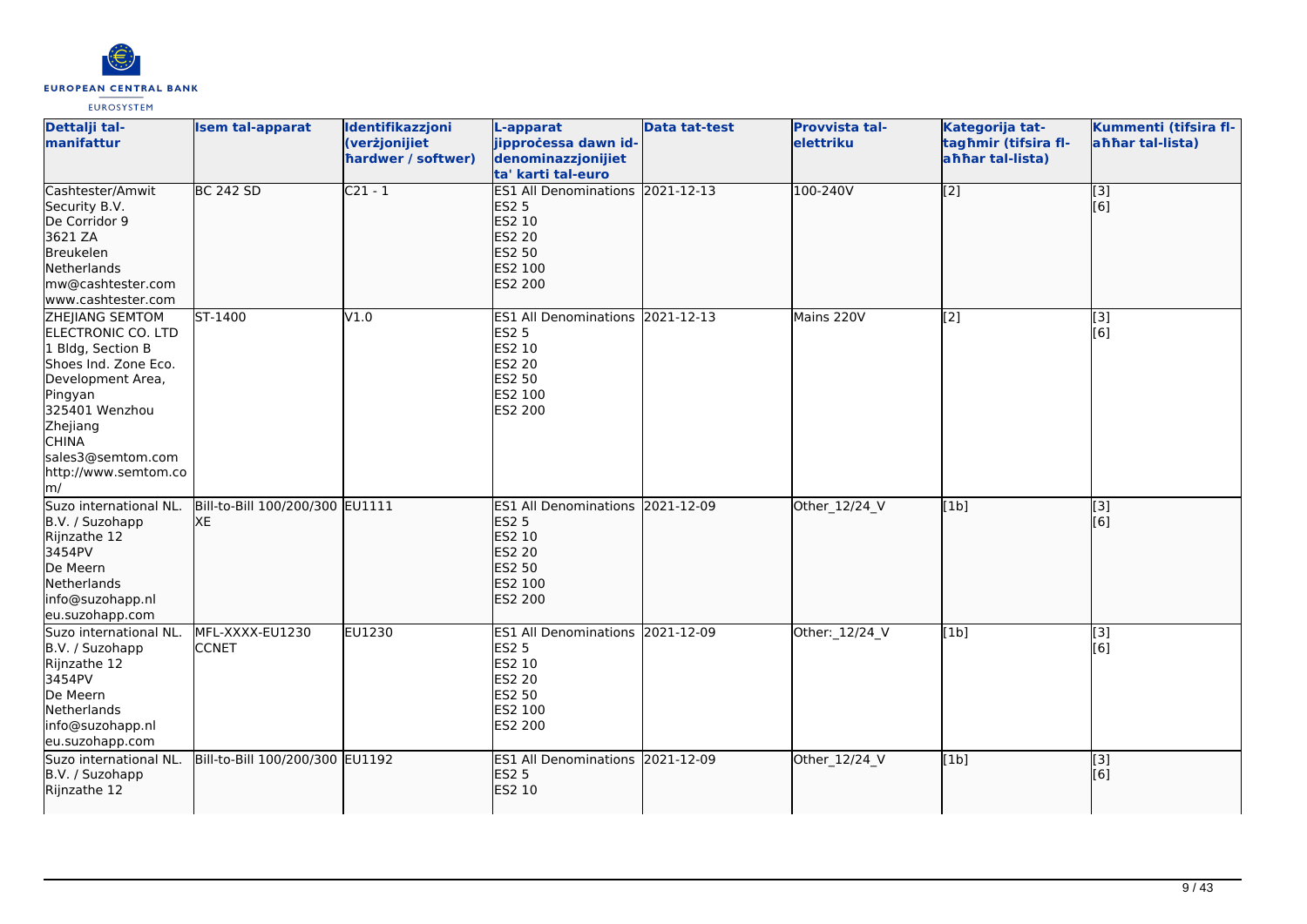| Dettalji tal-manifattur | Isem tal-apparat | Identifikazzjoni (verżjonijiet ħardwer / softwer) | L-apparat jipproċessa dawn id-denominazzjonijiet ta' karti tal-euro | Data tat-test | Provvista tal-elettriku | Kategorija tat-tagħmir (tifsira fl-aħħar tal-lista) | Kummenti (tifsira fl-aħħar tal-lista) |
|---|---|---|---|---|---|---|---|
| Cashtester/Amwit Security B.V.<br>De Corridor 9<br>3621 ZA<br>Breukelen<br>Netherlands<br>mw@cashtester.com<br>www.cashtester.com | BC 242 SD | C21 - 1 | ES1 All Denominations<br>ES2 5<br>ES2 10<br>ES2 20<br>ES2 50<br>ES2 100<br>ES2 200 | 2021-12-13 | 100-240V | [2] | [3]<br>[6] |
| ZHEJIANG SEMTOM ELECTRONIC CO. LTD<br>1 Bldg, Section B<br>Shoes Ind. Zone Eco. Development Area, Pingyan<br>325401 Wenzhou<br>Zhejiang<br>CHINA<br>sales3@semtom.com<br>http://www.semtom.com/ | ST-1400 | V1.0 | ES1 All Denominations<br>ES2 5<br>ES2 10<br>ES2 20<br>ES2 50<br>ES2 100<br>ES2 200 | 2021-12-13 | Mains 220V | [2] | [3]<br>[6] |
| Suzo international NL. B.V. / Suzohapp<br>Rijnzathe 12<br>3454PV<br>De Meern<br>Netherlands<br>info@suzohapp.nl<br>eu.suzohapp.com | Bill-to-Bill 100/200/300 XE | EU1111 | ES1 All Denominations<br>ES2 5<br>ES2 10<br>ES2 20<br>ES2 50<br>ES2 100<br>ES2 200 | 2021-12-09 | Other_12/24_V | [1b] | [3]<br>[6] |
| Suzo international NL. B.V. / Suzohapp<br>Rijnzathe 12<br>3454PV<br>De Meern<br>Netherlands<br>info@suzohapp.nl<br>eu.suzohapp.com | MFL-XXXX-EU1230 CCNET | EU1230 | ES1 All Denominations<br>ES2 5<br>ES2 10<br>ES2 20<br>ES2 50<br>ES2 100<br>ES2 200 | 2021-12-09 | Other:_12/24_V | [1b] | [3]<br>[6] |
| Suzo international NL. B.V. / Suzohapp<br>Rijnzathe 12 | Bill-to-Bill 100/200/300 | EU1192 | ES1 All Denominations<br>ES2 5<br>ES2 10 | 2021-12-09 | Other_12/24_V | [1b] | [3]<br>[6] |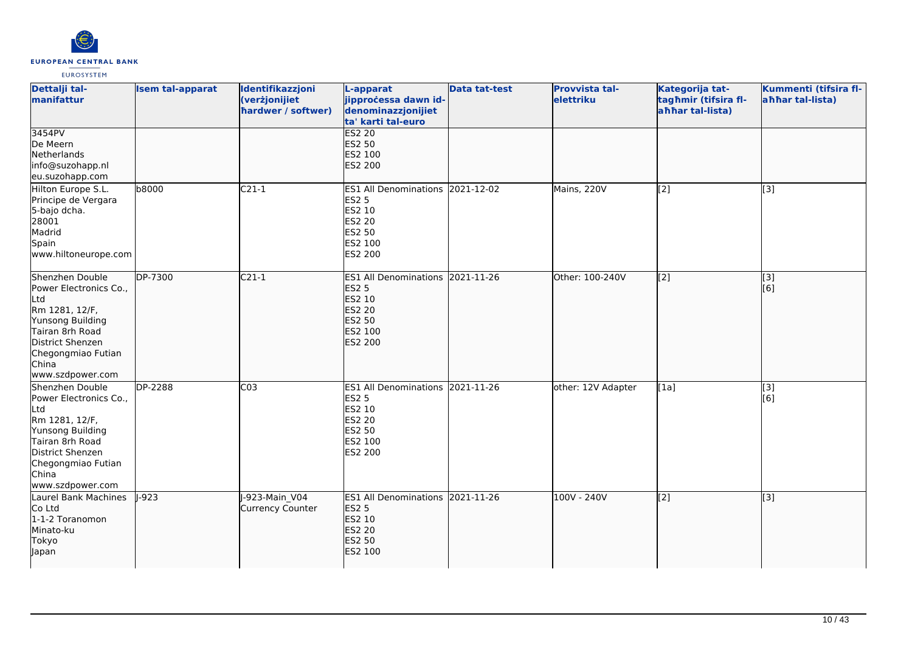| Dettalji tal-manifattur | Isem tal-apparat | Identifikazzjoni (verżjonijiet ħardwer / softwer) | L-apparat jipproċessa dawn id-denominazzjonijiet ta' karti tal-euro | Data tat-test | Provvista tal-elettriku | Kategorija tat-tagħmir (tifsira fl-aħħar tal-lista) | Kummenti (tifsira fl-aħħar tal-lista) |
|---|---|---|---|---|---|---|---|
| 3454PV<br>De Meern<br>Netherlands<br>info@suzohapp.nl<br>eu.suzohapp.com | | | ES2 20<br>ES2 50<br>ES2 100<br>ES2 200 | | | | |
| Hilton Europe S.L.<br>Principe de Vergara<br>5-bajo dcha.<br>28001<br>Madrid<br>Spain<br>www.hiltoneurope.com | b8000 | C21-1 | ES1 All Denominations<br>ES2 5<br>ES2 10<br>ES2 20<br>ES2 50<br>ES2 100<br>ES2 200 | 2021-12-02 | Mains, 220V | [2] | [3] |
| Shenzhen Double Power Electronics Co., Ltd<br>Rm 1281, 12/F,<br>Yunsong Building<br>Tairan 8rh Road<br>District Shenzen<br>Chegongmiao Futian<br>China<br>www.szdpower.com | DP-7300 | C21-1 | ES1 All Denominations<br>ES2 5<br>ES2 10<br>ES2 20<br>ES2 50<br>ES2 100<br>ES2 200 | 2021-11-26 | Other: 100-240V | [2] | [3]<br>[6] |
| Shenzhen Double Power Electronics Co., Ltd<br>Rm 1281, 12/F,<br>Yunsong Building<br>Tairan 8rh Road<br>District Shenzen<br>Chegongmiao Futian<br>China<br>www.szdpower.com | DP-2288 | C03 | ES1 All Denominations<br>ES2 5<br>ES2 10<br>ES2 20<br>ES2 50<br>ES2 100<br>ES2 200 | 2021-11-26 | other: 12V Adapter | [1a] | [3]<br>[6] |
| Laurel Bank Machines Co Ltd<br>1-1-2 Toranomon<br>Minato-ku<br>Tokyo<br>Japan | J-923 | J-923-Main_V04<br>Currency Counter | ES1 All Denominations<br>ES2 5<br>ES2 10<br>ES2 20<br>ES2 50<br>ES2 100 | 2021-11-26 | 100V - 240V | [2] | [3] |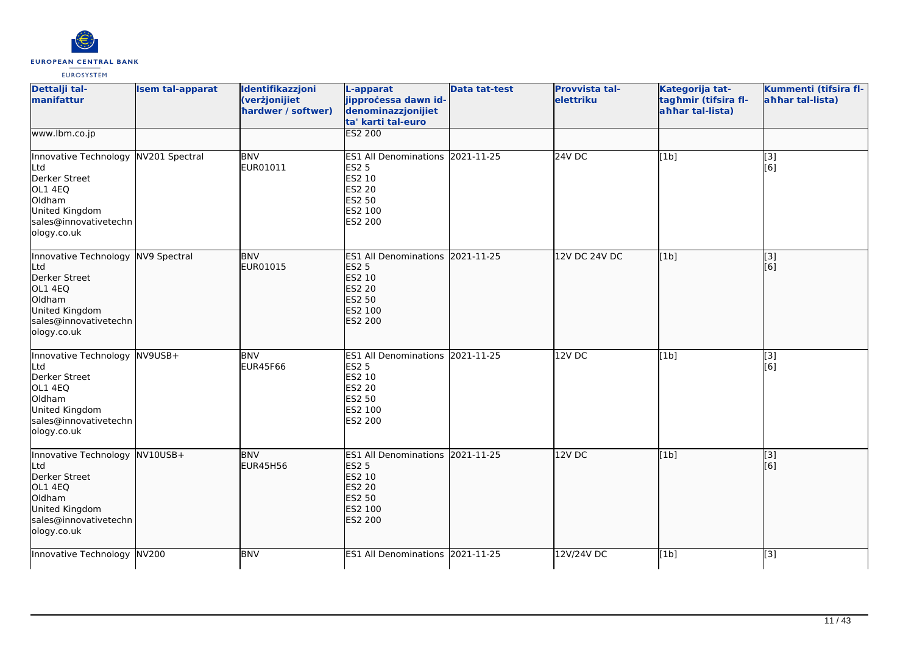| Dettalji tal-manifattur | Isem tal-apparat | Identifikazzjoni (verżjonijiet ħardwer / softwer) | L-apparat jipproċessa dawn id-denominazzjonijiet ta' karti tal-euro | Data tat-test | Provvista tal-elettriku | Kategorija tat-tagħmir (tifsira fl-aħħar tal-lista) | Kummenti (tifsira fl-aħħar tal-lista) |
|---|---|---|---|---|---|---|---|
| www.lbm.co.jp | | | ES2 200 | | | | |
| Innovative Technology Ltd<br>Derker Street<br>OL1 4EQ<br>Oldham<br>United Kingdom<br>sales@innovativetechnology.co.uk | NV201 Spectral | BNV<br>EUR01011 | ES1 All Denominations<br>ES2 5<br>ES2 10<br>ES2 20<br>ES2 50<br>ES2 100<br>ES2 200 | 2021-11-25 | 24V DC | [1b] | [3]<br>[6] |
| Innovative Technology Ltd<br>Derker Street<br>OL1 4EQ<br>Oldham<br>United Kingdom<br>sales@innovativetechnology.co.uk | NV9 Spectral | BNV<br>EUR01015 | ES1 All Denominations<br>ES2 5<br>ES2 10<br>ES2 20<br>ES2 50<br>ES2 100<br>ES2 200 | 2021-11-25 | 12V DC 24V DC | [1b] | [3]<br>[6] |
| Innovative Technology Ltd<br>Derker Street<br>OL1 4EQ<br>Oldham<br>United Kingdom<br>sales@innovativetechnology.co.uk | NV9USB+ | BNV<br>EUR45F66 | ES1 All Denominations<br>ES2 5<br>ES2 10<br>ES2 20<br>ES2 50<br>ES2 100<br>ES2 200 | 2021-11-25 | 12V DC | [1b] | [3]<br>[6] |
| Innovative Technology Ltd<br>Derker Street<br>OL1 4EQ<br>Oldham<br>United Kingdom<br>sales@innovativetechnology.co.uk | NV10USB+ | BNV<br>EUR45H56 | ES1 All Denominations<br>ES2 5<br>ES2 10<br>ES2 20<br>ES2 50<br>ES2 100<br>ES2 200 | 2021-11-25 | 12V DC | [1b] | [3]<br>[6] |
| Innovative Technology | NV200 | BNV | ES1 All Denominations | 2021-11-25 | 12V/24V DC | [1b] | [3] |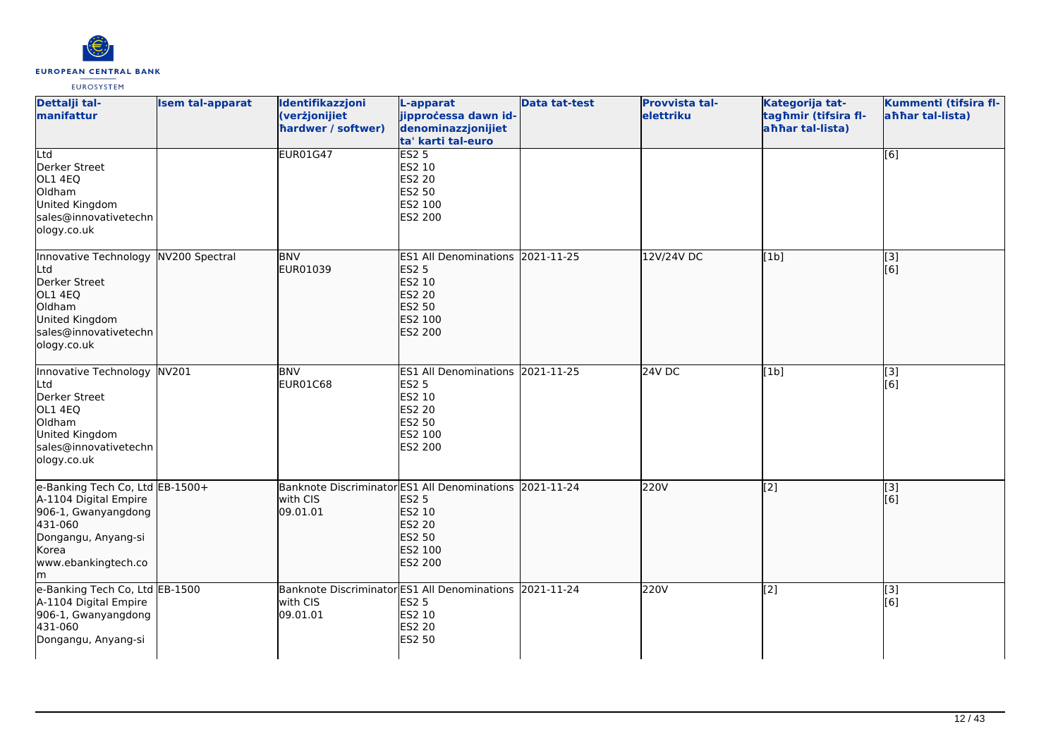| Dettalji tal-manifattur | Isem tal-apparat | Identifikazzjoni (verżjonijiet ħardwer / softwer) | L-apparat jipproċessa dawn id-denominazzjonijiet ta' karti tal-euro | Data tat-test | Provvista tal-elettriku | Kategorija tat-tagħmir (tifsira fl-aħħar tal-lista) | Kummenti (tifsira fl-aħħar tal-lista) |
|---|---|---|---|---|---|---|---|
| Ltd<br>Derker Street<br>OL1 4EQ<br>Oldham<br>United Kingdom<br>sales@innovativetechnology.co.uk | | EUR01G47 | ES2 5<br>ES2 10<br>ES2 20<br>ES2 50<br>ES2 100<br>ES2 200 | | | | [6] |
| Innovative Technology Ltd<br>Derker Street<br>OL1 4EQ<br>Oldham<br>United Kingdom<br>sales@innovativetechnology.co.uk | NV200 Spectral | BNV<br>EUR01039 | ES1 All Denominations<br>ES2 5<br>ES2 10<br>ES2 20<br>ES2 50<br>ES2 100<br>ES2 200 | 2021-11-25 | 12V/24V DC | [1b] | [3]<br>[6] |
| Innovative Technology Ltd<br>Derker Street<br>OL1 4EQ<br>Oldham<br>United Kingdom<br>sales@innovativetechnology.co.uk | NV201 | BNV<br>EUR01C68 | ES1 All Denominations<br>ES2 5<br>ES2 10<br>ES2 20<br>ES2 50<br>ES2 100<br>ES2 200 | 2021-11-25 | 24V DC | [1b] | [3]<br>[6] |
| e-Banking Tech Co, Ltd<br>A-1104 Digital Empire<br>906-1, Gwanyangdong<br>431-060<br>Dongangu, Anyang-si<br>Korea<br>www.ebankingtech.com | EB-1500+ | Banknote Discriminator with CIS<br>09.01.01 | ES1 All Denominations<br>ES2 5<br>ES2 10<br>ES2 20<br>ES2 50<br>ES2 100<br>ES2 200 | 2021-11-24 | 220V | [2] | [3]<br>[6] |
| e-Banking Tech Co, Ltd<br>A-1104 Digital Empire<br>906-1, Gwanyangdong<br>431-060<br>Dongangu, Anyang-si | EB-1500 | Banknote Discriminator with CIS<br>09.01.01 | ES1 All Denominations<br>ES2 5<br>ES2 10<br>ES2 20<br>ES2 50 | 2021-11-24 | 220V | [2] | [3]<br>[6] |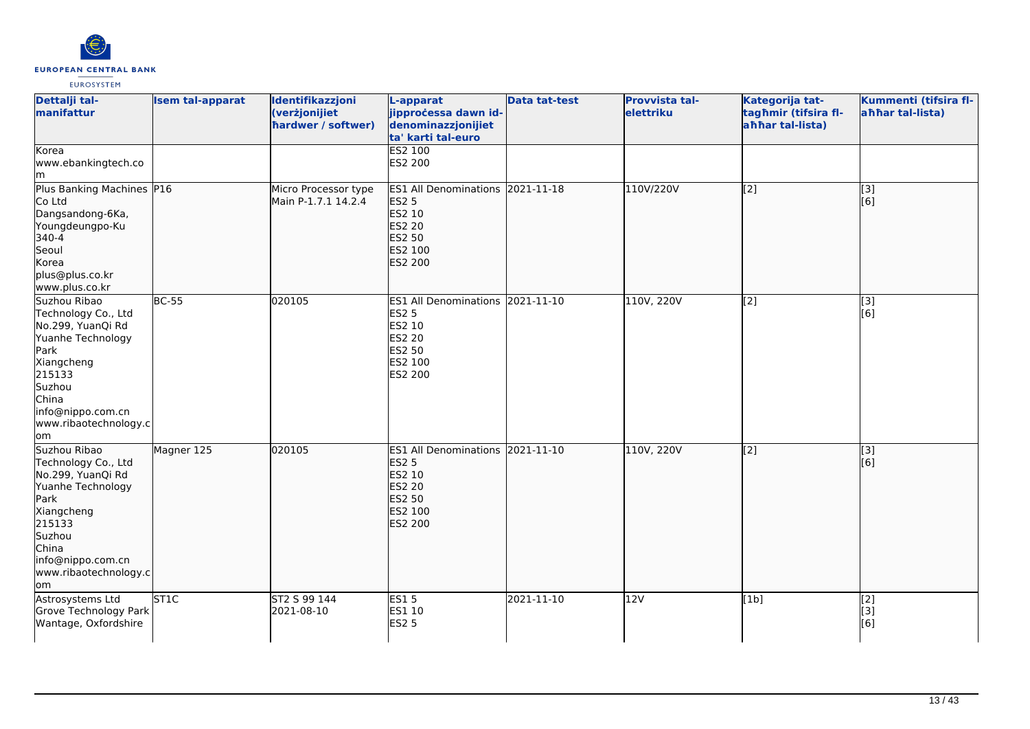| Dettalji tal-manifattur | Isem tal-apparat | Identifikazzjoni (verżjonijiet ħardwer / softwer) | L-apparat jipproċessa dawn id-denominazzjonijiet ta' karti tal-euro | Data tat-test | Provvista tal-elettriku | Kategorija tat-tagħmir (tifsira fl-aħħar tal-lista) | Kummenti (tifsira fl-aħħar tal-lista) |
|---|---|---|---|---|---|---|---|
| Korea<br>www.ebankingtech.com | | | ES2 100<br>ES2 200 | | | | |
| Plus Banking Machines Co Ltd<br>Dangsandong-6Ka, Youngdeungpo-Ku 340-4<br>Seoul<br>Korea<br>plus@plus.co.kr<br>www.plus.co.kr | P16 | Micro Processor type Main P-1.7.1 14.2.4 | ES1 All Denominations<br>ES2 5<br>ES2 10<br>ES2 20<br>ES2 50<br>ES2 100<br>ES2 200 | 2021-11-18 | 110V/220V | [2] | [3]<br>[6] |
| Suzhou Ribao Technology Co., Ltd<br>No.299, YuanQi Rd<br>Yuanhe Technology Park<br>Xiangcheng<br>215133<br>Suzhou<br>China<br>info@nippo.com.cn<br>www.ribaotechnology.com | BC-55 | 020105 | ES1 All Denominations<br>ES2 5<br>ES2 10<br>ES2 20<br>ES2 50<br>ES2 100<br>ES2 200 | 2021-11-10 | 110V, 220V | [2] | [3]<br>[6] |
| Suzhou Ribao Technology Co., Ltd<br>No.299, YuanQi Rd<br>Yuanhe Technology Park<br>Xiangcheng<br>215133<br>Suzhou<br>China<br>info@nippo.com.cn<br>www.ribaotechnology.com | Magner 125 | 020105 | ES1 All Denominations<br>ES2 5<br>ES2 10<br>ES2 20<br>ES2 50<br>ES2 100<br>ES2 200 | 2021-11-10 | 110V, 220V | [2] | [3]<br>[6] |
| Astrosystems Ltd<br>Grove Technology Park<br>Wantage, Oxfordshire | ST1C | ST2 S 99 144<br>2021-08-10 | ES1 5<br>ES1 10<br>ES2 5 | 2021-11-10 | 12V | [1b] | [2]<br>[3]<br>[6] |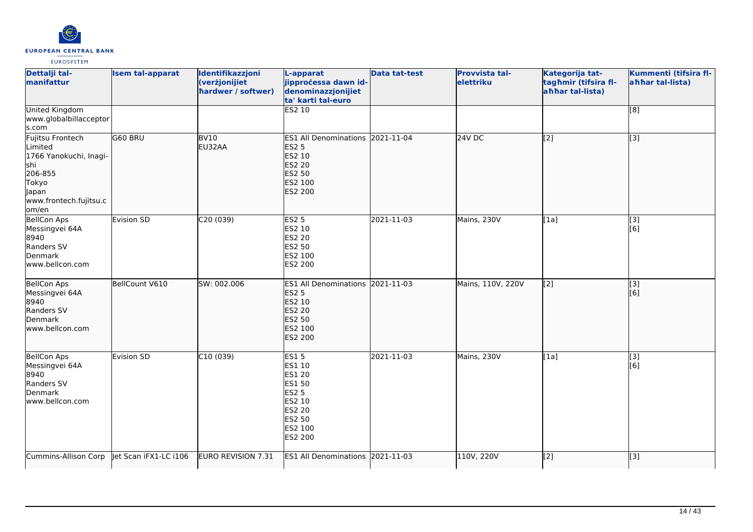| Dettalji tal-manifattur | Isem tal-apparat | Identifikazzjoni (verżjonijiet ħardwer / softwer) | L-apparat jipproċessa dawn id-denominazzjonijiet ta' karti tal-euro | Data tat-test | Provvista tal-elettriku | Kategorija tat-tagħmir (tifsira fl-aħħar tal-lista) | Kummenti (tifsira fl-aħħar tal-lista) |
|---|---|---|---|---|---|---|---|
| United Kingdom<br>www.globalbillacceptors.com | | | ES2 10 | | | | [8] |
| Fujitsu Frontech Limited<br>1766 Yanokuchi, Inagi-shi<br>206-855<br>Tokyo<br>Japan<br>www.frontech.fujitsu.com/en | G60 BRU | BV10<br>EU32AA | ES1 All Denominations<br>ES2 5<br>ES2 10<br>ES2 20<br>ES2 50<br>ES2 100<br>ES2 200 | 2021-11-04 | 24V DC | [2] | [3] |
| BellCon Aps<br>Messingvei 64A<br>8940<br>Randers SV<br>Denmark<br>www.bellcon.com | Evision SD | C20 (039) | ES2 5<br>ES2 10<br>ES2 20<br>ES2 50<br>ES2 100<br>ES2 200 | 2021-11-03 | Mains, 230V | [1a] | [3]<br>[6] |
| BellCon Aps<br>Messingvei 64A<br>8940<br>Randers SV<br>Denmark<br>www.bellcon.com | BellCount V610 | SW: 002.006 | ES1 All Denominations<br>ES2 5<br>ES2 10<br>ES2 20<br>ES2 50<br>ES2 100<br>ES2 200 | 2021-11-03 | Mains, 110V, 220V | [2] | [3]<br>[6] |
| BellCon Aps<br>Messingvei 64A<br>8940<br>Randers SV<br>Denmark<br>www.bellcon.com | Evision SD | C10 (039) | ES1 5<br>ES1 10<br>ES1 20<br>ES1 50<br>ES2 5<br>ES2 10<br>ES2 20<br>ES2 50<br>ES2 100<br>ES2 200 | 2021-11-03 | Mains, 230V | [1a] | [3]<br>[6] |
| Cummins-Allison Corp | Jet Scan iFX1-LC i106 | EURO REVISION 7.31 | ES1 All Denominations | 2021-11-03 | 110V, 220V | [2] | [3] |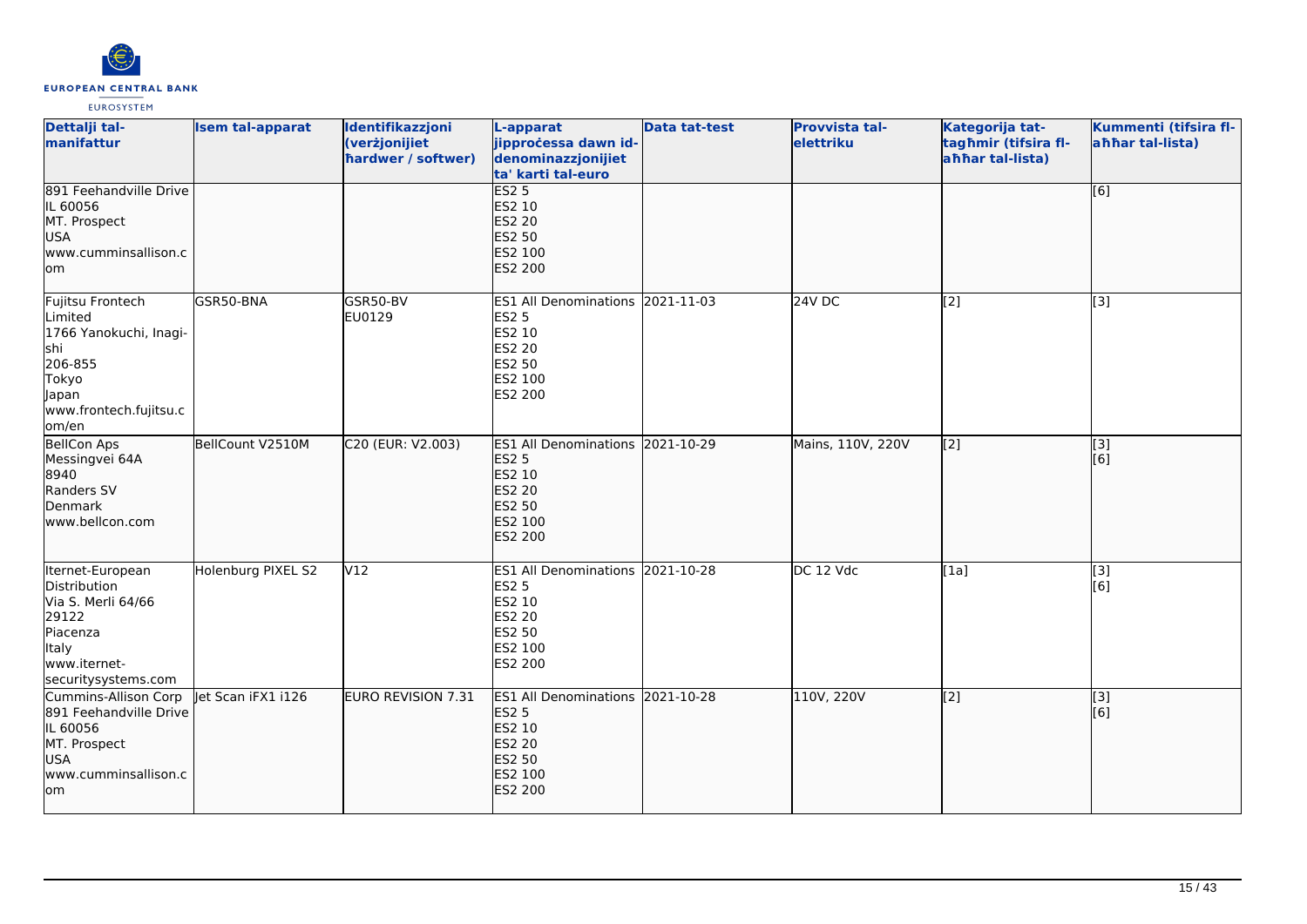| Dettalji tal-manifattur | Isem tal-apparat | Identifikazzjoni (verżjonijiet ħardwer / softwer) | L-apparat jipproċessa dawn id-denominazzjonijiet ta' karti tal-euro | Data tat-test | Provvista tal-elettriku | Kategorija tat-tagħmir (tifsira fl-aħħar tal-lista) | Kummenti (tifsira fl-aħħar tal-lista) |
|---|---|---|---|---|---|---|---|
| 891 Feehandville Drive<br>IL 60056<br>MT. Prospect<br>USA<br>www.cumminsallison.com | | | ES2 5<br>ES2 10<br>ES2 20<br>ES2 50<br>ES2 100<br>ES2 200 | | | | [6] |
| Fujitsu Frontech Limited<br>1766 Yanokuchi, Inagi-shi<br>206-855<br>Tokyo<br>Japan<br>www.frontech.fujitsu.com/en | GSR50-BNA | GSR50-BV<br>EU0129 | ES1 All Denominations<br>ES2 5<br>ES2 10<br>ES2 20<br>ES2 50<br>ES2 100<br>ES2 200 | 2021-11-03 | 24V DC | [2] | [3] |
| BellCon Aps<br>Messingvei 64A<br>8940<br>Randers SV<br>Denmark<br>www.bellcon.com | BellCount V2510M | C20 (EUR: V2.003) | ES1 All Denominations<br>ES2 5<br>ES2 10<br>ES2 20<br>ES2 50<br>ES2 100<br>ES2 200 | 2021-10-29 | Mains, 110V, 220V | [2] | [3]<br>[6] |
| Iternet-European Distribution<br>Via S. Merli 64/66<br>29122<br>Piacenza<br>Italy<br>www.iternet-securitysystems.com | Holenburg PIXEL S2 | V12 | ES1 All Denominations<br>ES2 5<br>ES2 10<br>ES2 20<br>ES2 50<br>ES2 100<br>ES2 200 | 2021-10-28 | DC 12 Vdc | [1a] | [3]<br>[6] |
| Cummins-Allison Corp<br>891 Feehandville Drive<br>IL 60056<br>MT. Prospect<br>USA<br>www.cumminsallison.com | Jet Scan iFX1 i126 | EURO REVISION 7.31 | ES1 All Denominations<br>ES2 5<br>ES2 10<br>ES2 20<br>ES2 50<br>ES2 100<br>ES2 200 | 2021-10-28 | 110V, 220V | [2] | [3]<br>[6] |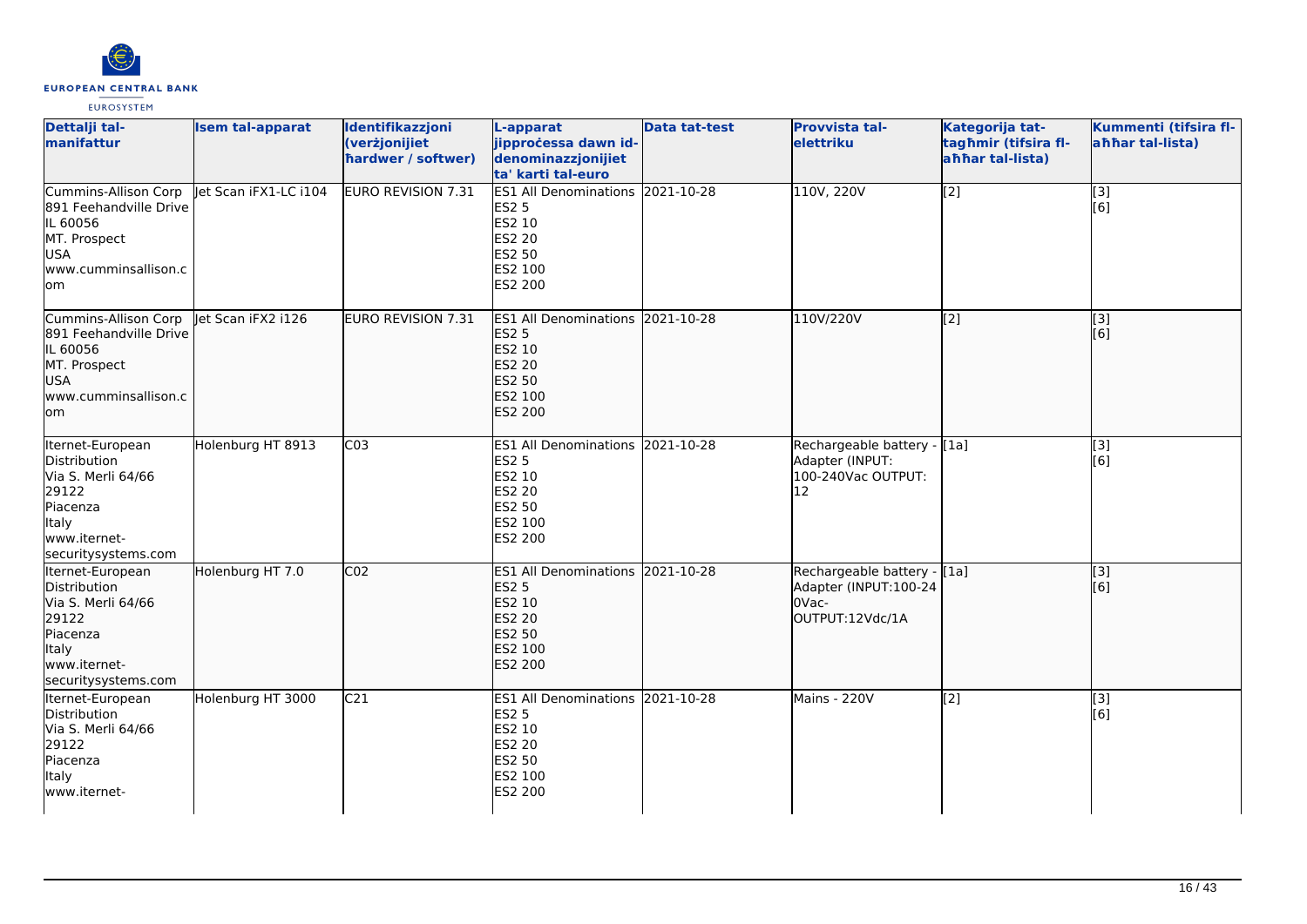| Dettalji tal-manifattur | Isem tal-apparat | Identifikazzjoni (verżjonijiet ħardwer / softwer) | L-apparat jipproċessa dawn id-denominazzjonijiet ta' karti tal-euro | Data tat-test | Provvista tal-elettriku | Kategorija tat-tagħmir (tifsira fl-aħħar tal-lista) | Kummenti (tifsira fl-aħħar tal-lista) |
|---|---|---|---|---|---|---|---|
| Cummins-Allison Corp 891 Feehandville Drive IL 60056 MT. Prospect USA www.cumminsallison.com | Jet Scan iFX1-LC i104 | EURO REVISION 7.31 | ES1 All Denominations ES2 5 ES2 10 ES2 20 ES2 50 ES2 100 ES2 200 | 2021-10-28 | 110V, 220V | [2] | [3] [6] |
| Cummins-Allison Corp 891 Feehandville Drive IL 60056 MT. Prospect USA www.cumminsallison.com | Jet Scan iFX2 i126 | EURO REVISION 7.31 | ES1 All Denominations ES2 5 ES2 10 ES2 20 ES2 50 ES2 100 ES2 200 | 2021-10-28 | 110V/220V | [2] | [3] [6] |
| Iternet-European Distribution Via S. Merli 64/66 29122 Piacenza Italy www.iternet-securitysystems.com | Holenburg HT 8913 | C03 | ES1 All Denominations ES2 5 ES2 10 ES2 20 ES2 50 ES2 100 ES2 200 | 2021-10-28 | Rechargeable battery - Adapter (INPUT: 100-240Vac OUTPUT: 12 | [1a] | [3] [6] |
| Iternet-European Distribution Via S. Merli 64/66 29122 Piacenza Italy www.iternet-securitysystems.com | Holenburg HT 7.0 | C02 | ES1 All Denominations ES2 5 ES2 10 ES2 20 ES2 50 ES2 100 ES2 200 | 2021-10-28 | Rechargeable battery - Adapter (INPUT:100-240Vac-OUTPUT:12Vdc/1A | [1a] | [3] [6] |
| Iternet-European Distribution Via S. Merli 64/66 29122 Piacenza Italy www.iternet- | Holenburg HT 3000 | C21 | ES1 All Denominations ES2 5 ES2 10 ES2 20 ES2 50 ES2 100 ES2 200 | 2021-10-28 | Mains - 220V | [2] | [3] [6] |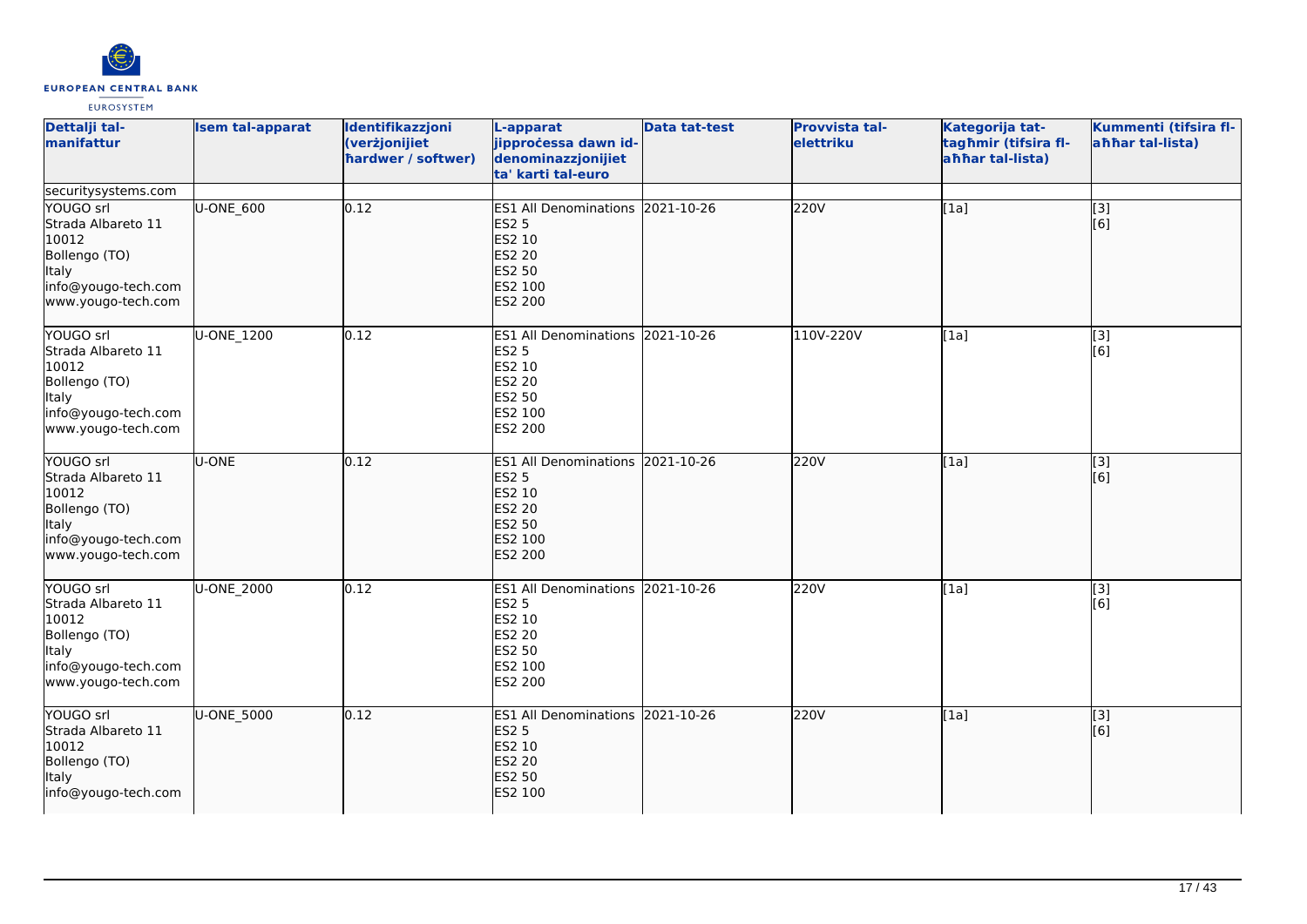| Dettalji tal-manifattur | Isem tal-apparat | Identifikazzjoni (verżjonijiet ħardwer / softwer) | L-apparat jipproċessa dawn id-denominazzjonijiet ta' karti tal-euro | Data tat-test | Provvista tal-elettriku | Kategorija tat-tagħmir (tifsira fl-aħħar tal-lista) | Kummenti (tifsira fl-aħħar tal-lista) |
|---|---|---|---|---|---|---|---|
| securitysystems.com | | | | | | | |
| YOUGO srl<br>Strada Albareto 11<br>10012<br>Bollengo (TO)<br>Italy<br>info@yougo-tech.com<br>www.yougo-tech.com | U-ONE_600 | 0.12 | ES1 All Denominations<br>ES2 5<br>ES2 10<br>ES2 20<br>ES2 50<br>ES2 100<br>ES2 200 | 2021-10-26 | 220V | [1a] | [3]<br>[6] |
| YOUGO srl<br>Strada Albareto 11<br>10012<br>Bollengo (TO)<br>Italy<br>info@yougo-tech.com<br>www.yougo-tech.com | U-ONE_1200 | 0.12 | ES1 All Denominations<br>ES2 5<br>ES2 10<br>ES2 20<br>ES2 50<br>ES2 100<br>ES2 200 | 2021-10-26 | 110V-220V | [1a] | [3]<br>[6] |
| YOUGO srl<br>Strada Albareto 11<br>10012<br>Bollengo (TO)<br>Italy<br>info@yougo-tech.com<br>www.yougo-tech.com | U-ONE | 0.12 | ES1 All Denominations<br>ES2 5<br>ES2 10<br>ES2 20<br>ES2 50<br>ES2 100<br>ES2 200 | 2021-10-26 | 220V | [1a] | [3]<br>[6] |
| YOUGO srl<br>Strada Albareto 11<br>10012<br>Bollengo (TO)<br>Italy<br>info@yougo-tech.com<br>www.yougo-tech.com | U-ONE_2000 | 0.12 | ES1 All Denominations<br>ES2 5<br>ES2 10<br>ES2 20<br>ES2 50<br>ES2 100<br>ES2 200 | 2021-10-26 | 220V | [1a] | [3]<br>[6] |
| YOUGO srl<br>Strada Albareto 11<br>10012<br>Bollengo (TO)<br>Italy<br>info@yougo-tech.com | U-ONE_5000 | 0.12 | ES1 All Denominations<br>ES2 5<br>ES2 10<br>ES2 20<br>ES2 50<br>ES2 100 | 2021-10-26 | 220V | [1a] | [3]<br>[6] |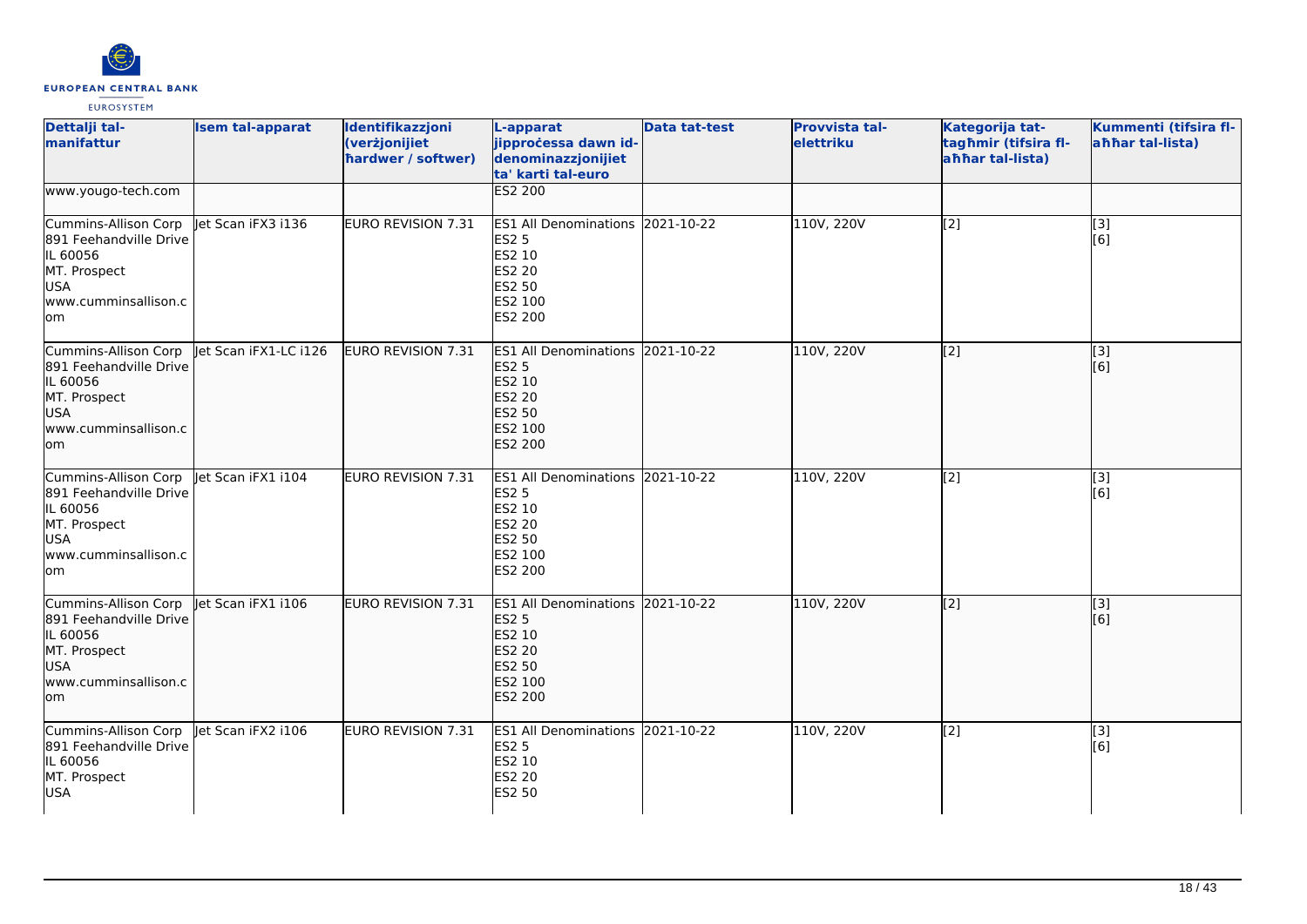| Dettalji tal-manifattur | Isem tal-apparat | Identifikazzjoni (verżjonijiet ħardwer / softwer) | L-apparat jipproċessa dawn id-denominazzjonijiet ta' karti tal-euro | Data tat-test | Provvista tal-elettriku | Kategorija tat-tagħmir (tifsira fl-aħħar tal-lista) | Kummenti (tifsira fl-aħħar tal-lista) |
|---|---|---|---|---|---|---|---|
| www.yougo-tech.com | | | ES2 200 | | | | |
| Cummins-Allison Corp 891 Feehandville Drive IL 60056 MT. Prospect USA www.cumminsallison.com | Jet Scan iFX3 i136 | EURO REVISION 7.31 | ES1 All Denominations ES2 5 ES2 10 ES2 20 ES2 50 ES2 100 ES2 200 | 2021-10-22 | 110V, 220V | [2] | [3] [6] |
| Cummins-Allison Corp 891 Feehandville Drive IL 60056 MT. Prospect USA www.cumminsallison.com | Jet Scan iFX1-LC i126 | EURO REVISION 7.31 | ES1 All Denominations ES2 5 ES2 10 ES2 20 ES2 50 ES2 100 ES2 200 | 2021-10-22 | 110V, 220V | [2] | [3] [6] |
| Cummins-Allison Corp 891 Feehandville Drive IL 60056 MT. Prospect USA www.cumminsallison.com | Jet Scan iFX1 i104 | EURO REVISION 7.31 | ES1 All Denominations ES2 5 ES2 10 ES2 20 ES2 50 ES2 100 ES2 200 | 2021-10-22 | 110V, 220V | [2] | [3] [6] |
| Cummins-Allison Corp 891 Feehandville Drive IL 60056 MT. Prospect USA www.cumminsallison.com | Jet Scan iFX1 i106 | EURO REVISION 7.31 | ES1 All Denominations ES2 5 ES2 10 ES2 20 ES2 50 ES2 100 ES2 200 | 2021-10-22 | 110V, 220V | [2] | [3] [6] |
| Cummins-Allison Corp 891 Feehandville Drive IL 60056 MT. Prospect USA | Jet Scan iFX2 i106 | EURO REVISION 7.31 | ES1 All Denominations ES2 5 ES2 10 ES2 20 ES2 50 | 2021-10-22 | 110V, 220V | [2] | [3] [6] |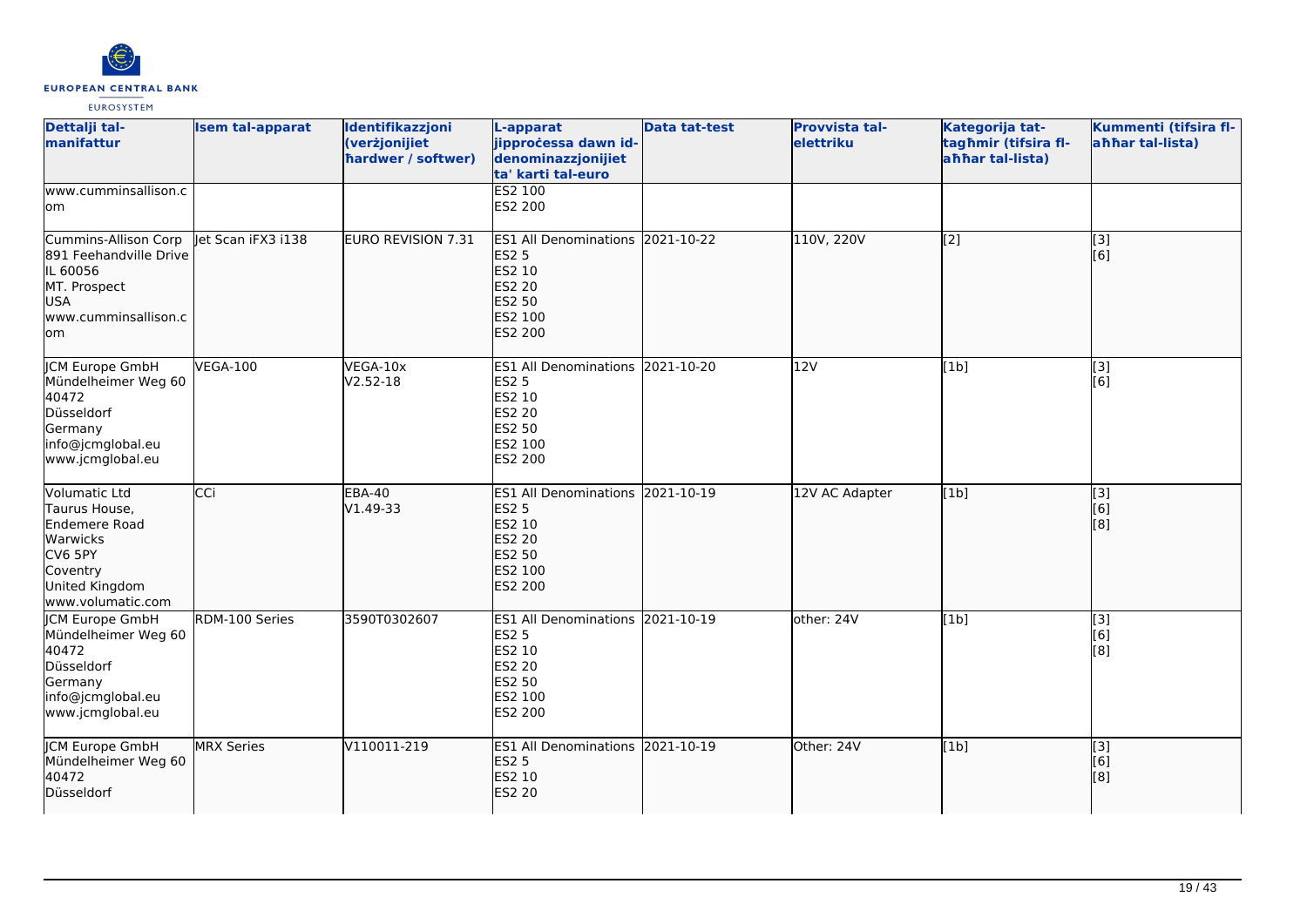| Dettalji tal-manifattur | Isem tal-apparat | Identifikazzjoni (verżjonijiet hardwer / softwer) | L-apparat jipproċessa dawn id-denominazzjonijiet ta' karti tal-euro | Data tat-test | Provvista tal-elettriku | Kategorija tat-tagħmir (tifsira fl-aħħar tal-lista) | Kummenti (tifsira fl-aħħar tal-lista) |
|---|---|---|---|---|---|---|---|
| www.cumminsallison.com | | | ES2 100<br>ES2 200 | | | | |
| Cummins-Allison Corp<br>891 Feehandville Drive<br>IL 60056<br>MT. Prospect<br>USA<br>www.cumminsallison.com | Jet Scan iFX3 i138 | EURO REVISION 7.31 | ES1 All Denominations<br>ES2 5<br>ES2 10<br>ES2 20<br>ES2 50<br>ES2 100<br>ES2 200 | 2021-10-22 | 110V, 220V | [2] | [3]<br>[6] |
| JCM Europe GmbH<br>Mündelheimer Weg 60<br>40472<br>Düsseldorf<br>Germany<br>info@jcmglobal.eu<br>www.jcmglobal.eu | VEGA-100 | VEGA-10x<br>V2.52-18 | ES1 All Denominations<br>ES2 5<br>ES2 10<br>ES2 20<br>ES2 50<br>ES2 100<br>ES2 200 | 2021-10-20 | 12V | [1b] | [3]<br>[6] |
| Volumatic Ltd<br>Taurus House,<br>Endemere Road<br>Warwicks<br>CV6 5PY<br>Coventry<br>United Kingdom<br>www.volumatic.com | CCi | EBA-40<br>V1.49-33 | ES1 All Denominations<br>ES2 5<br>ES2 10<br>ES2 20<br>ES2 50<br>ES2 100<br>ES2 200 | 2021-10-19 | 12V AC Adapter | [1b] | [3]<br>[6]<br>[8] |
| JCM Europe GmbH<br>Mündelheimer Weg 60<br>40472<br>Düsseldorf<br>Germany<br>info@jcmglobal.eu<br>www.jcmglobal.eu | RDM-100 Series | 3590T0302607 | ES1 All Denominations<br>ES2 5<br>ES2 10<br>ES2 20<br>ES2 50<br>ES2 100<br>ES2 200 | 2021-10-19 | other: 24V | [1b] | [3]<br>[6]<br>[8] |
| JCM Europe GmbH<br>Mündelheimer Weg 60<br>40472<br>Düsseldorf | MRX Series | V110011-219 | ES1 All Denominations<br>ES2 5<br>ES2 10<br>ES2 20 | 2021-10-19 | Other: 24V | [1b] | [3]<br>[6]<br>[8] |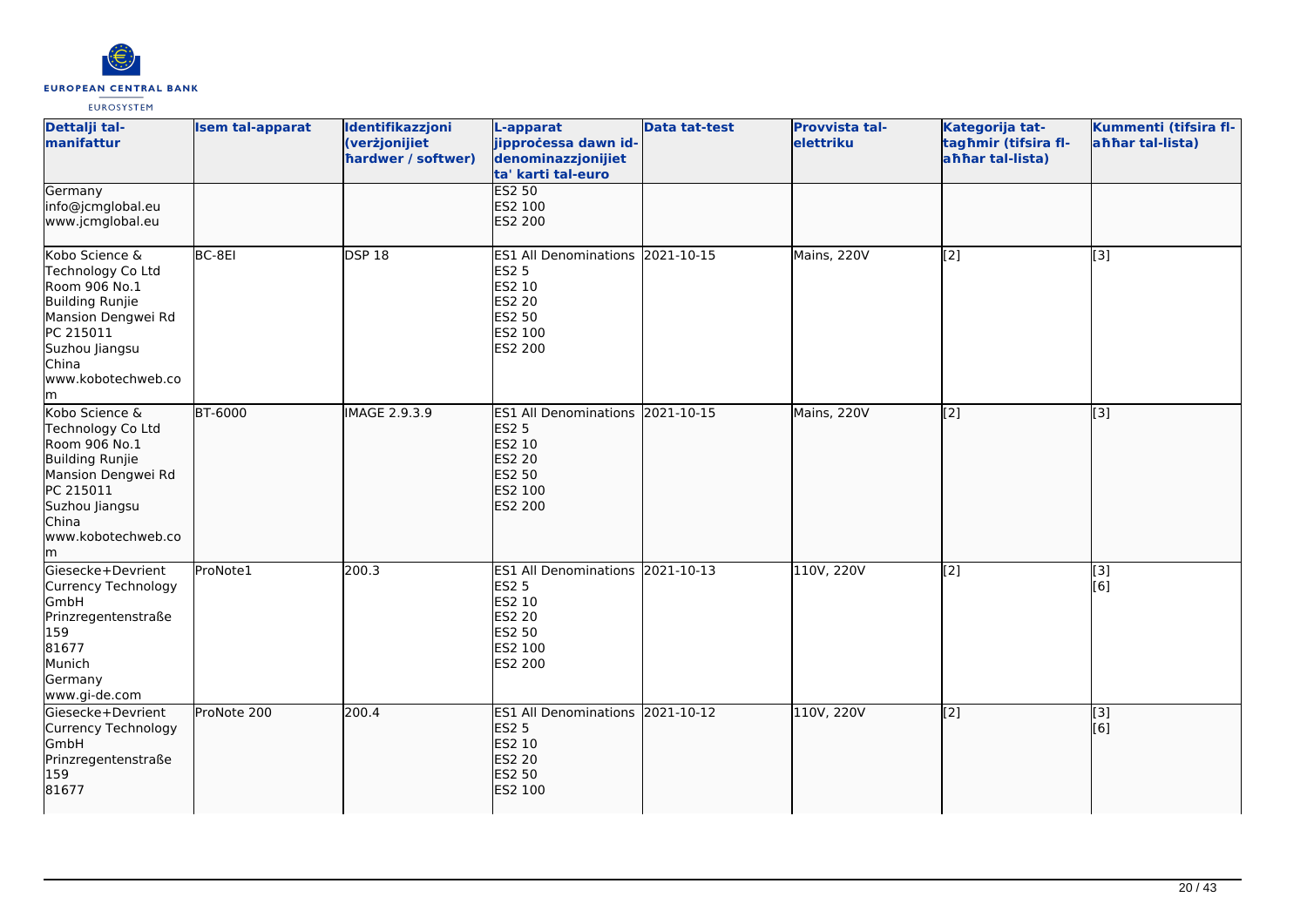| Dettalji tal-manifattur | Isem tal-apparat | Identifikazzjoni (verżjonijiet ħardwer / softwer) | L-apparat jipproċessa dawn id-denominazzjonijiet ta' karti tal-euro | Data tat-test | Provvista tal-elettriku | Kategorija tat-tagħmir (tifsira fl-aħħar tal-lista) | Kummenti (tifsira fl-aħħar tal-lista) |
|---|---|---|---|---|---|---|---|
| Germany<br>info@jcmglobal.eu<br>www.jcmglobal.eu | | | ES2 50<br>ES2 100<br>ES2 200 | | | | |
| Kobo Science & Technology Co Ltd<br>Room 906 No.1<br>Building Runjie<br>Mansion Dengwei Rd<br>PC 215011<br>Suzhou Jiangsu<br>China<br>www.kobotechweb.com | BC-8EI | DSP 18 | ES1 All Denominations<br>ES2 5<br>ES2 10<br>ES2 20<br>ES2 50<br>ES2 100<br>ES2 200 | 2021-10-15 | Mains, 220V | [2] | [3] |
| Kobo Science & Technology Co Ltd<br>Room 906 No.1<br>Building Runjie<br>Mansion Dengwei Rd<br>PC 215011<br>Suzhou Jiangsu<br>China<br>www.kobotechweb.com | BT-6000 | IMAGE 2.9.3.9 | ES1 All Denominations<br>ES2 5<br>ES2 10<br>ES2 20<br>ES2 50<br>ES2 100<br>ES2 200 | 2021-10-15 | Mains, 220V | [2] | [3] |
| Giesecke+Devrient Currency Technology GmbH<br>Prinzregentenstraße 159<br>81677<br>Munich<br>Germany<br>www.gi-de.com | ProNote1 | 200.3 | ES1 All Denominations<br>ES2 5<br>ES2 10<br>ES2 20<br>ES2 50<br>ES2 100<br>ES2 200 | 2021-10-13 | 110V, 220V | [2] | [3]<br>[6] |
| Giesecke+Devrient Currency Technology GmbH<br>Prinzregentenstraße 159<br>81677 | ProNote 200 | 200.4 | ES1 All Denominations<br>ES2 5<br>ES2 10<br>ES2 20<br>ES2 50<br>ES2 100 | 2021-10-12 | 110V, 220V | [2] | [3]<br>[6] |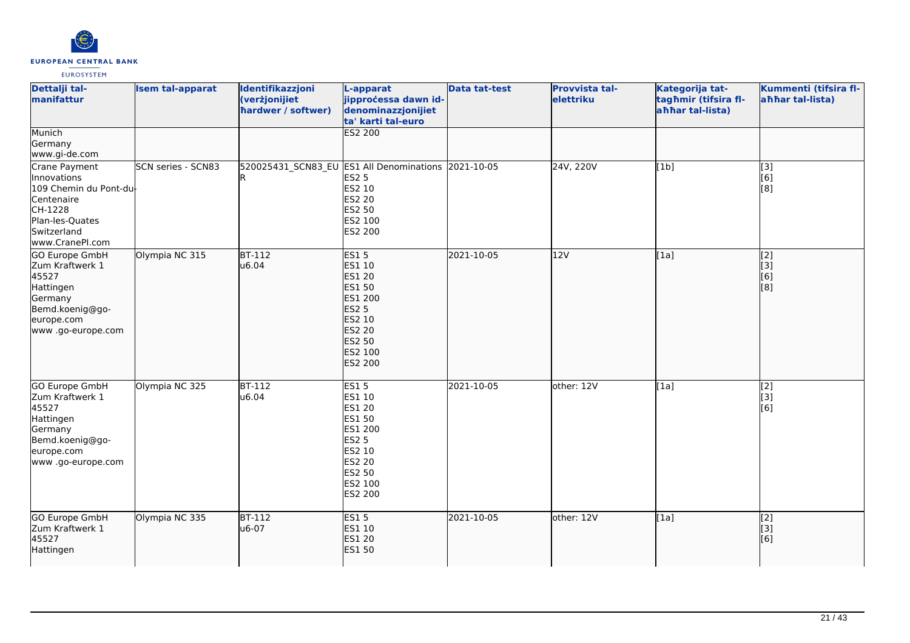| Dettalji tal-manifattur | Isem tal-apparat | Identifikazzjoni (verżjonijiet ħardwer / softwer) | L-apparat jipproċessa dawn id-denominazzjonijiet ta' karti tal-euro | Data tat-test | Provvista tal-elettriku | Kategorija tat-tagħmir (tifsira fl-aħħar tal-lista) | Kummenti (tifsira fl-aħħar tal-lista) |
|---|---|---|---|---|---|---|---|
| Munich<br>Germany<br>www.gi-de.com | | | ES2 200 | | | | |
| Crane Payment Innovations<br>109 Chemin du Pont-du-Centenaire<br>CH-1228<br>Plan-les-Quates<br>Switzerland<br>www.CranePI.com | SCN series - SCN83 | 520025431_SCN83_EUR | ES1 All Denominations<br>ES2 5<br>ES2 10<br>ES2 20<br>ES2 50<br>ES2 100<br>ES2 200 | 2021-10-05 | 24V, 220V | [1b] | [3]<br>[6]<br>[8] |
| GO Europe GmbH<br>Zum Kraftwerk 1<br>45527<br>Hattingen<br>Germany<br>Bemd.koenig@go-europe.com<br>www .go-europe.com | Olympia NC 315 | BT-112<br>u6.04 | ES1 5<br>ES1 10<br>ES1 20<br>ES1 50<br>ES1 200<br>ES2 5<br>ES2 10<br>ES2 20<br>ES2 50<br>ES2 100<br>ES2 200 | 2021-10-05 | 12V | [1a] | [2]<br>[3]<br>[6]<br>[8] |
| GO Europe GmbH<br>Zum Kraftwerk 1<br>45527<br>Hattingen<br>Germany<br>Bemd.koenig@go-europe.com<br>www .go-europe.com | Olympia NC 325 | BT-112<br>u6.04 | ES1 5<br>ES1 10<br>ES1 20<br>ES1 50<br>ES1 200<br>ES2 5<br>ES2 10<br>ES2 20<br>ES2 50<br>ES2 100<br>ES2 200 | 2021-10-05 | other: 12V | [1a] | [2]<br>[3]<br>[6] |
| GO Europe GmbH<br>Zum Kraftwerk 1<br>45527<br>Hattingen | Olympia NC 335 | BT-112<br>u6-07 | ES1 5<br>ES1 10<br>ES1 20<br>ES1 50 | 2021-10-05 | other: 12V | [1a] | [2]<br>[3]<br>[6] |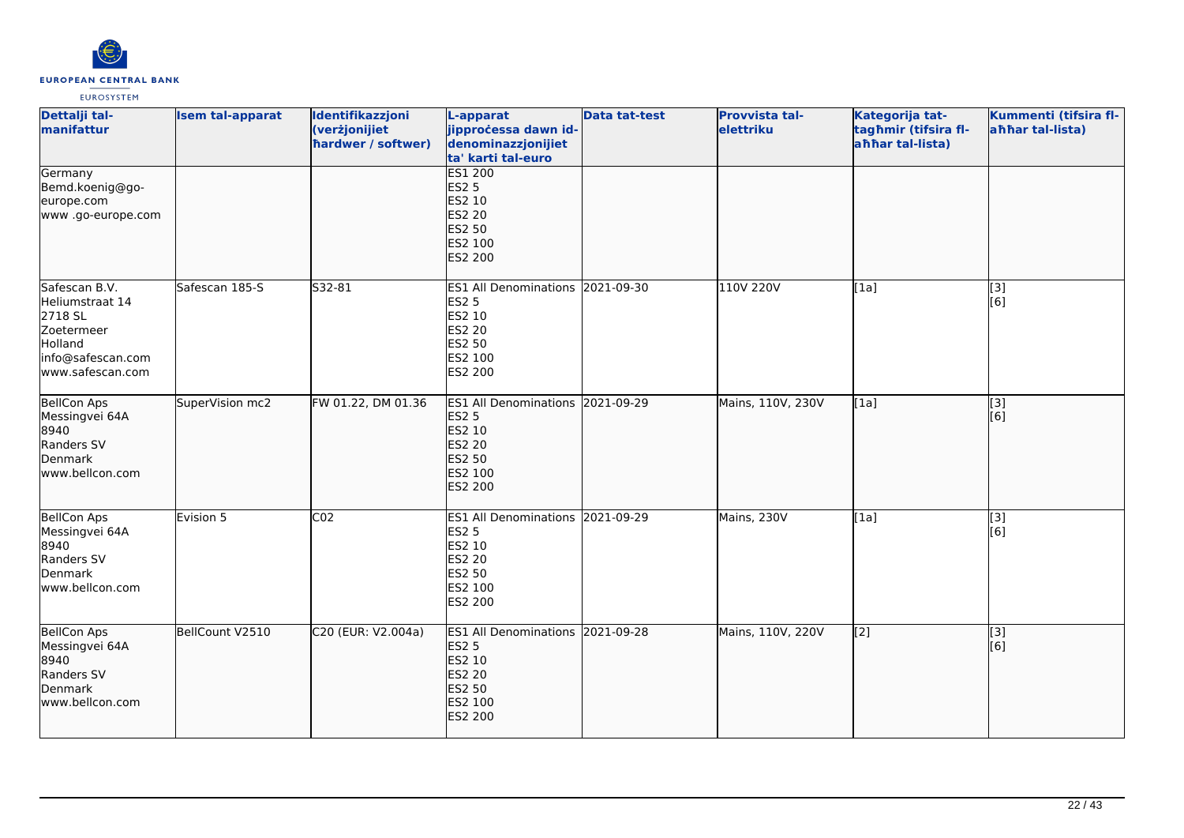| Dettalji tal-manifattur | Isem tal-apparat | Identifikazzjoni (verżjonijiet ħardwer / softwer) | L-apparat jipproċessa dawn id-denominazzjonijiet ta' karti tal-euro | Data tat-test | Provvista tal-elettriku | Kategorija tat-tagħmir (tifsira fl-aħħar tal-lista) | Kummenti (tifsira fl-aħħar tal-lista) |
|---|---|---|---|---|---|---|---|
| Germany<br>Bemd.koenig@go-europe.com<br>www .go-europe.com | | | ES1 200<br>ES2 5<br>ES2 10<br>ES2 20<br>ES2 50<br>ES2 100<br>ES2 200 | | | | |
| Safescan B.V.<br>Heliumstraat 14<br>2718 SL<br>Zoetermeer<br>Holland<br>info@safescan.com<br>www.safescan.com | Safescan 185-S | S32-81 | ES1 All Denominations<br>ES2 5<br>ES2 10<br>ES2 20<br>ES2 50<br>ES2 100<br>ES2 200 | 2021-09-30 | 110V 220V | [1a] | [3]<br>[6] |
| BellCon Aps<br>Messingvei 64A<br>8940<br>Randers SV<br>Denmark<br>www.bellcon.com | SuperVision mc2 | FW 01.22, DM 01.36 | ES1 All Denominations<br>ES2 5<br>ES2 10<br>ES2 20<br>ES2 50<br>ES2 100<br>ES2 200 | 2021-09-29 | Mains, 110V, 230V | [1a] | [3]<br>[6] |
| BellCon Aps<br>Messingvei 64A<br>8940<br>Randers SV<br>Denmark<br>www.bellcon.com | Evision 5 | C02 | ES1 All Denominations<br>ES2 5<br>ES2 10<br>ES2 20<br>ES2 50<br>ES2 100<br>ES2 200 | 2021-09-29 | Mains, 230V | [1a] | [3]<br>[6] |
| BellCon Aps<br>Messingvei 64A<br>8940<br>Randers SV<br>Denmark<br>www.bellcon.com | BellCount V2510 | C20 (EUR: V2.004a) | ES1 All Denominations<br>ES2 5<br>ES2 10<br>ES2 20<br>ES2 50<br>ES2 100<br>ES2 200 | 2021-09-28 | Mains, 110V, 220V | [2] | [3]<br>[6] |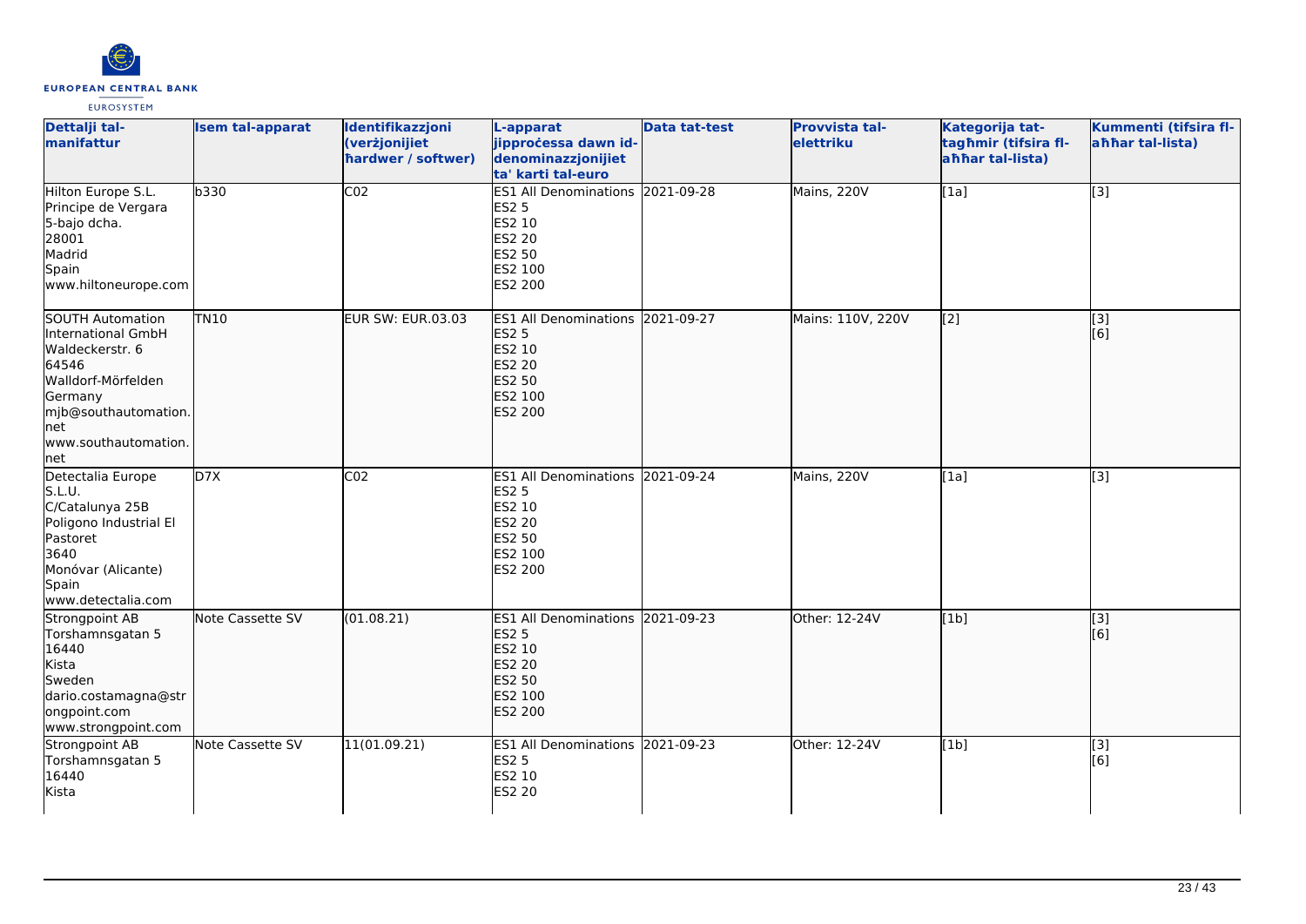| Dettalji tal-manifattur | Isem tal-apparat | Identifikazzjoni (verżjonijiet ħardwer / softwer) | L-apparat jipproċessa dawn id-denominazzjonijiet ta' karti tal-euro | Data tat-test | Provvista tal-elettriku | Kategorija tat-tagħmir (tifsira fl-aħħar tal-lista) | Kummenti (tifsira fl-aħħar tal-lista) |
|---|---|---|---|---|---|---|---|
| Hilton Europe S.L.<br>Principe de Vergara<br>5-bajo dcha.<br>28001<br>Madrid<br>Spain<br>www.hiltoneurope.com | b330 | C02 | ES1 All Denominations<br>ES2 5<br>ES2 10<br>ES2 20<br>ES2 50<br>ES2 100<br>ES2 200 | 2021-09-28 | Mains, 220V | [1a] | [3] |
| SOUTH Automation International GmbH<br>Waldeckerstr. 6<br>64546<br>Walldorf-Mörfelden<br>Germany<br>mjb@southautomation.net<br>www.southautomation.net | TN10 | EUR SW: EUR.03.03 | ES1 All Denominations<br>ES2 5<br>ES2 10<br>ES2 20<br>ES2 50<br>ES2 100<br>ES2 200 | 2021-09-27 | Mains: 110V, 220V | [2] | [3]<br>[6] |
| Detectalia Europe S.L.U.<br>C/Catalunya 25B<br>Poligono Industrial El Pastoret<br>3640<br>Monóvar (Alicante)<br>Spain<br>www.detectalia.com | D7X | C02 | ES1 All Denominations<br>ES2 5<br>ES2 10<br>ES2 20<br>ES2 50<br>ES2 100<br>ES2 200 | 2021-09-24 | Mains, 220V | [1a] | [3] |
| Strongpoint AB<br>Torshamnsgatan 5<br>16440<br>Kista<br>Sweden<br>dario.costamagna@strongpoint.com<br>www.strongpoint.com | Note Cassette SV | (01.08.21) | ES1 All Denominations<br>ES2 5<br>ES2 10<br>ES2 20<br>ES2 50<br>ES2 100<br>ES2 200 | 2021-09-23 | Other: 12-24V | [1b] | [3]<br>[6] |
| Strongpoint AB<br>Torshamnsgatan 5<br>16440<br>Kista | Note Cassette SV | 11(01.09.21) | ES1 All Denominations<br>ES2 5<br>ES2 10<br>ES2 20 | 2021-09-23 | Other: 12-24V | [1b] | [3]<br>[6] |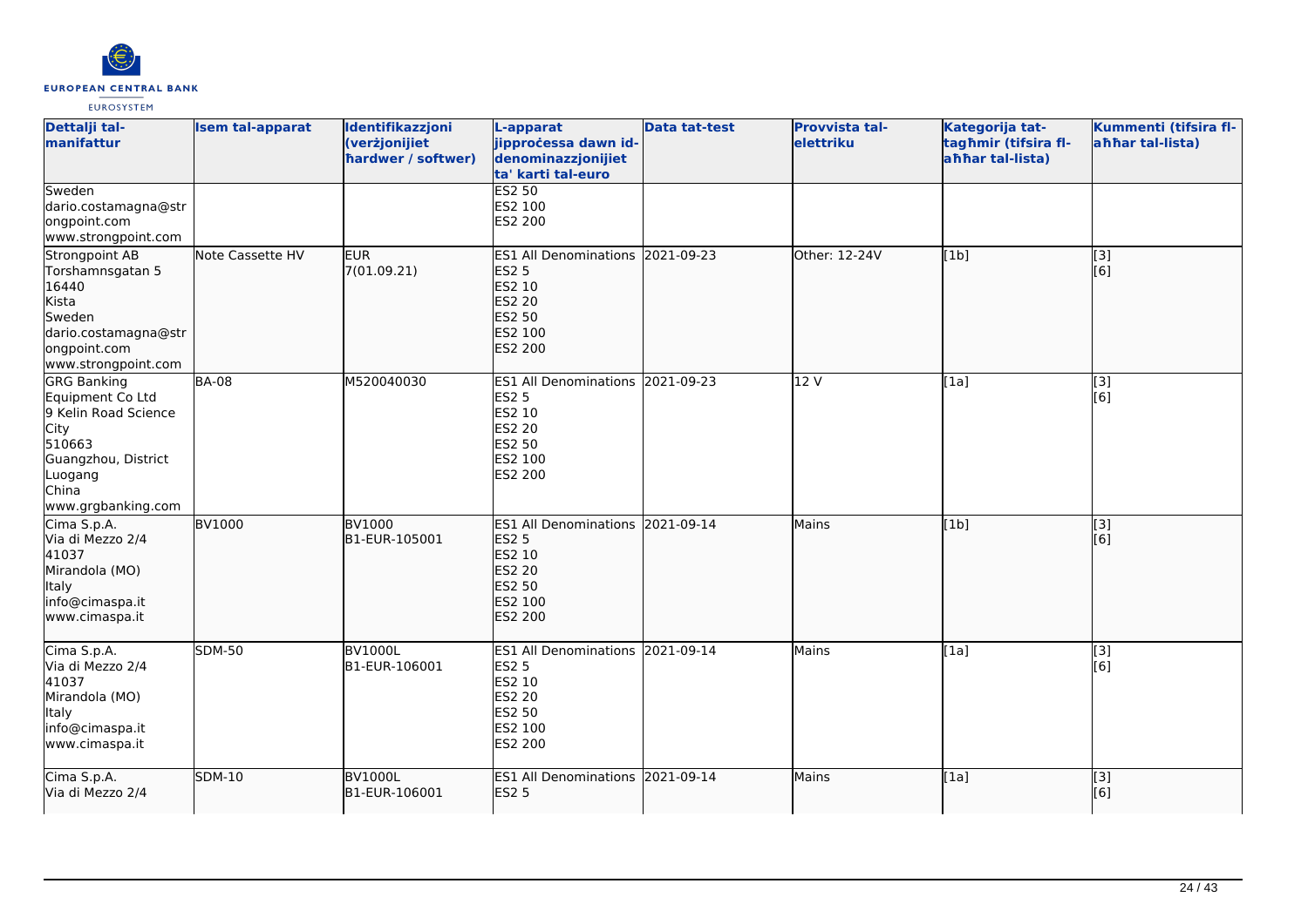| Dettalji tal-manifattur | Isem tal-apparat | Identifikazzjoni (verżjonijiet ħardwer / softwer) | L-apparat jipproċessa dawn id-denominazzjonijiet ta' karti tal-euro | Data tat-test | Provvista tal-elettriku | Kategorija tat-tagħmir (tifsira fl-aħħar tal-lista) | Kummenti (tifsira fl-aħħar tal-lista) |
|---|---|---|---|---|---|---|---|
| Sweden<br>dario.costamagna@strongpoint.com<br>www.strongpoint.com | | | ES2 50<br>ES2 100<br>ES2 200 | | | | |
| Strongpoint AB<br>Torshamnsgatan 5<br>16440<br>Kista<br>Sweden<br>dario.costamagna@strongpoint.com<br>www.strongpoint.com | Note Cassette HV | EUR<br>7(01.09.21) | ES1 All Denominations<br>ES2 5<br>ES2 10<br>ES2 20<br>ES2 50<br>ES2 100<br>ES2 200 | 2021-09-23 | Other: 12-24V | [1b] | [3]<br>[6] |
| GRG Banking Equipment Co Ltd<br>9 Kelin Road Science City<br>510663<br>Guangzhou, District Luogang<br>China<br>www.grgbanking.com | BA-08 | M520040030 | ES1 All Denominations<br>ES2 5<br>ES2 10<br>ES2 20<br>ES2 50<br>ES2 100<br>ES2 200 | 2021-09-23 | 12 V | [1a] | [3]<br>[6] |
| Cima S.p.A.<br>Via di Mezzo 2/4<br>41037<br>Mirandola (MO)<br>Italy<br>info@cimaspa.it<br>www.cimaspa.it | BV1000 | BV1000<br>B1-EUR-105001 | ES1 All Denominations<br>ES2 5<br>ES2 10<br>ES2 20<br>ES2 50<br>ES2 100<br>ES2 200 | 2021-09-14 | Mains | [1b] | [3]<br>[6] |
| Cima S.p.A.<br>Via di Mezzo 2/4<br>41037<br>Mirandola (MO)<br>Italy<br>info@cimaspa.it<br>www.cimaspa.it | SDM-50 | BV1000L<br>B1-EUR-106001 | ES1 All Denominations<br>ES2 5<br>ES2 10<br>ES2 20<br>ES2 50<br>ES2 100<br>ES2 200 | 2021-09-14 | Mains | [1a] | [3]<br>[6] |
| Cima S.p.A.<br>Via di Mezzo 2/4 | SDM-10 | BV1000L<br>B1-EUR-106001 | ES1 All Denominations<br>ES2 5 | 2021-09-14 | Mains | [1a] | [3]<br>[6] |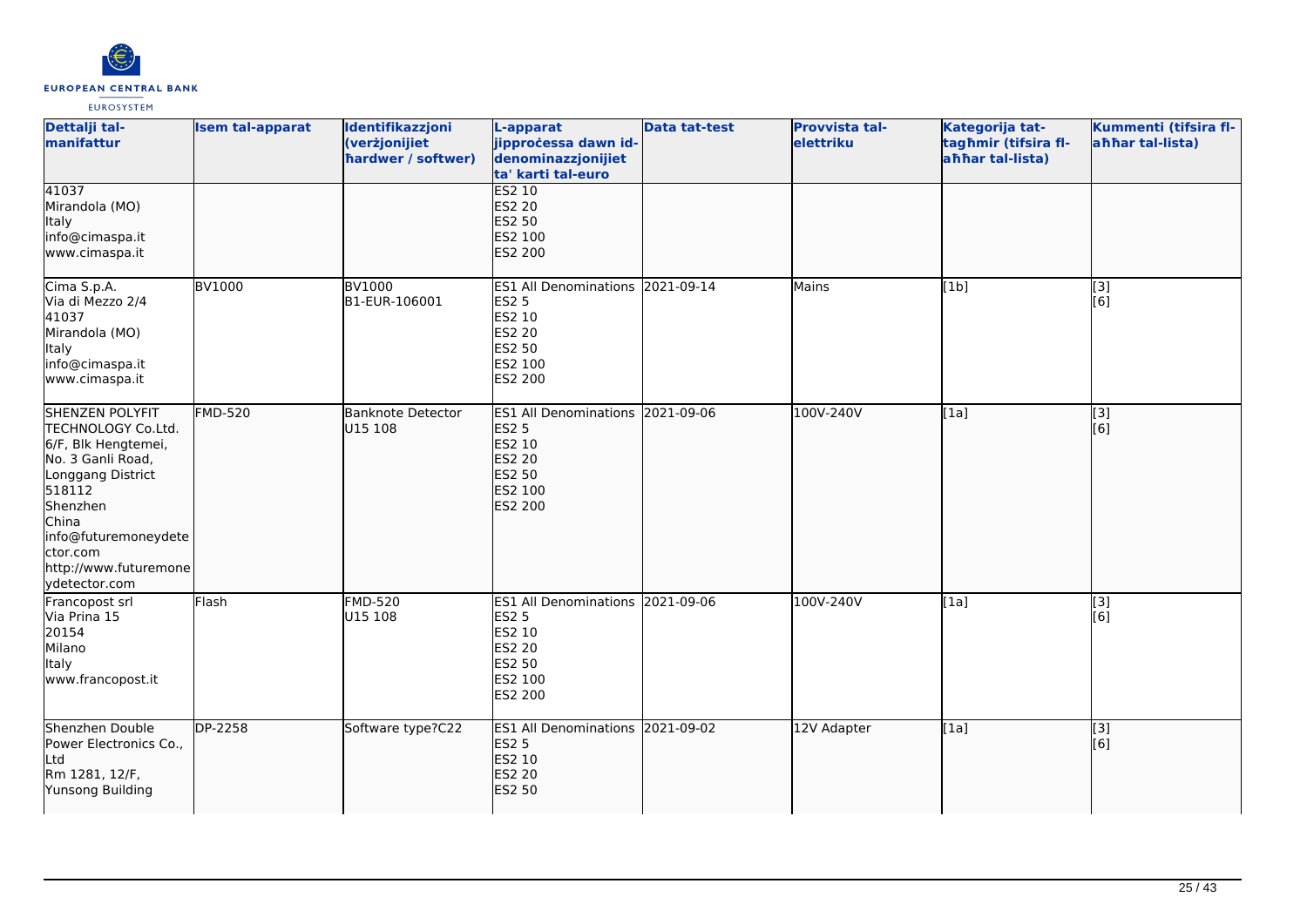| Dettalji tal-manifattur | Isem tal-apparat | Identifikazzjoni (verżjonijiet ħardwer / softwer) | L-apparat jipproċessa dawn id-denominazzjonijiet ta' karti tal-euro | Data tat-test | Provvista tal-elettriku | Kategorija tat-tagħmir (tifsira fl-aħħar tal-lista) | Kummenti (tifsira fl-aħħar tal-lista) |
|---|---|---|---|---|---|---|---|
| 41037<br>Mirandola (MO)<br>Italy<br>info@cimaspa.it<br>www.cimaspa.it | | | ES2 10<br>ES2 20<br>ES2 50<br>ES2 100<br>ES2 200 | | | | |
| Cima S.p.A.<br>Via di Mezzo 2/4<br>41037<br>Mirandola (MO)<br>Italy<br>info@cimaspa.it<br>www.cimaspa.it | BV1000 | BV1000<br>B1-EUR-106001 | ES1 All Denominations<br>ES2 5<br>ES2 10<br>ES2 20<br>ES2 50<br>ES2 100<br>ES2 200 | 2021-09-14 | Mains | [1b] | [3]<br>[6] |
| SHENZEN POLYFIT TECHNOLOGY Co.Ltd.<br>6/F, Blk Hengtemei,<br>No. 3 Ganli Road,<br>Longgang District<br>518112<br>Shenzhen<br>China<br>info@futuremoneydetector.com<br>http://www.futuremoneydetector.com | FMD-520 | Banknote Detector<br>U15 108 | ES1 All Denominations<br>ES2 5<br>ES2 10<br>ES2 20<br>ES2 50<br>ES2 100<br>ES2 200 | 2021-09-06 | 100V-240V | [1a] | [3]<br>[6] |
| Francopost srl<br>Via Prina 15<br>20154<br>Milano<br>Italy<br>www.francopost.it | Flash | FMD-520<br>U15 108 | ES1 All Denominations<br>ES2 5<br>ES2 10<br>ES2 20<br>ES2 50<br>ES2 100<br>ES2 200 | 2021-09-06 | 100V-240V | [1a] | [3]<br>[6] |
| Shenzhen Double Power Electronics Co., Ltd<br>Rm 1281, 12/F,<br>Yunsong Building | DP-2258 | Software type?C22 | ES1 All Denominations<br>ES2 5<br>ES2 10<br>ES2 20<br>ES2 50 | 2021-09-02 | 12V Adapter | [1a] | [3]<br>[6] |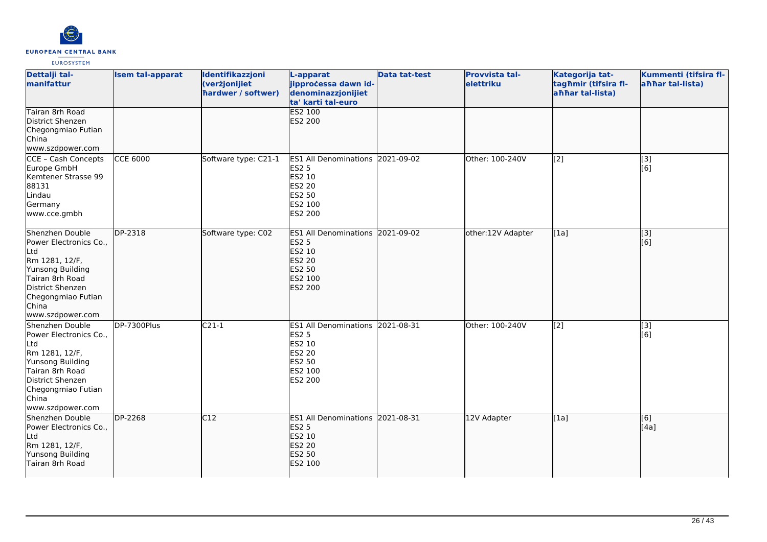| Dettalji tal-manifattur | Isem tal-apparat | Identifikazzjoni (verżjonijiet ħardwer / softwer) | L-apparat jipproċessa dawn id-denominazzjonijiet ta' karti tal-euro | Data tat-test | Provvista tal-elettriku | Kategorija tat-tagħmir (tifsira fl-aħħar tal-lista) | Kummenti (tifsira fl-aħħar tal-lista) |
|---|---|---|---|---|---|---|---|
| Tairan 8rh Road<br>District Shenzen<br>Chegongmiao Futian<br>China<br>www.szdpower.com | | | ES2 100<br>ES2 200 | | | | |
| CCE – Cash Concepts Europe GmbH<br>Kemtener Strasse 99<br>88131<br>Lindau<br>Germany<br>www.cce.gmbh | CCE 6000 | Software type: C21-1 | ES1 All Denominations<br>ES2 5<br>ES2 10<br>ES2 20<br>ES2 50<br>ES2 100<br>ES2 200 | 2021-09-02 | Other: 100-240V | [2] | [3]<br>[6] |
| Shenzhen Double Power Electronics Co., Ltd<br>Rm 1281, 12/F,<br>Yunsong Building<br>Tairan 8rh Road<br>District Shenzen<br>Chegongmiao Futian<br>China<br>www.szdpower.com | DP-2318 | Software type: C02 | ES1 All Denominations<br>ES2 5<br>ES2 10<br>ES2 20<br>ES2 50<br>ES2 100<br>ES2 200 | 2021-09-02 | other:12V Adapter | [1a] | [3]<br>[6] |
| Shenzhen Double Power Electronics Co., Ltd<br>Rm 1281, 12/F,<br>Yunsong Building<br>Tairan 8rh Road<br>District Shenzen<br>Chegongmiao Futian<br>China<br>www.szdpower.com | DP-7300Plus | C21-1 | ES1 All Denominations<br>ES2 5<br>ES2 10<br>ES2 20<br>ES2 50<br>ES2 100<br>ES2 200 | 2021-08-31 | Other: 100-240V | [2] | [3]<br>[6] |
| Shenzhen Double Power Electronics Co., Ltd<br>Rm 1281, 12/F,<br>Yunsong Building<br>Tairan 8rh Road | DP-2268 | C12 | ES1 All Denominations<br>ES2 5<br>ES2 10<br>ES2 20<br>ES2 50<br>ES2 100 | 2021-08-31 | 12V Adapter | [1a] | [6]<br>[4a] |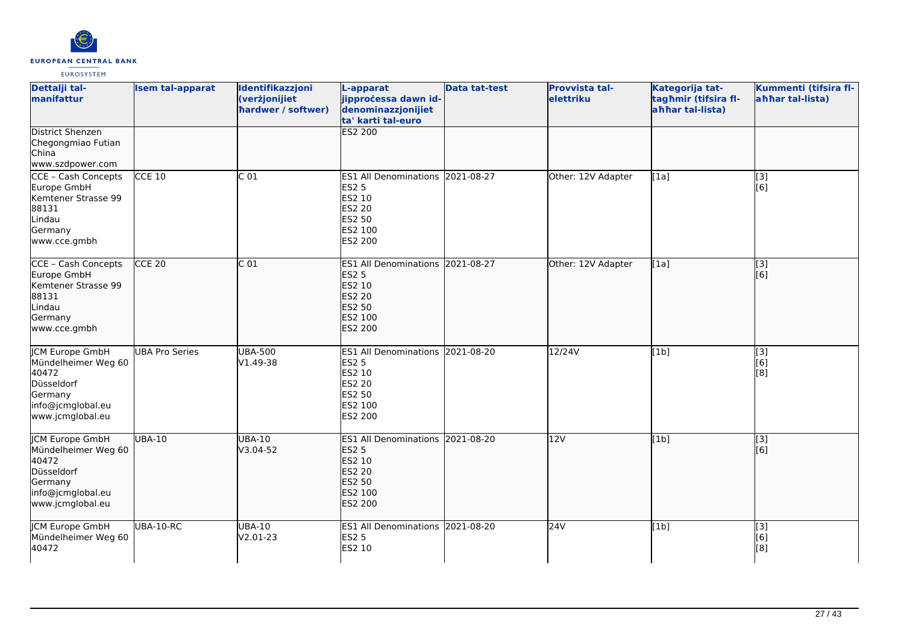| Dettalji tal-manifattur | Isem tal-apparat | Identifikazzjoni (verżjonijiet ħardwer / softwer) | L-apparat jipproċessa dawn id-denominazzjonijiet ta' karti tal-euro | Data tat-test | Provvista tal-elettriku | Kategorija tat-tagħmir (tifsira fl-aħħar tal-lista) | Kummenti (tifsira fl-aħħar tal-lista) |
|---|---|---|---|---|---|---|---|
| District Shenzen<br>Chegongmiao Futian<br>China<br>www.szdpower.com | | | ES2 200 | | | | |
| CCE - Cash Concepts Europe GmbH<br>Kemtener Strasse 99<br>88131<br>Lindau<br>Germany<br>www.cce.gmbh | CCE 10 | C 01 | ES1 All Denominations<br>ES2 5<br>ES2 10<br>ES2 20<br>ES2 50<br>ES2 100<br>ES2 200 | 2021-08-27 | Other: 12V Adapter | [1a] | [3]<br>[6] |
| CCE - Cash Concepts Europe GmbH<br>Kemtener Strasse 99<br>88131<br>Lindau<br>Germany<br>www.cce.gmbh | CCE 20 | C 01 | ES1 All Denominations<br>ES2 5<br>ES2 10<br>ES2 20<br>ES2 50<br>ES2 100<br>ES2 200 | 2021-08-27 | Other: 12V Adapter | [1a] | [3]<br>[6] |
| JCM Europe GmbH<br>Mündelheimer Weg 60<br>40472<br>Düsseldorf<br>Germany<br>info@jcmglobal.eu<br>www.jcmglobal.eu | UBA Pro Series | UBA-500<br>V1.49-38 | ES1 All Denominations<br>ES2 5<br>ES2 10<br>ES2 20<br>ES2 50<br>ES2 100<br>ES2 200 | 2021-08-20 | 12/24V | [1b] | [3]<br>[6]<br>[8] |
| JCM Europe GmbH<br>Mündelheimer Weg 60<br>40472<br>Düsseldorf<br>Germany<br>info@jcmglobal.eu<br>www.jcmglobal.eu | UBA-10 | UBA-10<br>V3.04-52 | ES1 All Denominations<br>ES2 5<br>ES2 10<br>ES2 20<br>ES2 50<br>ES2 100<br>ES2 200 | 2021-08-20 | 12V | [1b] | [3]<br>[6] |
| JCM Europe GmbH<br>Mündelheimer Weg 60<br>40472 | UBA-10-RC | UBA-10<br>V2.01-23 | ES1 All Denominations<br>ES2 5<br>ES2 10 | 2021-08-20 | 24V | [1b] | [3]<br>[6]<br>[8] |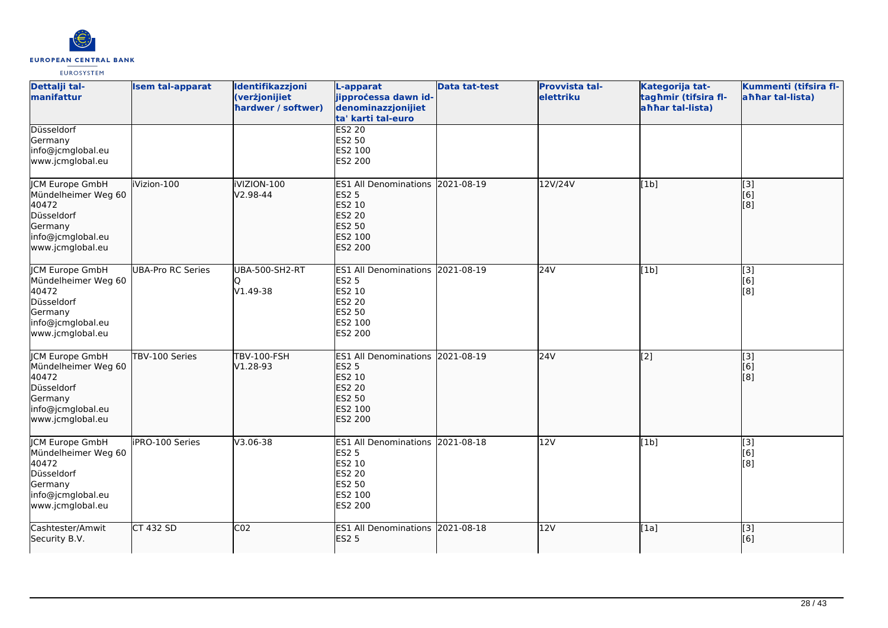| Dettalji tal-manifattur | Isem tal-apparat | Identifikazzjoni (verżjonijiet ħardwer / softwer) | L-apparat jipproċessa dawn id-denominazzjonijiet ta' karti tal-euro | Data tat-test | Provvista tal-elettriku | Kategorija tat-tagħmir (tifsira fl-aħħar tal-lista) | Kummenti (tifsira fl-aħħar tal-lista) |
|---|---|---|---|---|---|---|---|
| Düsseldorf<br>Germany<br>info@jcmglobal.eu<br>www.jcmglobal.eu | | | ES2 20<br>ES2 50<br>ES2 100<br>ES2 200 | | | | |
| JCM Europe GmbH<br>Mündelheimer Weg 60<br>40472<br>Düsseldorf<br>Germany<br>info@jcmglobal.eu<br>www.jcmglobal.eu | iVizion-100 | iVIZION-100<br>V2.98-44 | ES1 All Denominations<br>ES2 5<br>ES2 10<br>ES2 20<br>ES2 50<br>ES2 100<br>ES2 200 | 2021-08-19 | 12V/24V | [1b] | [3]<br>[6]<br>[8] |
| JCM Europe GmbH<br>Mündelheimer Weg 60<br>40472<br>Düsseldorf<br>Germany<br>info@jcmglobal.eu<br>www.jcmglobal.eu | UBA-Pro RC Series | UBA-500-SH2-RT<br>Q<br>V1.49-38 | ES1 All Denominations<br>ES2 5<br>ES2 10<br>ES2 20<br>ES2 50<br>ES2 100<br>ES2 200 | 2021-08-19 | 24V | [1b] | [3]<br>[6]<br>[8] |
| JCM Europe GmbH<br>Mündelheimer Weg 60<br>40472<br>Düsseldorf<br>Germany<br>info@jcmglobal.eu<br>www.jcmglobal.eu | TBV-100 Series | TBV-100-FSH<br>V1.28-93 | ES1 All Denominations<br>ES2 5<br>ES2 10<br>ES2 20<br>ES2 50<br>ES2 100<br>ES2 200 | 2021-08-19 | 24V | [2] | [3]<br>[6]<br>[8] |
| JCM Europe GmbH<br>Mündelheimer Weg 60<br>40472<br>Düsseldorf<br>Germany<br>info@jcmglobal.eu<br>www.jcmglobal.eu | iPRO-100 Series | V3.06-38 | ES1 All Denominations<br>ES2 5<br>ES2 10<br>ES2 20<br>ES2 50<br>ES2 100<br>ES2 200 | 2021-08-18 | 12V | [1b] | [3]<br>[6]<br>[8] |
| Cashtester/Amwit Security B.V. | CT 432 SD | C02 | ES1 All Denominations<br>ES2 5 | 2021-08-18 | 12V | [1a] | [3]<br>[6] |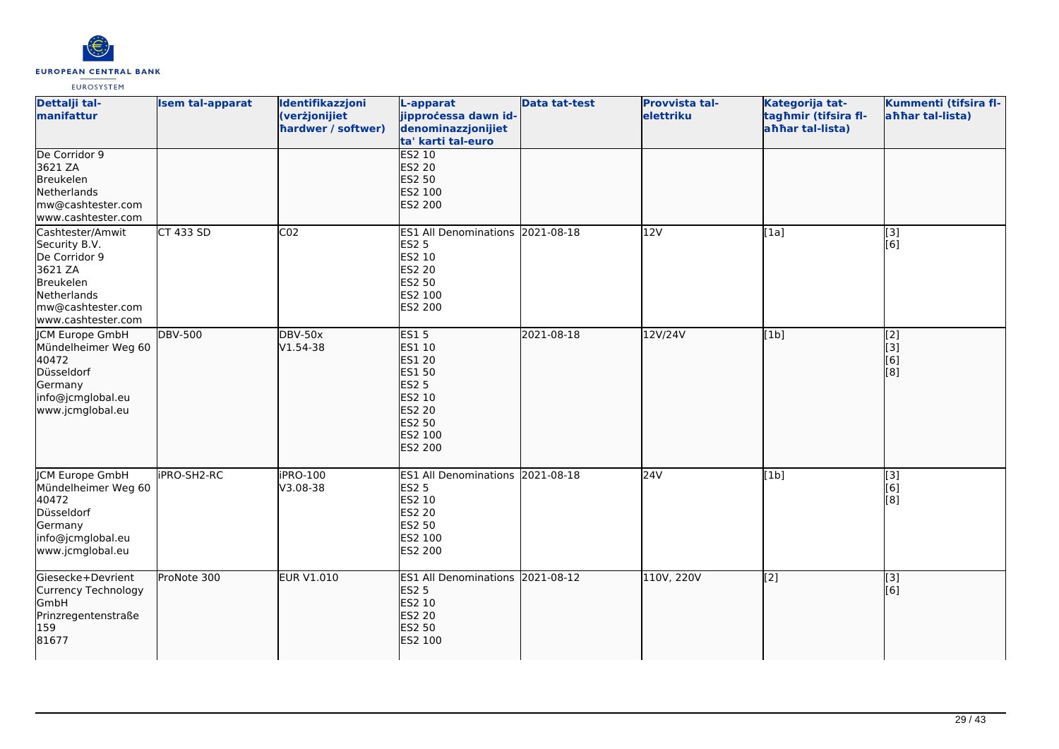| Dettalji tal-manifattur | Isem tal-apparat | Identifikazzjoni (verżjonijiet ħardwer / softwer) | L-apparat jipproċessa dawn id-denominazzjonijiet ta' karti tal-euro | Data tat-test | Provvista tal-elettriku | Kategorija tat-tagħmir (tifsira fl-aħħar tal-lista) | Kummenti (tifsira fl-aħħar tal-lista) |
|---|---|---|---|---|---|---|---|
| De Corridor 9<br>3621 ZA<br>Breukelen<br>Netherlands<br>mw@cashtester.com<br>www.cashtester.com | | | ES2 10<br>ES2 20<br>ES2 50<br>ES2 100<br>ES2 200 | | | | |
| Cashtester/Amwit Security B.V.<br>De Corridor 9<br>3621 ZA<br>Breukelen<br>Netherlands<br>mw@cashtester.com<br>www.cashtester.com | CT 433 SD | C02 | ES1 All Denominations<br>ES2 5<br>ES2 10<br>ES2 20<br>ES2 50<br>ES2 100<br>ES2 200 | 2021-08-18 | 12V | [1a] | [3]<br>[6] |
| JCM Europe GmbH<br>Mündelheimer Weg 60<br>40472<br>Düsseldorf<br>Germany<br>info@jcmglobal.eu<br>www.jcmglobal.eu | DBV-500 | DBV-50x<br>V1.54-38 | ES1 5<br>ES1 10<br>ES1 20<br>ES1 50<br>ES2 5<br>ES2 10<br>ES2 20<br>ES2 50<br>ES2 100<br>ES2 200 | 2021-08-18 | 12V/24V | [1b] | [2]<br>[3]<br>[6]<br>[8] |
| JCM Europe GmbH<br>Mündelheimer Weg 60<br>40472<br>Düsseldorf<br>Germany<br>info@jcmglobal.eu<br>www.jcmglobal.eu | iPRO-SH2-RC | iPRO-100<br>V3.08-38 | ES1 All Denominations<br>ES2 5<br>ES2 10<br>ES2 20<br>ES2 50<br>ES2 100<br>ES2 200 | 2021-08-18 | 24V | [1b] | [3]<br>[6]<br>[8] |
| Giesecke+Devrient Currency Technology GmbH<br>Prinzregentenstraße 159<br>81677 | ProNote 300 | EUR V1.010 | ES1 All Denominations<br>ES2 5<br>ES2 10<br>ES2 20<br>ES2 50<br>ES2 100 | 2021-08-12 | 110V, 220V | [2] | [3]<br>[6] |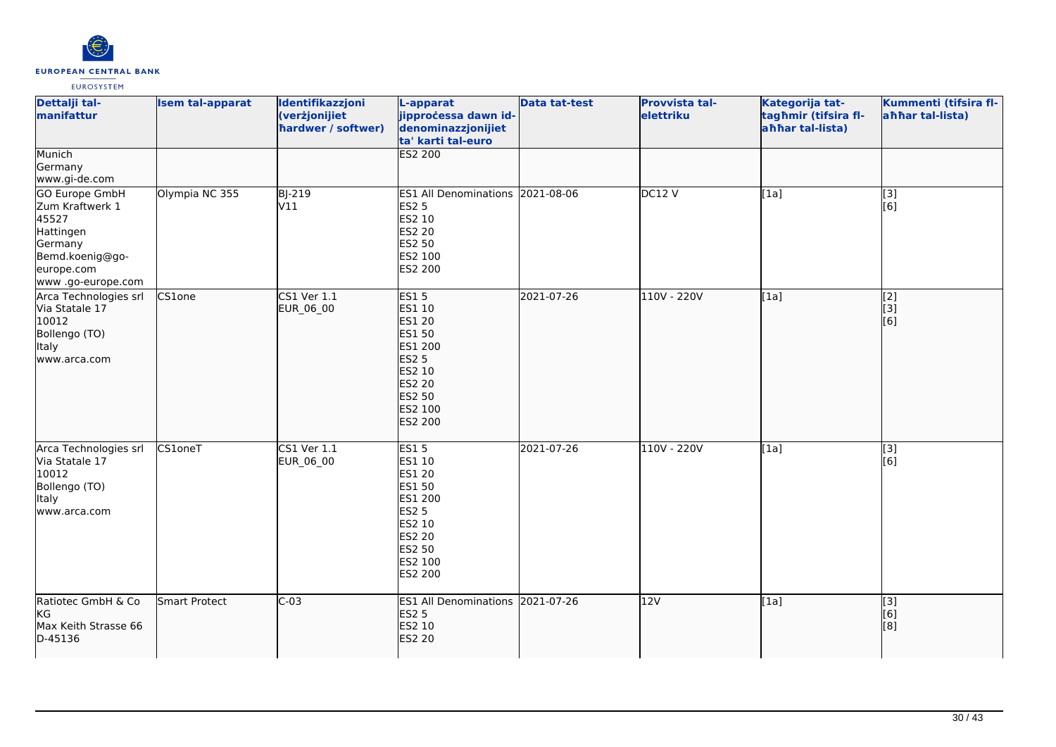| Dettalji tal-manifattur | Isem tal-apparat | Identifikazzjoni (verżjonijiet ħardwer / softwer) | L-apparat jipproċessa dawn id-denominazzjonijiet ta' karti tal-euro | Data tat-test | Provvista tal-elettriku | Kategorija tat-tagħmir (tifsira fl-aħħar tal-lista) | Kummenti (tifsira fl-aħħar tal-lista) |
|---|---|---|---|---|---|---|---|
| Munich<br>Germany<br>www.gi-de.com | | | ES2 200 | | | | |
| GO Europe GmbH<br>Zum Kraftwerk 1<br>45527<br>Hattingen<br>Germany<br>Bemd.koenig@go-europe.com<br>www .go-europe.com | Olympia NC 355 | BJ-219<br>V11 | ES1 All Denominations<br>ES2 5<br>ES2 10<br>ES2 20<br>ES2 50<br>ES2 100<br>ES2 200 | 2021-08-06 | DC12 V | [1a] | [3]<br>[6] |
| Arca Technologies srl<br>Via Statale 17<br>10012<br>Bollengo (TO)<br>Italy<br>www.arca.com | CS1one | CS1 Ver 1.1<br>EUR_06_00 | ES1 5<br>ES1 10<br>ES1 20<br>ES1 50<br>ES1 200<br>ES2 5<br>ES2 10<br>ES2 20<br>ES2 50<br>ES2 100<br>ES2 200 | 2021-07-26 | 110V - 220V | [1a] | [2]<br>[3]<br>[6] |
| Arca Technologies srl<br>Via Statale 17<br>10012<br>Bollengo (TO)<br>Italy<br>www.arca.com | CS1oneT | CS1 Ver 1.1<br>EUR_06_00 | ES1 5<br>ES1 10<br>ES1 20<br>ES1 50<br>ES1 200<br>ES2 5<br>ES2 10<br>ES2 20<br>ES2 50<br>ES2 100<br>ES2 200 | 2021-07-26 | 110V - 220V | [1a] | [3]<br>[6] |
| Ratiotec GmbH & Co KG<br>Max Keith Strasse 66<br>D-45136 | Smart Protect | C-03 | ES1 All Denominations<br>ES2 5<br>ES2 10<br>ES2 20 | 2021-07-26 | 12V | [1a] | [3]<br>[6]<br>[8] |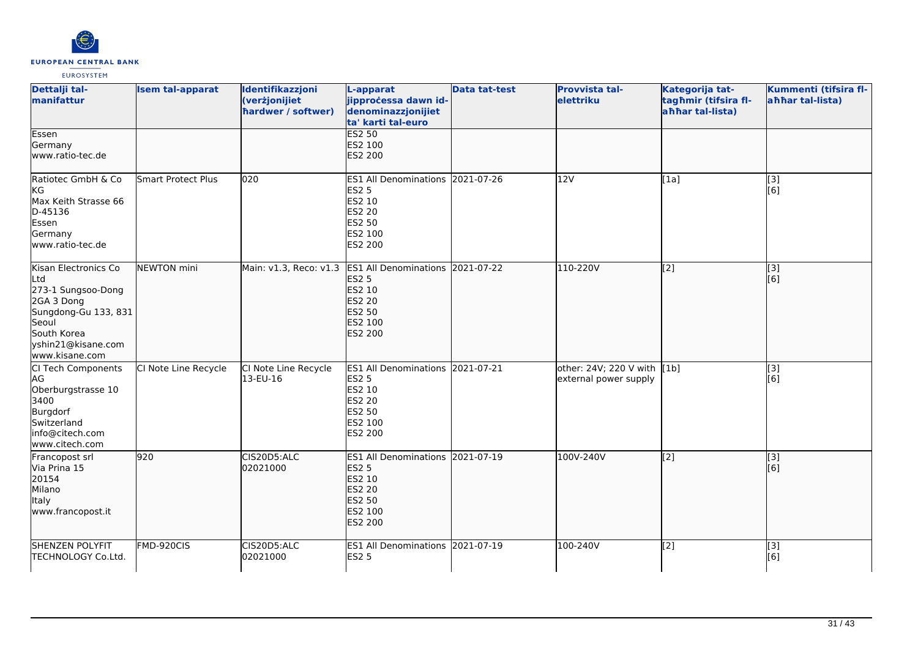| Dettalji tal-manifattur | Isem tal-apparat | Identifikazzjoni (verżjonijiet ħardwer / softwer) | L-apparat jipproċessa dawn id-denominazzjonijiet ta' karti tal-euro | Data tat-test | Provvista tal-elettriku | Kategorija tat-tagħmir (tifsira fl-aħħar tal-lista) | Kummenti (tifsira fl-aħħar tal-lista) |
| --- | --- | --- | --- | --- | --- | --- | --- |
| Essen<br>Germany<br>www.ratio-tec.de | | | ES2 50<br>ES2 100<br>ES2 200 | | | | |
| Ratiotec GmbH & Co KG<br>Max Keith Strasse 66<br>D-45136<br>Essen<br>Germany<br>www.ratio-tec.de | Smart Protect Plus | 020 | ES1 All Denominations<br>ES2 5<br>ES2 10<br>ES2 20<br>ES2 50<br>ES2 100<br>ES2 200 | 2021-07-26 | 12V | [1a] | [3]<br>[6] |
| Kisan Electronics Co Ltd<br>273-1 Sungsoo-Dong<br>2GA 3 Dong<br>Sungdong-Gu 133, 831<br>Seoul<br>South Korea<br>yshin21@kisane.com<br>www.kisane.com | NEWTON mini | Main: v1.3, Reco: v1.3 | ES1 All Denominations<br>ES2 5<br>ES2 10<br>ES2 20<br>ES2 50<br>ES2 100<br>ES2 200 | 2021-07-22 | 110-220V | [2] | [3]<br>[6] |
| CI Tech Components AG<br>Oberburgstrasse 10<br>3400<br>Burgdorf<br>Switzerland<br>info@citech.com<br>www.citech.com | CI Note Line Recycle | CI Note Line Recycle 13-EU-16 | ES1 All Denominations<br>ES2 5<br>ES2 10<br>ES2 20<br>ES2 50<br>ES2 100<br>ES2 200 | 2021-07-21 | other: 24V; 220 V with external power supply | [1b] | [3]<br>[6] |
| Francopost srl<br>Via Prina 15<br>20154<br>Milano<br>Italy<br>www.francopost.it | 920 | CIS20D5:ALC 02021000 | ES1 All Denominations<br>ES2 5<br>ES2 10<br>ES2 20<br>ES2 50<br>ES2 100<br>ES2 200 | 2021-07-19 | 100V-240V | [2] | [3]<br>[6] |
| SHENZEN POLYFIT TECHNOLOGY Co.Ltd. | FMD-920CIS | CIS20D5:ALC 02021000 | ES1 All Denominations<br>ES2 5 | 2021-07-19 | 100-240V | [2] | [3]<br>[6] |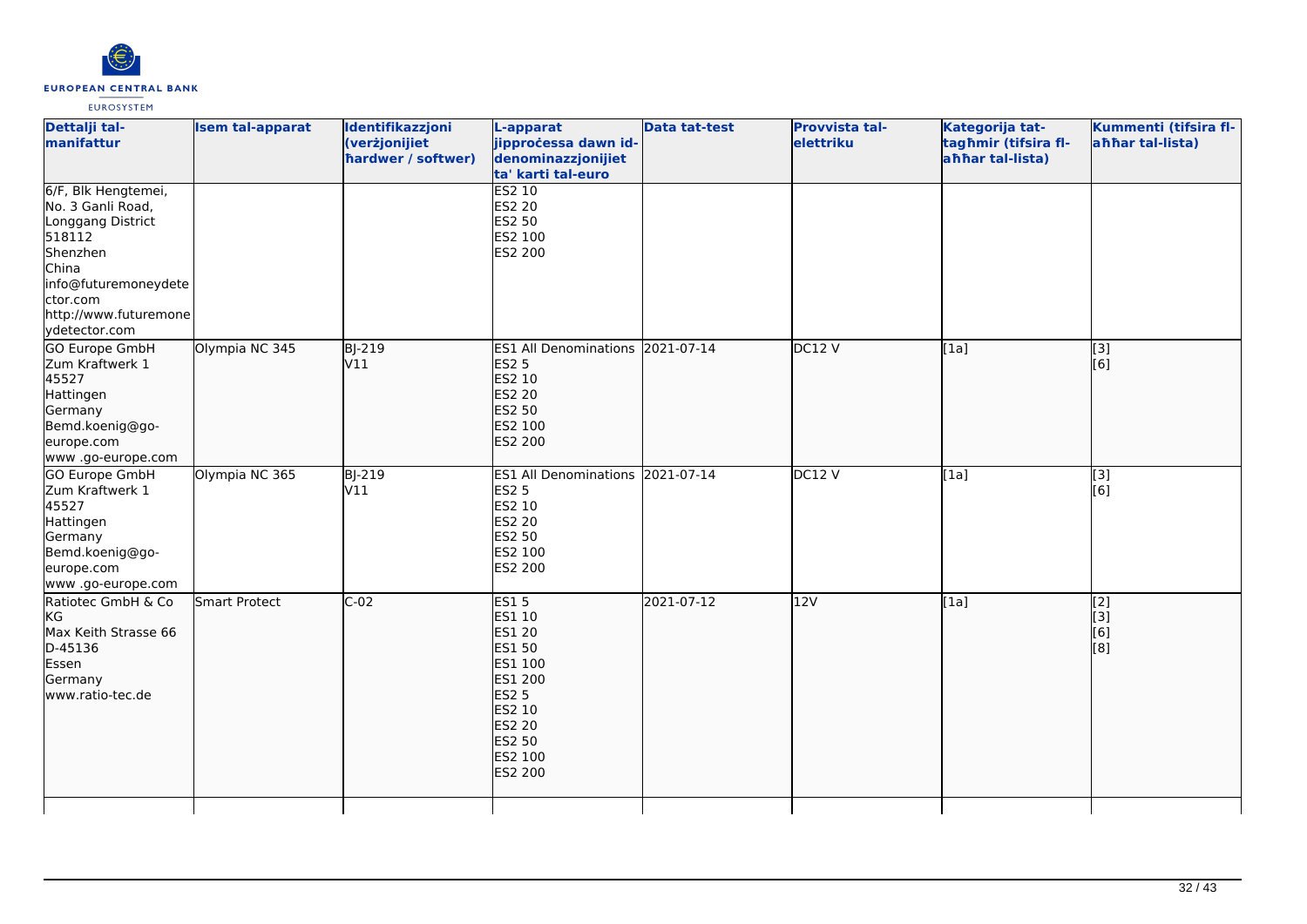| Dettalji tal-manifattur | Isem tal-apparat | Identifikazzjoni (verżjonijiet ħardwer / softwer) | L-apparat jipproċessa dawn id-denominazzjonijiet ta' karti tal-euro | Data tat-test | Provvista tal-elettriku | Kategorija tat-tagħmir (tifsira fl-aħħar tal-lista) | Kummenti (tifsira fl-aħħar tal-lista) |
|---|---|---|---|---|---|---|---|
| 6/F, Blk Hengtemei, No. 3 Ganli Road, Longgang District 518112 Shenzhen China info@futuremoneydetector.com http://www.futuremoneydetector.com | | | ES2 10<br>ES2 20<br>ES2 50<br>ES2 100<br>ES2 200 | | | | |
| GO Europe GmbH Zum Kraftwerk 1 45527 Hattingen Germany Bemd.koenig@go-europe.com www .go-europe.com | Olympia NC 345 | BJ-219<br>V11 | ES1 All Denominations<br>ES2 5<br>ES2 10<br>ES2 20<br>ES2 50<br>ES2 100<br>ES2 200 | 2021-07-14 | DC12 V | [1a] | [3]<br>[6] |
| GO Europe GmbH Zum Kraftwerk 1 45527 Hattingen Germany Bemd.koenig@go-europe.com www .go-europe.com | Olympia NC 365 | BJ-219<br>V11 | ES1 All Denominations<br>ES2 5<br>ES2 10<br>ES2 20<br>ES2 50<br>ES2 100<br>ES2 200 | 2021-07-14 | DC12 V | [1a] | [3]<br>[6] |
| Ratiotec GmbH & Co KG Max Keith Strasse 66 D-45136 Essen Germany www.ratio-tec.de | Smart Protect | C-02 | ES1 5<br>ES1 10<br>ES1 20<br>ES1 50<br>ES1 100<br>ES1 200<br>ES2 5<br>ES2 10<br>ES2 20<br>ES2 50<br>ES2 100<br>ES2 200 | 2021-07-12 | 12V | [1a] | [2]<br>[3]<br>[6]<br>[8] |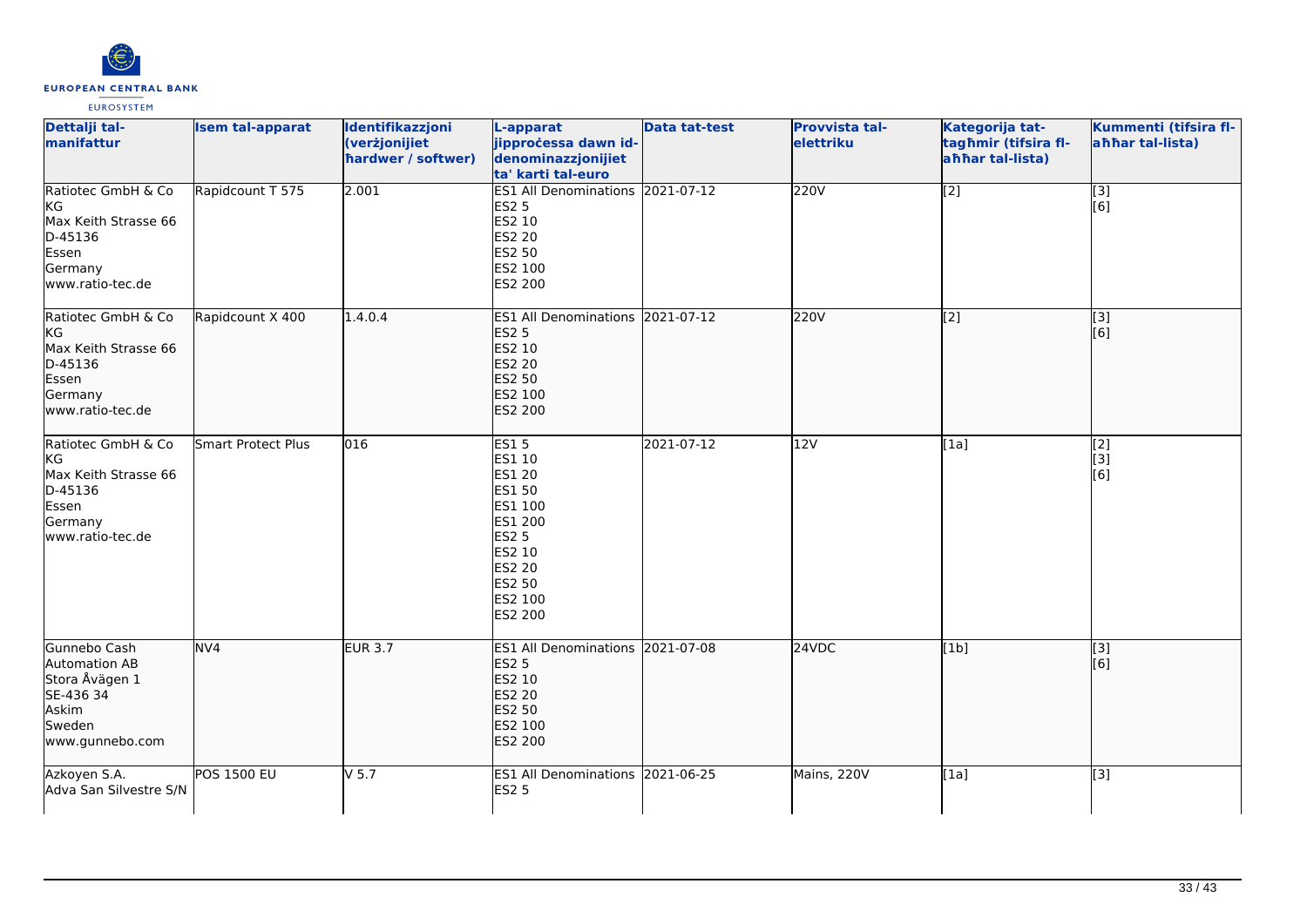| Dettalji tal-manifattur | Isem tal-apparat | Identifikazzjoni (verżjonijiet ħardwer / softwer) | L-apparat jipproċessa dawn id-denominazzjonijiet ta' karti tal-euro | Data tat-test | Provvista tal-elettriku | Kategorija tat-tagħmir (tifsira fl-aħħar tal-lista) | Kummenti (tifsira fl-aħħar tal-lista) |
|---|---|---|---|---|---|---|---|
| Ratiotec GmbH & Co KG<br>Max Keith Strasse 66<br>D-45136<br>Essen<br>Germany<br>www.ratio-tec.de | Rapidcount T 575 | 2.001 | ES1 All Denominations<br>ES2 5<br>ES2 10<br>ES2 20<br>ES2 50<br>ES2 100<br>ES2 200 | 2021-07-12 | 220V | [2] | [3]<br>[6] |
| Ratiotec GmbH & Co KG<br>Max Keith Strasse 66<br>D-45136<br>Essen<br>Germany<br>www.ratio-tec.de | Rapidcount X 400 | 1.4.0.4 | ES1 All Denominations<br>ES2 5<br>ES2 10<br>ES2 20<br>ES2 50<br>ES2 100<br>ES2 200 | 2021-07-12 | 220V | [2] | [3]<br>[6] |
| Ratiotec GmbH & Co KG<br>Max Keith Strasse 66<br>D-45136<br>Essen<br>Germany<br>www.ratio-tec.de | Smart Protect Plus | 016 | ES1 5<br>ES1 10<br>ES1 20<br>ES1 50<br>ES1 100<br>ES1 200<br>ES2 5<br>ES2 10<br>ES2 20<br>ES2 50<br>ES2 100<br>ES2 200 | 2021-07-12 | 12V | [1a] | [2]<br>[3]<br>[6] |
| Gunnebo Cash Automation AB<br>Stora Åvägen 1<br>SE-436 34<br>Askim<br>Sweden<br>www.gunnebo.com | NV4 | EUR 3.7 | ES1 All Denominations<br>ES2 5<br>ES2 10<br>ES2 20<br>ES2 50<br>ES2 100<br>ES2 200 | 2021-07-08 | 24VDC | [1b] | [3]<br>[6] |
| Azkoyen S.A.<br>Adva San Silvestre S/N | POS 1500 EU | V 5.7 | ES1 All Denominations<br>ES2 5 | 2021-06-25 | Mains, 220V | [1a] | [3] |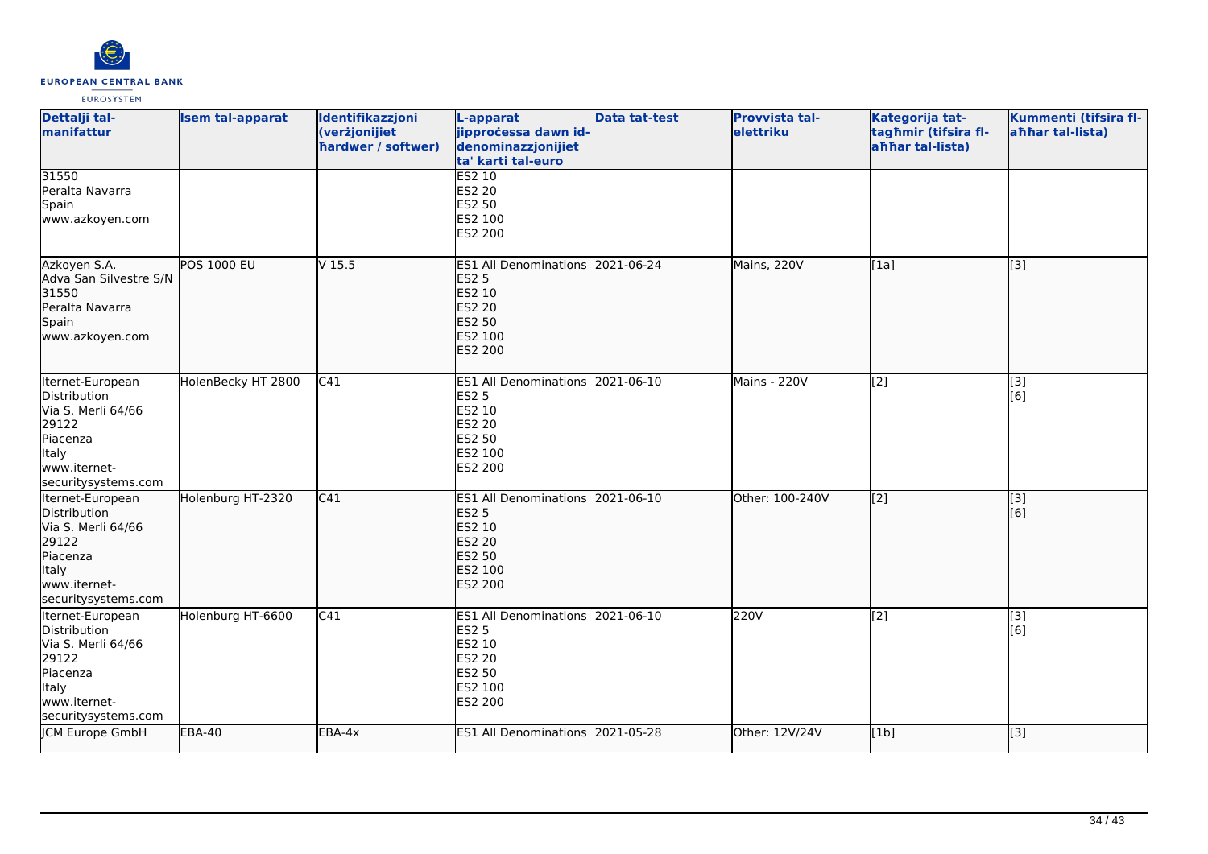| Dettalji tal-manifattur | Isem tal-apparat | Identifikazzjoni (verżjonijiet ħardwer / softwer) | L-apparat jipproċessa dawn id-denominazzjonijiet ta' karti tal-euro | Data tat-test | Provvista tal-elettriku | Kategorija tat-tagħmir (tifsira fl-aħħar tal-lista) | Kummenti (tifsira fl-aħħar tal-lista) |
|---|---|---|---|---|---|---|---|
| 31550<br>Peralta Navarra<br>Spain<br>www.azkoyen.com | | | ES2 10<br>ES2 20<br>ES2 50<br>ES2 100<br>ES2 200 | | | | |
| Azkoyen S.A.<br>Adva San Silvestre S/N<br>31550<br>Peralta Navarra<br>Spain<br>www.azkoyen.com | POS 1000 EU | V 15.5 | ES1 All Denominations<br>ES2 5<br>ES2 10<br>ES2 20<br>ES2 50<br>ES2 100<br>ES2 200 | 2021-06-24 | Mains, 220V | [1a] | [3] |
| Iternet-European Distribution<br>Via S. Merli 64/66<br>29122<br>Piacenza<br>Italy<br>www.iternet-securitysystems.com | HolenBecky HT 2800 | C41 | ES1 All Denominations<br>ES2 5<br>ES2 10<br>ES2 20<br>ES2 50<br>ES2 100<br>ES2 200 | 2021-06-10 | Mains - 220V | [2] | [3]<br>[6] |
| Iternet-European Distribution<br>Via S. Merli 64/66<br>29122<br>Piacenza<br>Italy<br>www.iternet-securitysystems.com | Holenburg HT-2320 | C41 | ES1 All Denominations<br>ES2 5<br>ES2 10<br>ES2 20<br>ES2 50<br>ES2 100<br>ES2 200 | 2021-06-10 | Other: 100-240V | [2] | [3]<br>[6] |
| Iternet-European Distribution<br>Via S. Merli 64/66<br>29122<br>Piacenza<br>Italy<br>www.iternet-securitysystems.com | Holenburg HT-6600 | C41 | ES1 All Denominations<br>ES2 5<br>ES2 10<br>ES2 20<br>ES2 50<br>ES2 100<br>ES2 200 | 2021-06-10 | 220V | [2] | [3]<br>[6] |
| JCM Europe GmbH | EBA-40 | EBA-4x | ES1 All Denominations | 2021-05-28 | Other: 12V/24V | [1b] | [3] |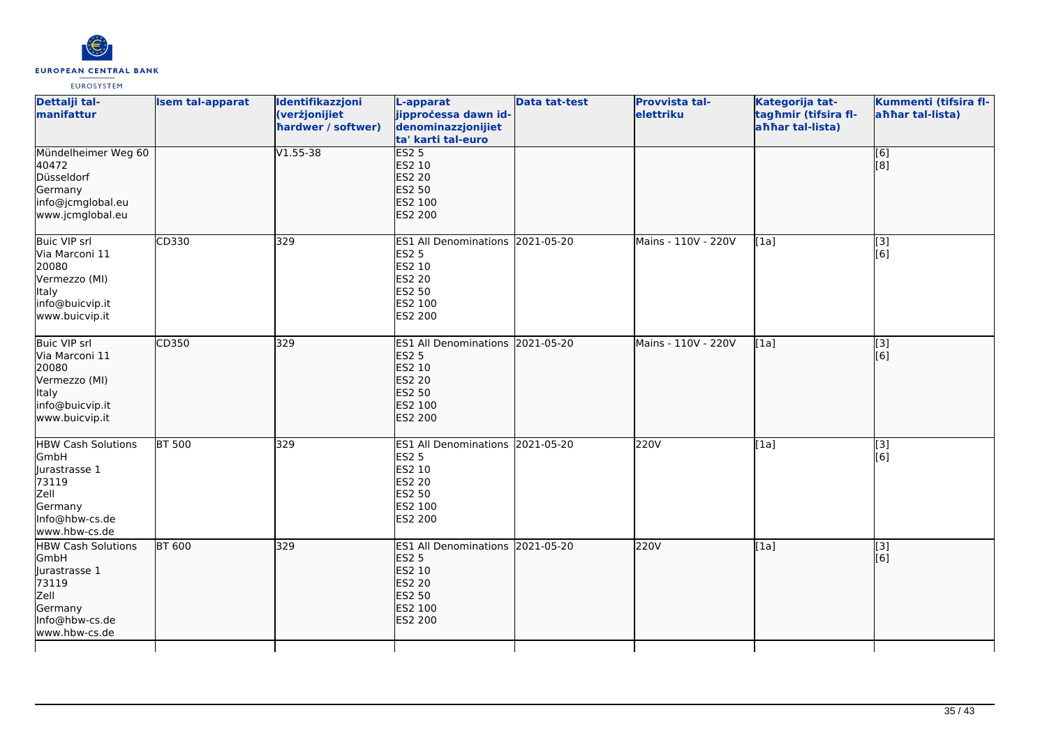| Dettalji tal-manifattur | Isem tal-apparat | Identifikazzjoni (verżjonijiet ħardwer / softwer) | L-apparat jipproċessa dawn id-denominazzjonijiet ta' karti tal-euro | Data tat-test | Provvista tal-elettriku | Kategorija tat-tagħmir (tifsira fl-aħħar tal-lista) | Kummenti (tifsira fl-aħħar tal-lista) |
|---|---|---|---|---|---|---|---|
| Mündelheimer Weg 60<br>40472<br>Düsseldorf<br>Germany<br>info@jcmglobal.eu<br>www.jcmglobal.eu | | V1.55-38 | ES2 5<br>ES2 10<br>ES2 20<br>ES2 50<br>ES2 100<br>ES2 200 | | | | [6]<br>[8] |
| Buic VIP srl<br>Via Marconi 11<br>20080<br>Vermezzo (MI)<br>Italy<br>info@buicvip.it<br>www.buicvip.it | CD330 | 329 | ES1 All Denominations<br>ES2 5<br>ES2 10<br>ES2 20<br>ES2 50<br>ES2 100<br>ES2 200 | 2021-05-20 | Mains - 110V - 220V | [1a] | [3]<br>[6] |
| Buic VIP srl<br>Via Marconi 11<br>20080<br>Vermezzo (MI)<br>Italy<br>info@buicvip.it<br>www.buicvip.it | CD350 | 329 | ES1 All Denominations<br>ES2 5<br>ES2 10<br>ES2 20<br>ES2 50<br>ES2 100<br>ES2 200 | 2021-05-20 | Mains - 110V - 220V | [1a] | [3]<br>[6] |
| HBW Cash Solutions GmbH<br>Jurastrasse 1<br>73119<br>Zell<br>Germany<br>Info@hbw-cs.de<br>www.hbw-cs.de | BT 500 | 329 | ES1 All Denominations<br>ES2 5<br>ES2 10<br>ES2 20<br>ES2 50<br>ES2 100<br>ES2 200 | 2021-05-20 | 220V | [1a] | [3]<br>[6] |
| HBW Cash Solutions GmbH<br>Jurastrasse 1<br>73119<br>Zell<br>Germany<br>Info@hbw-cs.de<br>www.hbw-cs.de | BT 600 | 329 | ES1 All Denominations<br>ES2 5<br>ES2 10<br>ES2 20<br>ES2 50<br>ES2 100<br>ES2 200 | 2021-05-20 | 220V | [1a] | [3]<br>[6] |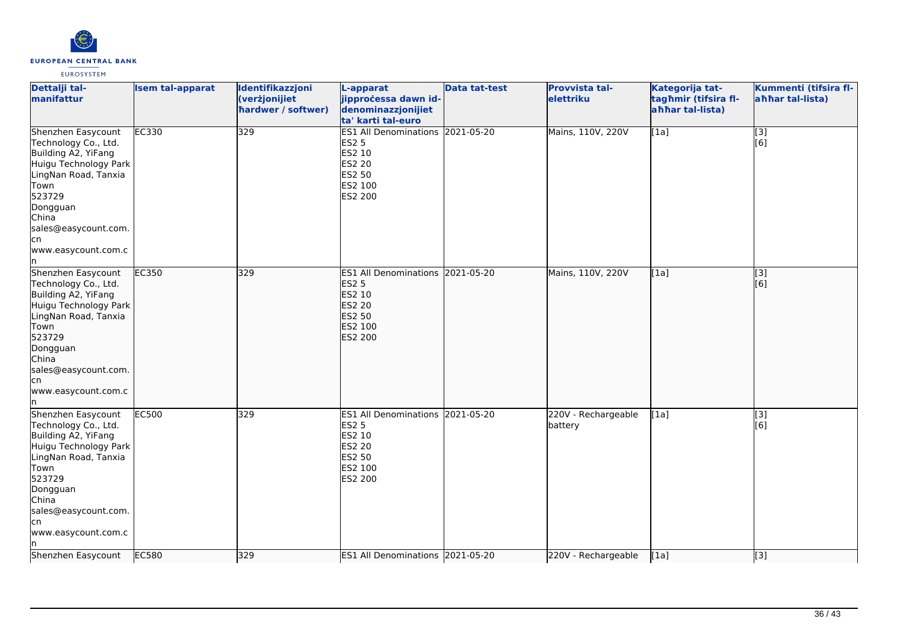| Dettalji tal-manifattur | Isem tal-apparat | Identifikazzjoni (verżjonijiet ħardwer / softwer) | L-apparat jipproċessa dawn id-denominazzjonijiet ta' karti tal-euro | Data tat-test | Provvista tal-elettriku | Kategorija tat-tagħmir (tifsira fl-aħħar tal-lista) | Kummenti (tifsira fl-aħħar tal-lista) |
|---|---|---|---|---|---|---|---|
| Shenzhen Easycount Technology Co., Ltd.<br>Building A2, YiFang Huigu Technology Park LingNan Road, Tanxia Town<br>523729<br>Dongguan<br>China<br>sales@easycount.com.cn<br>www.easycount.com.cn | EC330 | 329 | ES1 All Denominations<br>ES2 5<br>ES2 10<br>ES2 20<br>ES2 50<br>ES2 100<br>ES2 200 | 2021-05-20 | Mains, 110V, 220V | [1a] | [3]<br>[6] |
| Shenzhen Easycount Technology Co., Ltd.<br>Building A2, YiFang Huigu Technology Park LingNan Road, Tanxia Town<br>523729<br>Dongguan<br>China<br>sales@easycount.com.cn<br>www.easycount.com.cn | EC350 | 329 | ES1 All Denominations<br>ES2 5<br>ES2 10<br>ES2 20<br>ES2 50<br>ES2 100<br>ES2 200 | 2021-05-20 | Mains, 110V, 220V | [1a] | [3]<br>[6] |
| Shenzhen Easycount Technology Co., Ltd.<br>Building A2, YiFang Huigu Technology Park LingNan Road, Tanxia Town<br>523729<br>Dongguan<br>China<br>sales@easycount.com.cn<br>www.easycount.com.cn | EC500 | 329 | ES1 All Denominations<br>ES2 5<br>ES2 10<br>ES2 20<br>ES2 50<br>ES2 100<br>ES2 200 | 2021-05-20 | 220V - Rechargeable battery | [1a] | [3]<br>[6] |
| Shenzhen Easycount | EC580 | 329 | ES1 All Denominations | 2021-05-20 | 220V - Rechargeable | [1a] | [3] |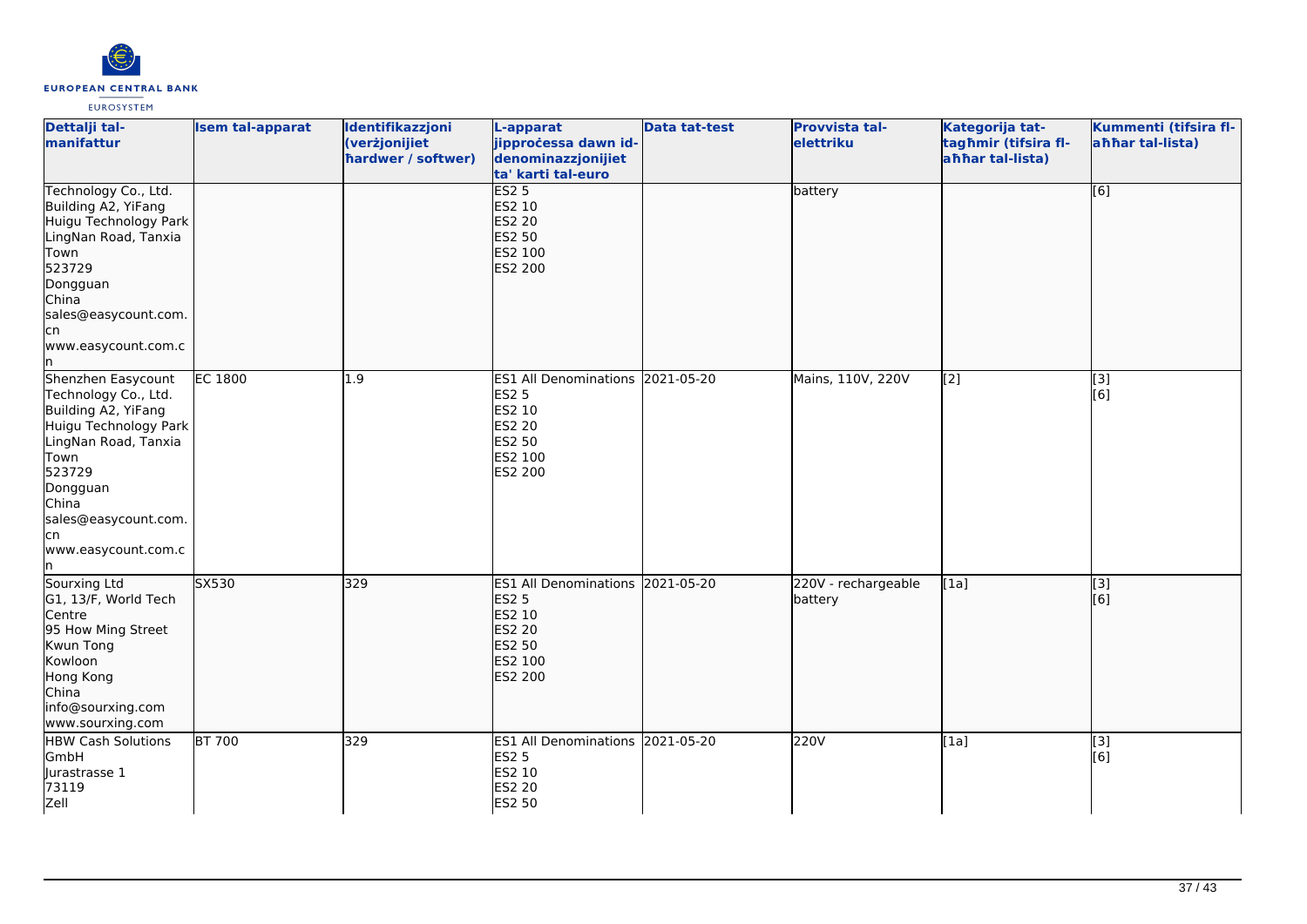| Dettalji tal-manifattur | Isem tal-apparat | Identifikazzjoni (verżjonijiet ħardwer / softwer) | L-apparat jipproċessa dawn id-denominazzjonijiet ta' karti tal-euro | Data tat-test | Provvista tal-elettriku | Kategorija tat-tagħmir (tifsira fl-aħħar tal-lista) | Kummenti (tifsira fl-aħħar tal-lista) |
|---|---|---|---|---|---|---|---|
| Technology Co., Ltd.<br>Building A2, YiFang Huigu Technology Park<br>LingNan Road, Tanxia Town<br>523729<br>Dongguan<br>China<br>sales@easycount.com.cn<br>www.easycount.com.cn | | | ES2 5<br>ES2 10<br>ES2 20<br>ES2 50<br>ES2 100<br>ES2 200 | | battery | | [6] |
| Shenzhen Easycount Technology Co., Ltd.<br>Building A2, YiFang Huigu Technology Park<br>LingNan Road, Tanxia Town<br>523729<br>Dongguan<br>China<br>sales@easycount.com.cn<br>www.easycount.com.cn | EC 1800 | 1.9 | ES1 All Denominations<br>ES2 5<br>ES2 10<br>ES2 20<br>ES2 50<br>ES2 100<br>ES2 200 | 2021-05-20 | Mains, 110V, 220V | [2] | [3]<br>[6] |
| Sourxing Ltd<br>G1, 13/F, World Tech Centre<br>95 How Ming Street<br>Kwun Tong<br>Kowloon<br>Hong Kong<br>China<br>info@sourxing.com<br>www.sourxing.com | SX530 | 329 | ES1 All Denominations<br>ES2 5<br>ES2 10<br>ES2 20<br>ES2 50<br>ES2 100<br>ES2 200 | 2021-05-20 | 220V - rechargeable battery | [1a] | [3]<br>[6] |
| HBW Cash Solutions GmbH<br>Jurastrasse 1<br>73119<br>Zell | BT 700 | 329 | ES1 All Denominations<br>ES2 5<br>ES2 10<br>ES2 20<br>ES2 50 | 2021-05-20 | 220V | [1a] | [3]<br>[6] |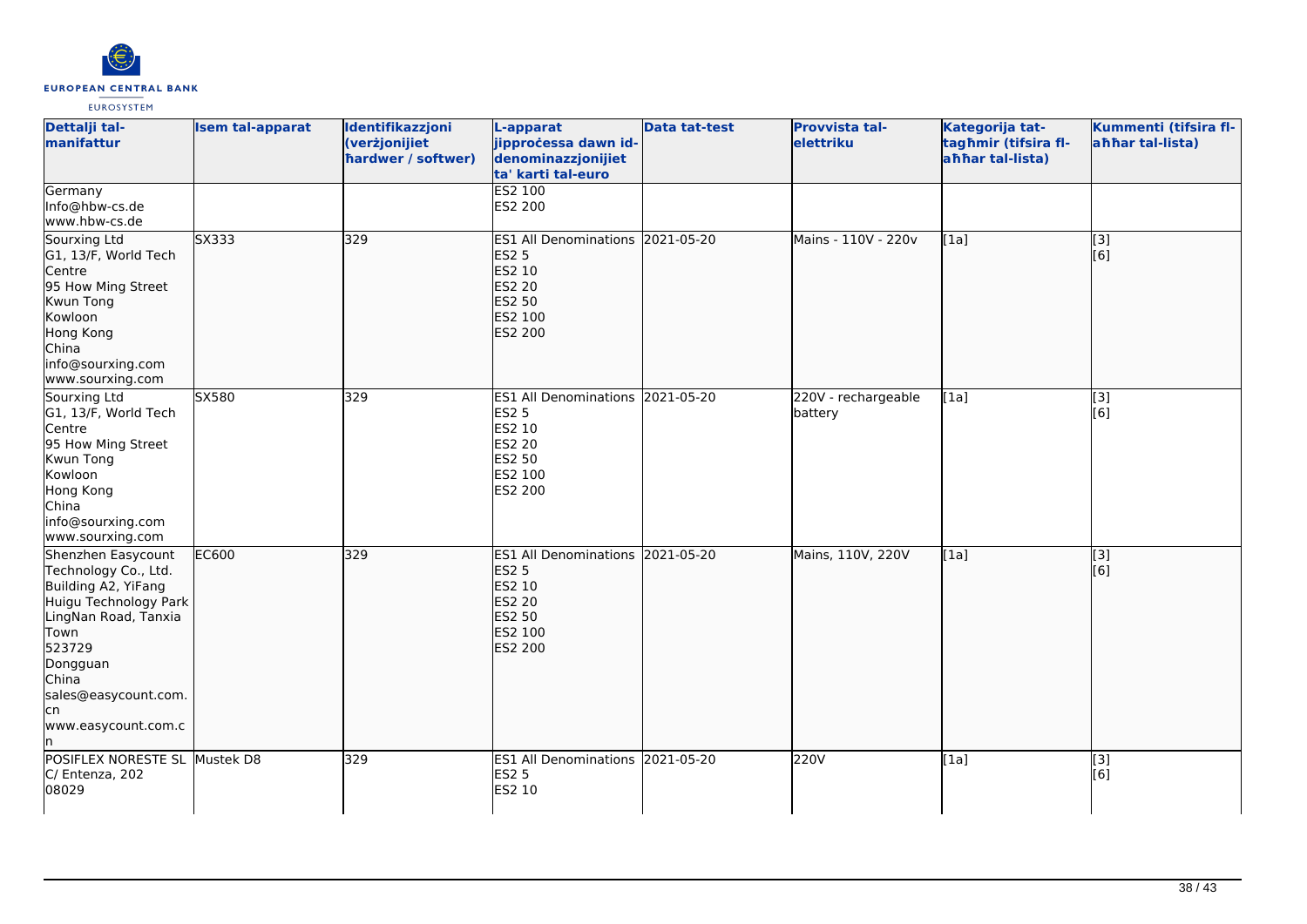| Dettalji tal-manifattur | Isem tal-apparat | Identifikazzjoni (verżjonijiet ħardwer / softwer) | L-apparat jipproċessa dawn id-denominazzjonijiet ta' karti tal-euro | Data tat-test | Provvista tal-elettriku | Kategorija tat-tagħmir (tifsira fl-aħħar tal-lista) | Kummenti (tifsira fl-aħħar tal-lista) |
|---|---|---|---|---|---|---|---|
| Germany<br>Info@hbw-cs.de<br>www.hbw-cs.de | | | ES2 100<br>ES2 200 | | | | |
| Sourxing Ltd<br>G1, 13/F, World Tech Centre<br>95 How Ming Street<br>Kwun Tong<br>Kowloon<br>Hong Kong<br>China<br>info@sourxing.com<br>www.sourxing.com | SX333 | 329 | ES1 All Denominations<br>ES2 5<br>ES2 10<br>ES2 20<br>ES2 50<br>ES2 100<br>ES2 200 | 2021-05-20 | Mains - 110V - 220v | [1a] | [3]<br>[6] |
| Sourxing Ltd<br>G1, 13/F, World Tech Centre<br>95 How Ming Street<br>Kwun Tong<br>Kowloon<br>Hong Kong<br>China<br>info@sourxing.com<br>www.sourxing.com | SX580 | 329 | ES1 All Denominations<br>ES2 5<br>ES2 10<br>ES2 20<br>ES2 50<br>ES2 100<br>ES2 200 | 2021-05-20 | 220V - rechargeable battery | [1a] | [3]<br>[6] |
| Shenzhen Easycount Technology Co., Ltd.<br>Building A2, YiFang Huigu Technology Park<br>LingNan Road, Tanxia Town<br>523729<br>Dongguan<br>China<br>sales@easycount.com.cn<br>www.easycount.com.cn | EC600 | 329 | ES1 All Denominations<br>ES2 5<br>ES2 10<br>ES2 20<br>ES2 50<br>ES2 100<br>ES2 200 | 2021-05-20 | Mains, 110V, 220V | [1a] | [3]<br>[6] |
| POSIFLEX NORESTE SL<br>C/ Entenza, 202<br>08029 | Mustek D8 | 329 | ES1 All Denominations<br>ES2 5<br>ES2 10 | 2021-05-20 | 220V | [1a] | [3]<br>[6] |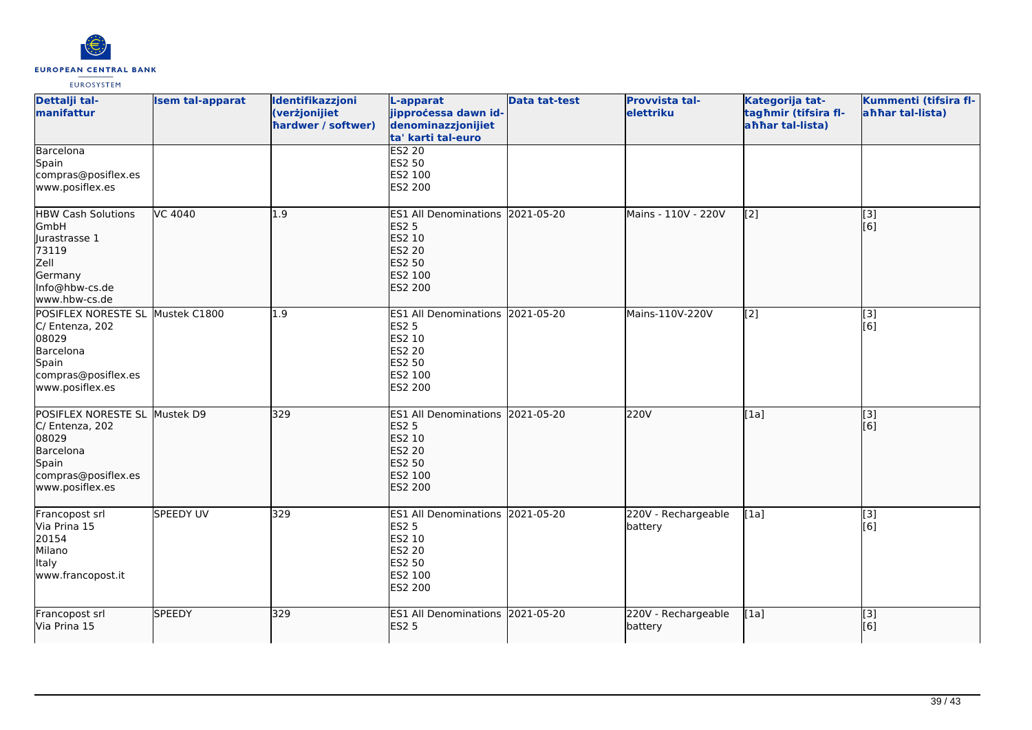| Dettalji tal-manifattur | Isem tal-apparat | Identifikazzjoni (verżjonijiet ħardwer / softwer) | L-apparat jipproċessa dawn id-denominazzjonijiet ta' karti tal-euro | Data tat-test | Provvista tal-elettriku | Kategorija tat-tagħmir (tifsira fl-aħħar tal-lista) | Kummenti (tifsira fl-aħħar tal-lista) |
|---|---|---|---|---|---|---|---|
| Barcelona<br>Spain<br>compras@posiflex.es<br>www.posiflex.es | | | ES2 20<br>ES2 50<br>ES2 100<br>ES2 200 | | | | |
| HBW Cash Solutions GmbH<br>Jurastrasse 1<br>73119<br>Zell<br>Germany<br>Info@hbw-cs.de<br>www.hbw-cs.de | VC 4040 | 1.9 | ES1 All Denominations<br>ES2 5<br>ES2 10<br>ES2 20<br>ES2 50<br>ES2 100<br>ES2 200 | 2021-05-20 | Mains - 110V - 220V | [2] | [3]<br>[6] |
| POSIFLEX NORESTE SL<br>C/ Entenza, 202<br>08029<br>Barcelona<br>Spain<br>compras@posiflex.es<br>www.posiflex.es | Mustek C1800 | 1.9 | ES1 All Denominations<br>ES2 5<br>ES2 10<br>ES2 20<br>ES2 50<br>ES2 100<br>ES2 200 | 2021-05-20 | Mains-110V-220V | [2] | [3]<br>[6] |
| POSIFLEX NORESTE SL<br>C/ Entenza, 202<br>08029<br>Barcelona<br>Spain<br>compras@posiflex.es<br>www.posiflex.es | Mustek D9 | 329 | ES1 All Denominations<br>ES2 5<br>ES2 10<br>ES2 20<br>ES2 50<br>ES2 100<br>ES2 200 | 2021-05-20 | 220V | [1a] | [3]<br>[6] |
| Francopost srl<br>Via Prina 15<br>20154<br>Milano<br>Italy<br>www.francopost.it | SPEEDY UV | 329 | ES1 All Denominations<br>ES2 5<br>ES2 10<br>ES2 20<br>ES2 50<br>ES2 100<br>ES2 200 | 2021-05-20 | 220V - Rechargeable battery | [1a] | [3]<br>[6] |
| Francopost srl<br>Via Prina 15 | SPEEDY | 329 | ES1 All Denominations<br>ES2 5 | 2021-05-20 | 220V - Rechargeable battery | [1a] | [3]<br>[6] |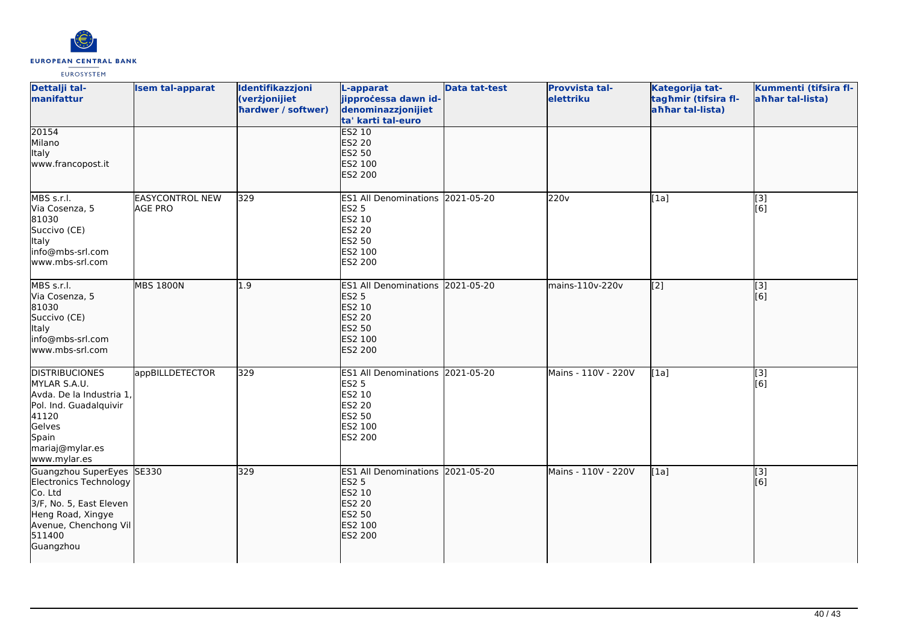| Dettalji tal-manifattur | Isem tal-apparat | Identifikazzjoni (verżjonijiet ħardwer / softwer) | L-apparat jipproċessa dawn id-denominazzjonijiet ta' karti tal-euro | Data tat-test | Provvista tal-elettriku | Kategorija tat-tagħmir (tifsira fl-aħħar tal-lista) | Kummenti (tifsira fl-aħħar tal-lista) |
|---|---|---|---|---|---|---|---|
| 20154<br>Milano<br>Italy<br>www.francopost.it | | | ES2 10<br>ES2 20<br>ES2 50<br>ES2 100<br>ES2 200 | | | | |
| MBS s.r.l.<br>Via Cosenza, 5<br>81030<br>Succivo (CE)<br>Italy<br>info@mbs-srl.com<br>www.mbs-srl.com | EASYCONTROL NEW AGE PRO | 329 | ES1 All Denominations<br>ES2 5<br>ES2 10<br>ES2 20<br>ES2 50<br>ES2 100<br>ES2 200 | 2021-05-20 | 220v | [1a] | [3]<br>[6] |
| MBS s.r.l.<br>Via Cosenza, 5<br>81030<br>Succivo (CE)<br>Italy<br>info@mbs-srl.com<br>www.mbs-srl.com | MBS 1800N | 1.9 | ES1 All Denominations<br>ES2 5<br>ES2 10<br>ES2 20<br>ES2 50<br>ES2 100<br>ES2 200 | 2021-05-20 | mains-110v-220v | [2] | [3]<br>[6] |
| DISTRIBUCIONES MYLAR S.A.U.<br>Avda. De la Industria 1, Pol. Ind. Guadalquivir<br>41120<br>Gelves<br>Spain<br>mariaj@mylar.es<br>www.mylar.es | appBILLDETECTOR | 329 | ES1 All Denominations<br>ES2 5<br>ES2 10<br>ES2 20<br>ES2 50<br>ES2 100<br>ES2 200 | 2021-05-20 | Mains - 110V - 220V | [1a] | [3]<br>[6] |
| Guangzhou SuperEyes Electronics Technology Co. Ltd<br>3/F, No. 5, East Eleven Heng Road, Xingye Avenue, Chenchong Vil<br>511400<br>Guangzhou | SE330 | 329 | ES1 All Denominations<br>ES2 5<br>ES2 10<br>ES2 20<br>ES2 50<br>ES2 100<br>ES2 200 | 2021-05-20 | Mains - 110V - 220V | [1a] | [3]<br>[6] |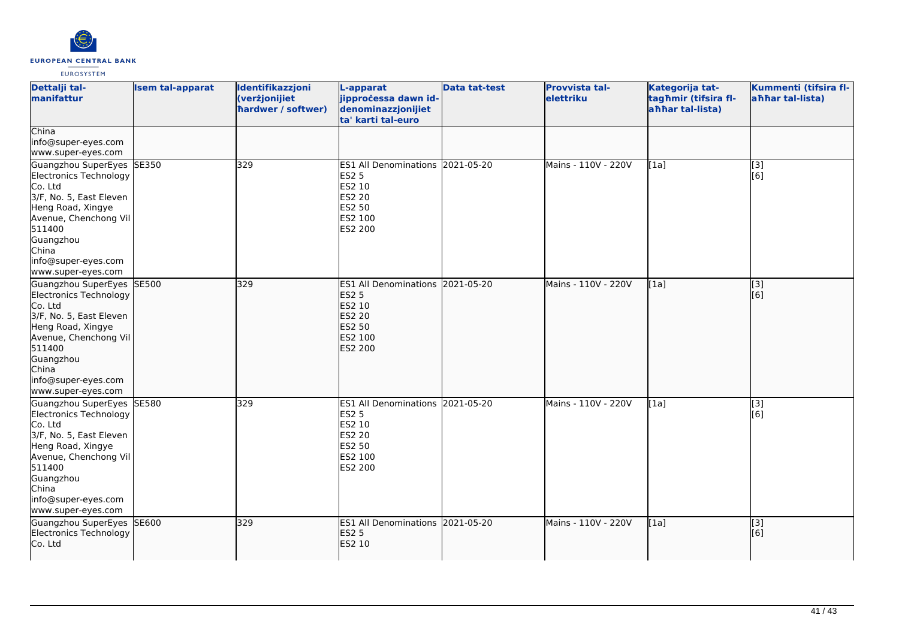| Dettalji tal-manifattur | Isem tal-apparat | Identifikazzjoni (verżjonijiet ħardwer / softwer) | L-apparat jipproċessa dawn id-denominazzjonijiet ta' karti tal-euro | Data tat-test | Provvista tal-elettriku | Kategorija tat-tagħmir (tifsira fl-aħħar tal-lista) | Kummenti (tifsira fl-aħħar tal-lista) |
|---|---|---|---|---|---|---|---|
| China<br>info@super-eyes.com<br>www.super-eyes.com | | | | | | | |
| Guangzhou SuperEyes Electronics Technology Co. Ltd<br>3/F, No. 5, East Eleven Heng Road, Xingye Avenue, Chenchong Vil<br>511400<br>Guangzhou<br>China<br>info@super-eyes.com<br>www.super-eyes.com | SE350 | 329 | ES1 All Denominations<br>ES2 5<br>ES2 10<br>ES2 20<br>ES2 50<br>ES2 100<br>ES2 200 | 2021-05-20 | Mains - 110V - 220V | [1a] | [3]<br>[6] |
| Guangzhou SuperEyes Electronics Technology Co. Ltd<br>3/F, No. 5, East Eleven Heng Road, Xingye Avenue, Chenchong Vil<br>511400<br>Guangzhou<br>China<br>info@super-eyes.com<br>www.super-eyes.com | SE500 | 329 | ES1 All Denominations<br>ES2 5<br>ES2 10<br>ES2 20<br>ES2 50<br>ES2 100<br>ES2 200 | 2021-05-20 | Mains - 110V - 220V | [1a] | [3]<br>[6] |
| Guangzhou SuperEyes Electronics Technology Co. Ltd<br>3/F, No. 5, East Eleven Heng Road, Xingye Avenue, Chenchong Vil<br>511400<br>Guangzhou<br>China<br>info@super-eyes.com<br>www.super-eyes.com | SE580 | 329 | ES1 All Denominations<br>ES2 5<br>ES2 10<br>ES2 20<br>ES2 50<br>ES2 100<br>ES2 200 | 2021-05-20 | Mains - 110V - 220V | [1a] | [3]<br>[6] |
| Guangzhou SuperEyes Electronics Technology Co. Ltd | SE600 | 329 | ES1 All Denominations<br>ES2 5<br>ES2 10 | 2021-05-20 | Mains - 110V - 220V | [1a] | [3]<br>[6] |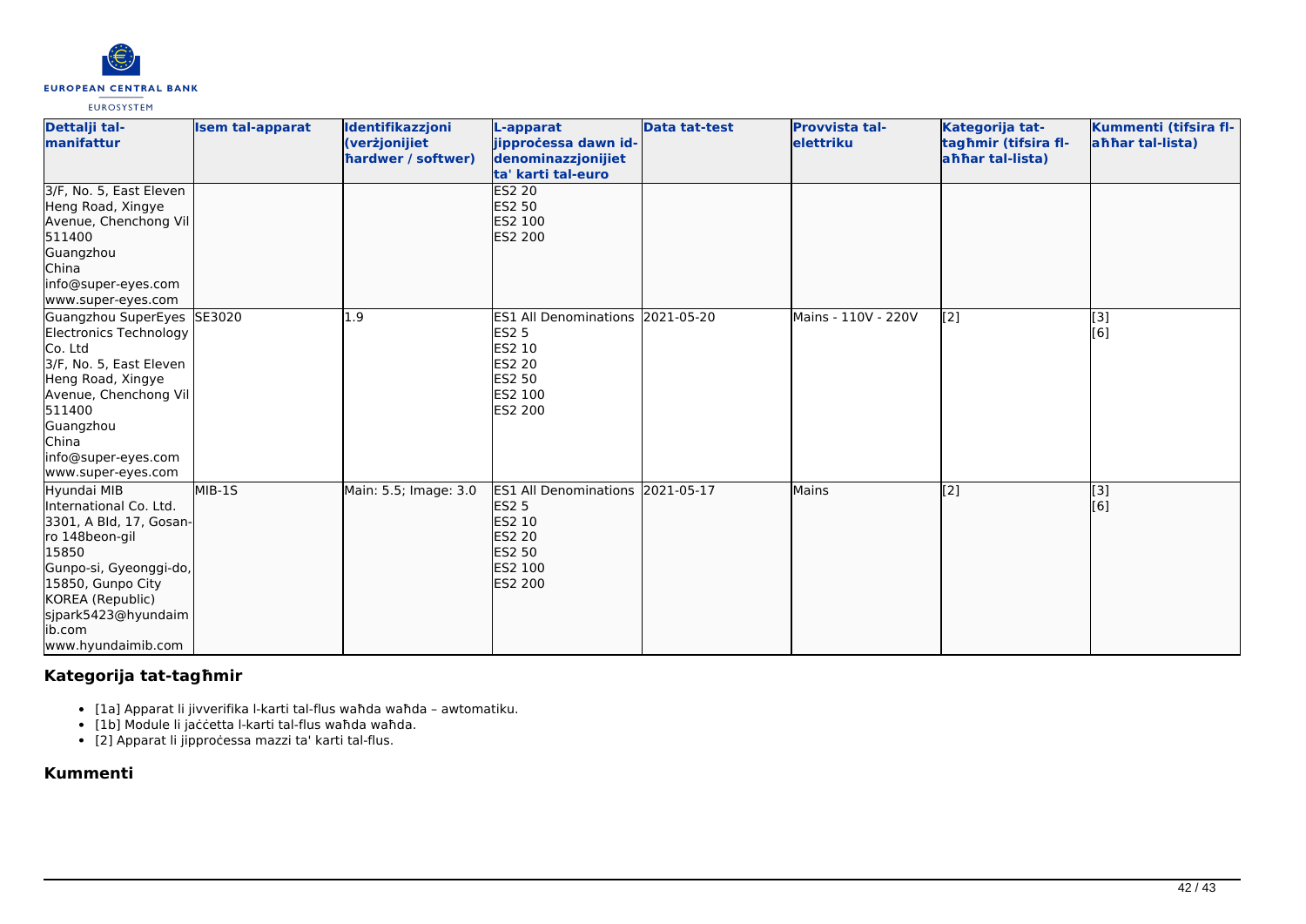| Dettalji tal-manifattur | Isem tal-apparat | Identifikazzjoni (verżjonijiet ħardwer / softwer) | L-apparat jipproċessa dawn id-denominazzjonijiet ta' karti tal-euro | Data tat-test | Provvista tal-elettriku | Kategorija tat-tagħmir (tifsira fl-aħħar tal-lista) | Kummenti (tifsira fl-aħħar tal-lista) |
|---|---|---|---|---|---|---|---|
| 3/F, No. 5, East Eleven Heng Road, Xingye Avenue, Chenchong Vil 511400 Guangzhou China info@super-eyes.com www.super-eyes.com | | | ES2 20 ES2 50 ES2 100 ES2 200 | | | | |
| Guangzhou SuperEyes Electronics Technology Co. Ltd 3/F, No. 5, East Eleven Heng Road, Xingye Avenue, Chenchong Vil 511400 Guangzhou China info@super-eyes.com www.super-eyes.com | SE3020 | 1.9 | ES1 All Denominations ES2 5 ES2 10 ES2 20 ES2 50 ES2 100 ES2 200 | 2021-05-20 | Mains - 110V - 220V | [2] | [3] [6] |
| Hyundai MIB International Co. Ltd. 3301, A Bld, 17, Gosan-ro 148beon-gil 15850 Gunpo-si, Gyeonggi-do, 15850, Gunpo City KOREA (Republic) sjpark5423@hyundaimib.com www.hyundaimib.com | MIB-1S | Main: 5.5; Image: 3.0 | ES1 All Denominations ES2 5 ES2 10 ES2 20 ES2 50 ES2 100 ES2 200 | 2021-05-17 | Mains | [2] | [3] [6] |

## Kategorija tat-tagħmir

- [1a] Apparat li jivverifika l-karti tal-flus waħda waħda – awtomatiku.
- [1b] Module li jaċċetta l-karti tal-flus waħda waħda.
- [2] Apparat li jipproċessa mazzi ta' karti tal-flus.

## Kummenti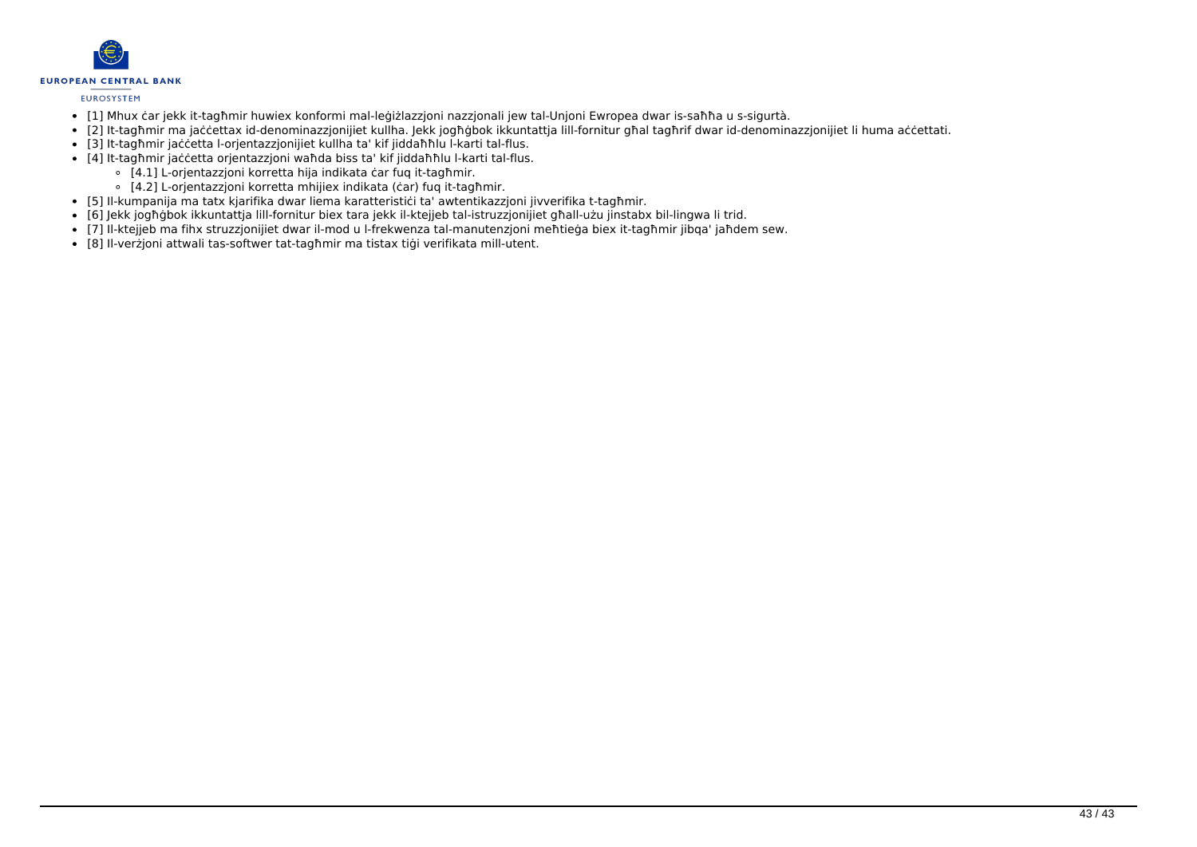- [1] Mhux ċar jekk it-tagħmir huwiex konformi mal-leġiżlazzjoni nazzjonali jew tal-Unjoni Ewropea dwar is-saħħa u s-sigurtà.
- [2] It-tagħmir ma jaċċettax id-denominazzjonijiet kullha. Jekk jogħġbok ikkuntattja lill-fornitur għal tagħrif dwar id-denominazzjonijiet li huma aċċettati.
- [3] It-tagħmir jaċċetta l-orjentazzjonijiet kullha ta' kif jiddaħħlu l-karti tal-flus.
- [4] It-tagħmir jaċċetta orjentazzjoni waħda biss ta' kif jiddaħħlu l-karti tal-flus.
  - [4.1] L-orjentazzjoni korretta hija indikata ċar fuq it-tagħmir.
  - [4.2] L-orjentazzjoni korretta mhijiex indikata (ċar) fuq it-tagħmir.
- [5] Il-kumpanija ma tatx kjarifika dwar liema karatteristiċi ta' awtentikazzjoni jivverifika t-tagħmir.
- [6] Jekk jogħġbok ikkuntattja lill-fornitur biex tara jekk il-ktejjeb tal-istruzzjonijiet għall-użu jinstabx bil-lingwa li trid.
- [7] Il-ktejjeb ma fihx struzzjonijiet dwar il-mod u l-frekwenza tal-manutenzjoni meħtieġa biex it-tagħmir jibqa' jaħdem sew.
- [8] Il-verżjoni attwali tas-softwer tat-tagħmir ma tistax tiġi verifikata mill-utent.